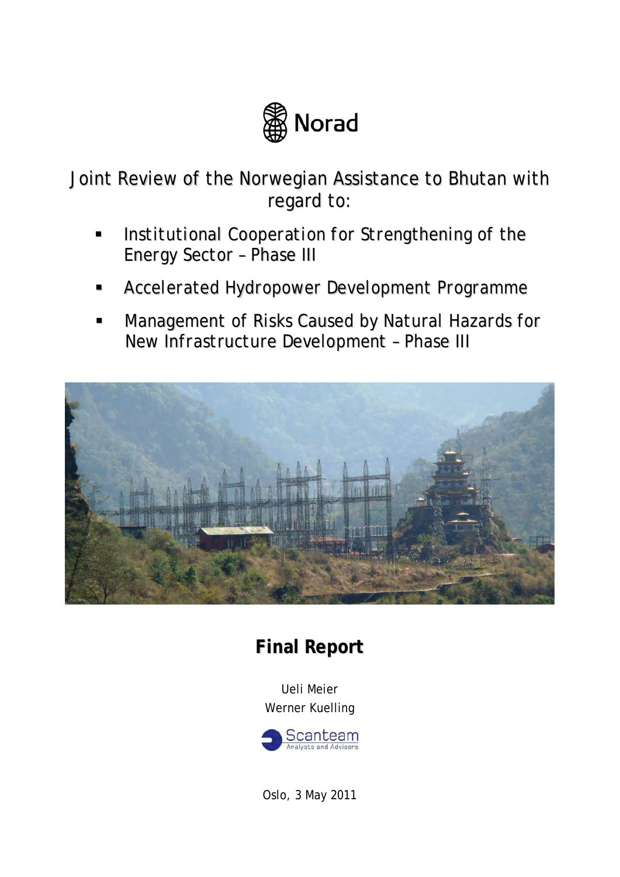Norad

# Joint Review of the Norwegian Assistance to Bhutan with regard to:

- Institutional Cooperation for Strengthening of the Energy Sector – Phase III
- Accelerated Hydropower Development Programme
- Management of Risks Caused by Natural Hazards for New Infrastructure Development – Phase III

## Final Report

Ueli Meier

Werner Kuelling

Scanteam

Analysts and Advisers

Oslo, 3 May 2011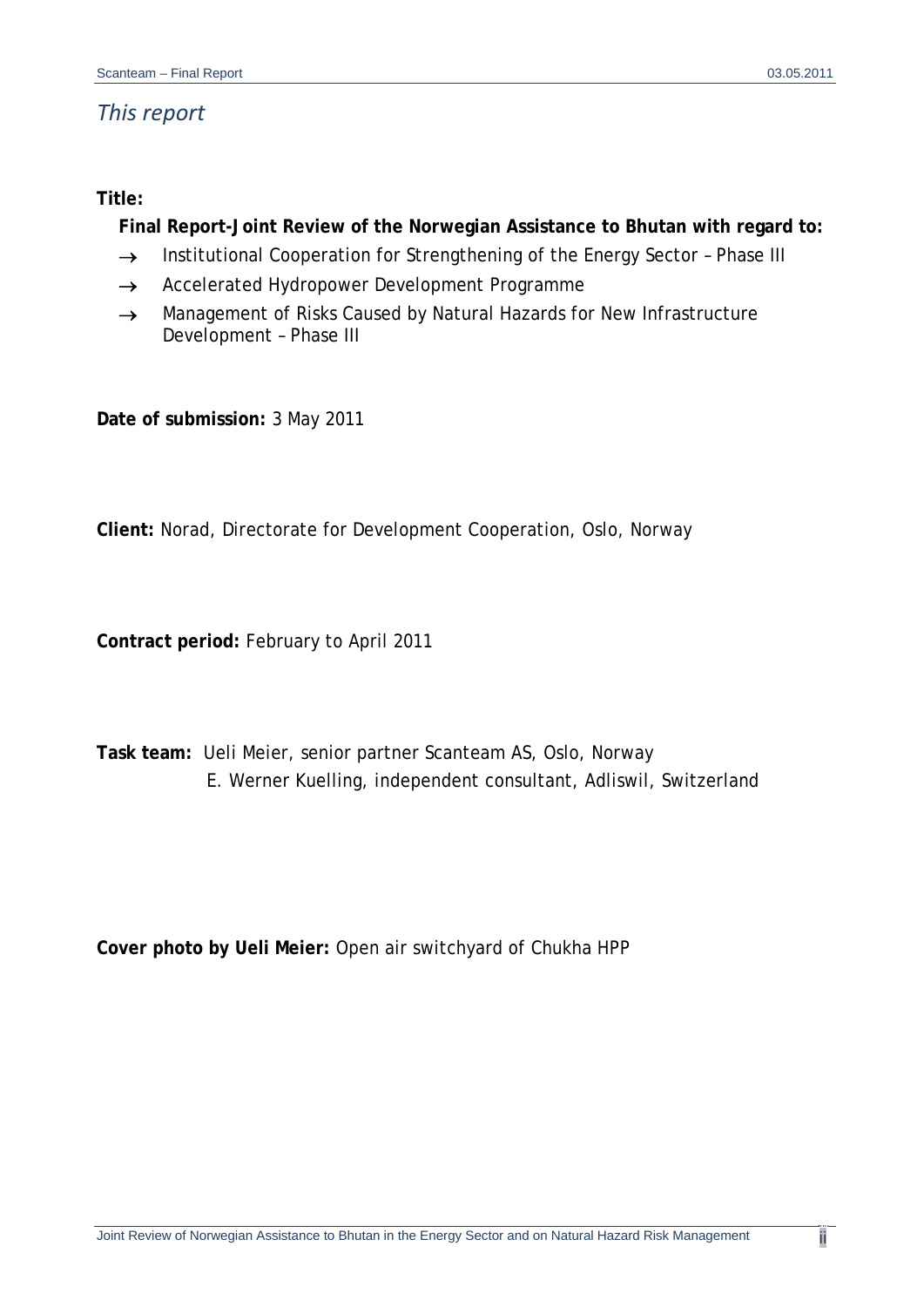# *This report*

**Title:**

**Final Report-Joint Review of the Norwegian Assistance to Bhutan with regard to:**

→ Institutional Cooperation for Strengthening of the Energy Sector – Phase III

→ Accelerated Hydropower Development Programme

→ Management of Risks Caused by Natural Hazards for New Infrastructure Development – Phase III

**Date of submission:** 3 May 2011

**Client:** Norad, Directorate for Development Cooperation, Oslo, Norway

**Contract period:** February to April 2011

**Task team:** Ueli Meier, senior partner Scanteam AS, Oslo, Norway
E. Werner Kuelling, independent consultant, Adliswil, Switzerland

**Cover photo by Ueli Meier:** Open air switchyard of Chukha HPP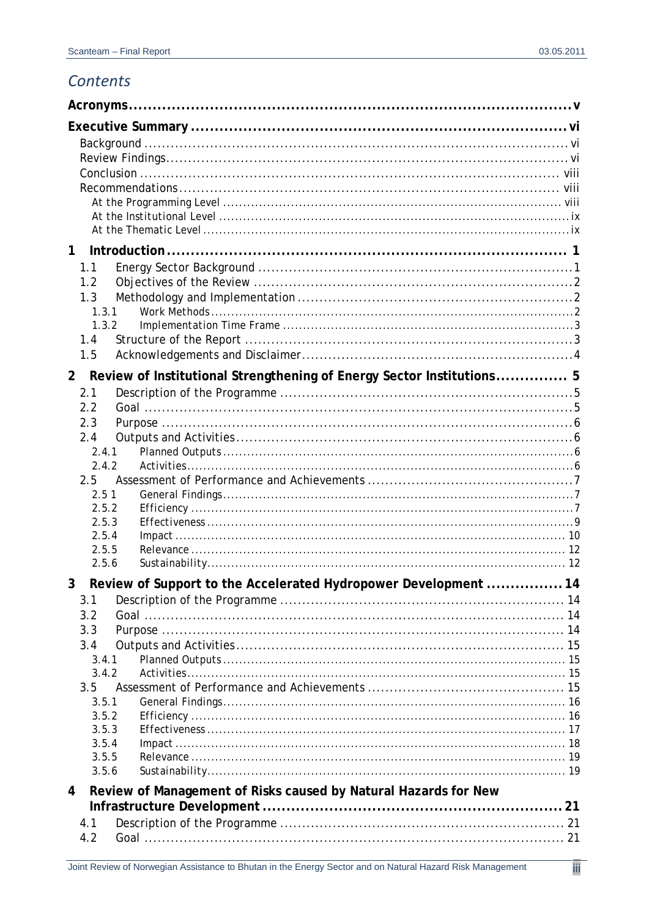## Contents

**Acronyms** ..... v

**Executive Summary** ..... vi

- Background ..... vi
- Review Findings ..... vi
- Conclusion ..... viii
- Recommendations ..... viii
  - At the Programming Level ..... viii
  - At the Institutional Level ..... ix
  - At the Thematic Level ..... ix

**1 Introduction** ..... 1

- 1.1 Energy Sector Background ..... 1
- 1.2 Objectives of the Review ..... 2
- 1.3 Methodology and Implementation ..... 2
  - 1.3.1 Work Methods ..... 2
  - 1.3.2 Implementation Time Frame ..... 3
- 1.4 Structure of the Report ..... 3
- 1.5 Acknowledgements and Disclaimer ..... 4

**2 Review of Institutional Strengthening of Energy Sector Institutions** ..... 5

- 2.1 Description of the Programme ..... 5
- 2.2 Goal ..... 5
- 2.3 Purpose ..... 6
- 2.4 Outputs and Activities ..... 6
  - 2.4.1 Planned Outputs ..... 6
  - 2.4.2 Activities ..... 6
- 2.5 Assessment of Performance and Achievements ..... 7
  - 2.5 1 General Findings ..... 7
  - 2.5.2 Efficiency ..... 7
  - 2.5.3 Effectiveness ..... 9
  - 2.5.4 Impact ..... 10
  - 2.5.5 Relevance ..... 12
  - 2.5.6 Sustainability ..... 12

**3 Review of Support to the Accelerated Hydropower Development** ..... 14

- 3.1 Description of the Programme ..... 14
- 3.2 Goal ..... 14
- 3.3 Purpose ..... 14
- 3.4 Outputs and Activities ..... 15
  - 3.4.1 Planned Outputs ..... 15
  - 3.4.2 Activities ..... 15
- 3.5 Assessment of Performance and Achievements ..... 15
  - 3.5.1 General Findings ..... 16
  - 3.5.2 Efficiency ..... 16
  - 3.5.3 Effectiveness ..... 17
  - 3.5.4 Impact ..... 18
  - 3.5.5 Relevance ..... 19
  - 3.5.6 Sustainability ..... 19

**4 Review of Management of Risks caused by Natural Hazards for New Infrastructure Development** ..... 21

- 4.1 Description of the Programme ..... 21
- 4.2 Goal ..... 21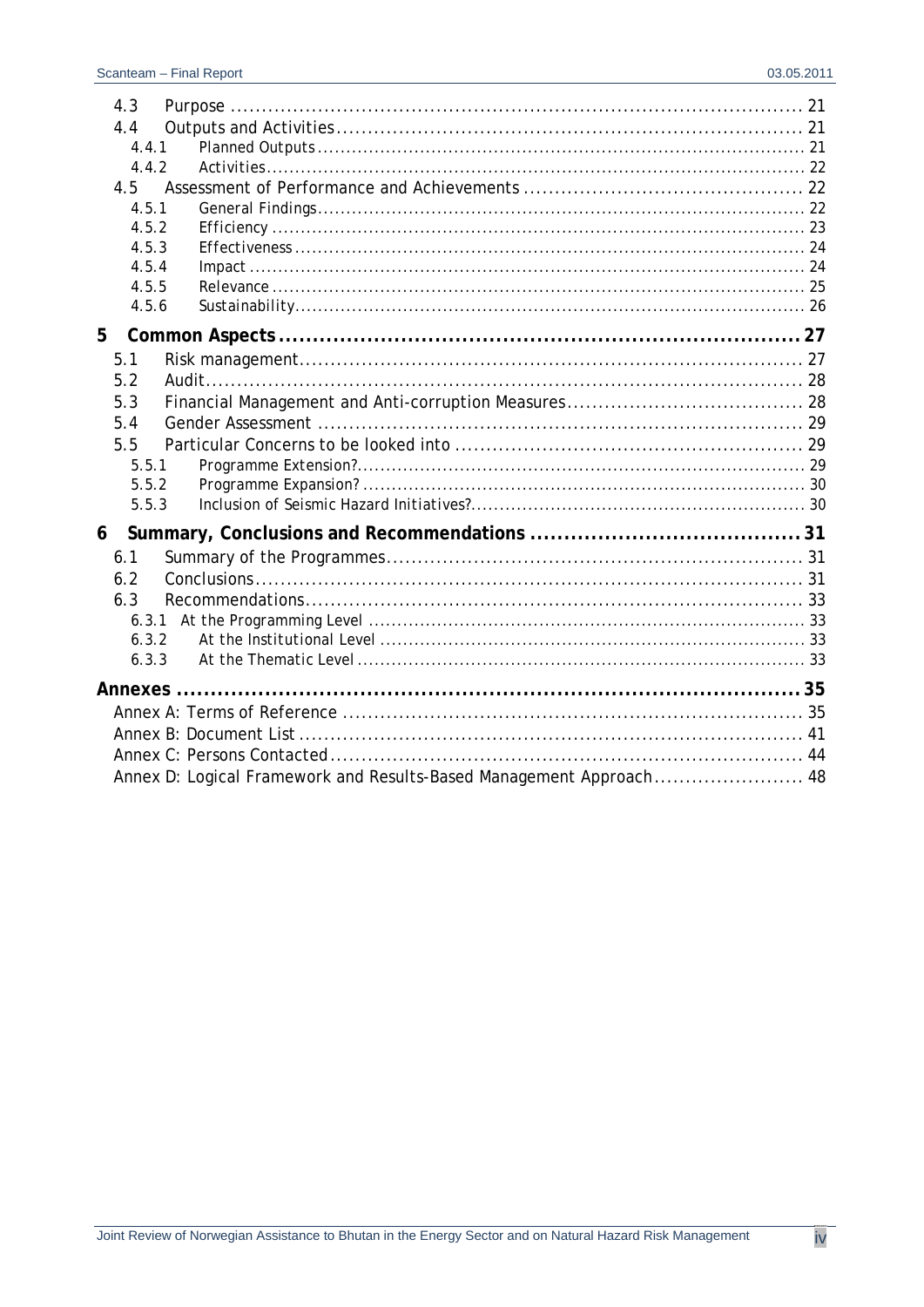4.3 Purpose ... 21
4.4 Outputs and Activities ... 21
4.4.1 Planned Outputs ... 21
4.4.2 Activities ... 22
4.5 Assessment of Performance and Achievements ... 22
4.5.1 General Findings ... 22
4.5.2 Efficiency ... 23
4.5.3 Effectiveness ... 24
4.5.4 Impact ... 24
4.5.5 Relevance ... 25
4.5.6 Sustainability ... 26

**5 Common Aspects ... 27**

5.1 Risk management ... 27
5.2 Audit ... 28
5.3 Financial Management and Anti-corruption Measures ... 28
5.4 Gender Assessment ... 29
5.5 Particular Concerns to be looked into ... 29
5.5.1 Programme Extension? ... 29
5.5.2 Programme Expansion? ... 30
5.5.3 Inclusion of Seismic Hazard Initiatives? ... 30

**6 Summary, Conclusions and Recommendations ... 31**

6.1 Summary of the Programmes ... 31
6.2 Conclusions ... 31
6.3 Recommendations ... 33
6.3.1 At the Programming Level ... 33
6.3.2 At the Institutional Level ... 33
6.3.3 At the Thematic Level ... 33

**Annexes ... 35**

Annex A: Terms of Reference ... 35
Annex B: Document List ... 41
Annex C: Persons Contacted ... 44
Annex D: Logical Framework and Results-Based Management Approach ... 48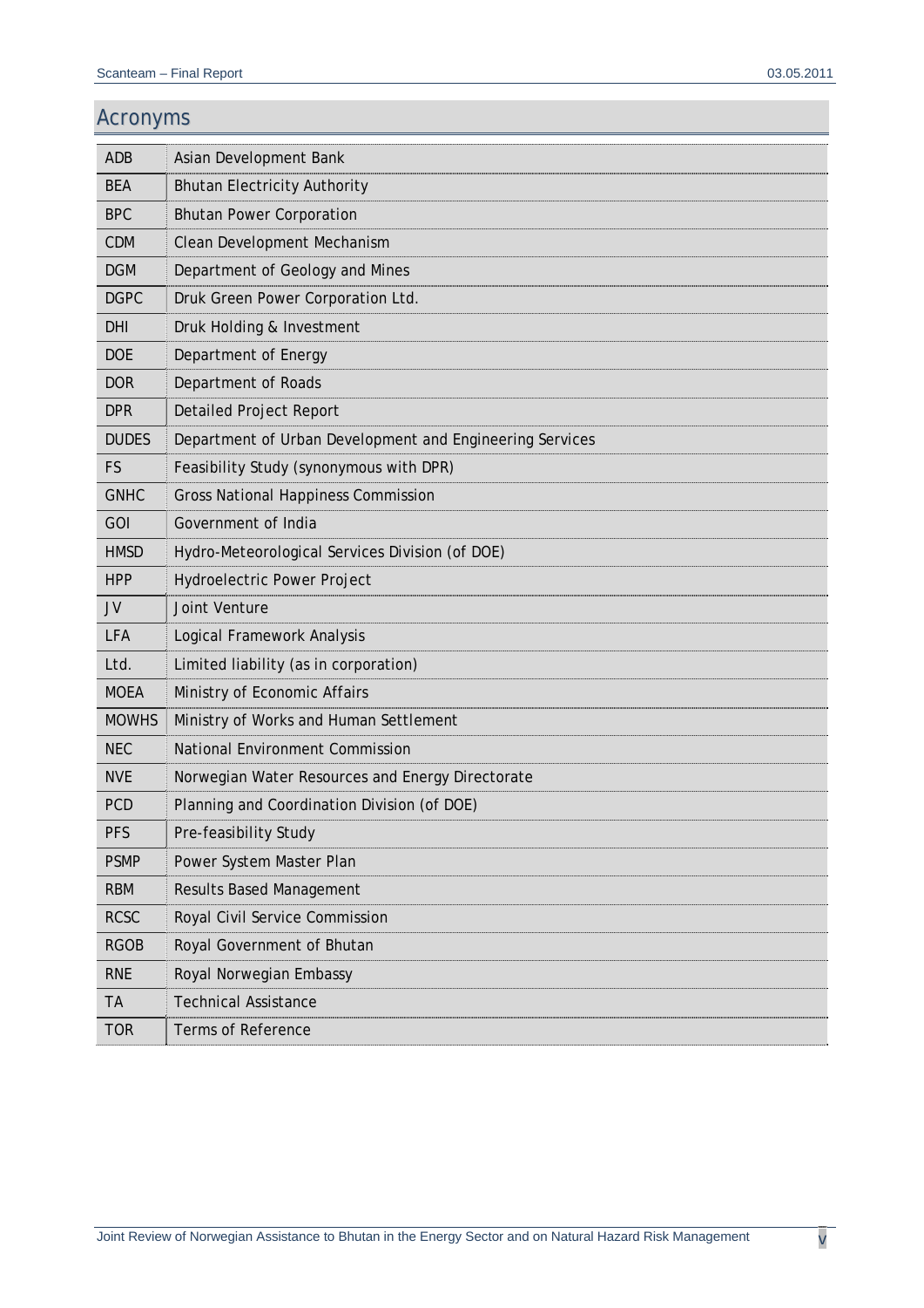## Acronyms

| | |
|---|---|
| ADB | Asian Development Bank |
| BEA | Bhutan Electricity Authority |
| BPC | Bhutan Power Corporation |
| CDM | Clean Development Mechanism |
| DGM | Department of Geology and Mines |
| DGPC | Druk Green Power Corporation Ltd. |
| DHI | Druk Holding & Investment |
| DOE | Department of Energy |
| DOR | Department of Roads |
| DPR | Detailed Project Report |
| DUDES | Department of Urban Development and Engineering Services |
| FS | Feasibility Study (synonymous with DPR) |
| GNHC | Gross National Happiness Commission |
| GOI | Government of India |
| HMSD | Hydro-Meteorological Services Division (of DOE) |
| HPP | Hydroelectric Power Project |
| JV | Joint Venture |
| LFA | Logical Framework Analysis |
| Ltd. | Limited liability (as in corporation) |
| MOEA | Ministry of Economic Affairs |
| MOWHS | Ministry of Works and Human Settlement |
| NEC | National Environment Commission |
| NVE | Norwegian Water Resources and Energy Directorate |
| PCD | Planning and Coordination Division (of DOE) |
| PFS | Pre-feasibility Study |
| PSMP | Power System Master Plan |
| RBM | Results Based Management |
| RCSC | Royal Civil Service Commission |
| RGOB | Royal Government of Bhutan |
| RNE | Royal Norwegian Embassy |
| TA | Technical Assistance |
| TOR | Terms of Reference |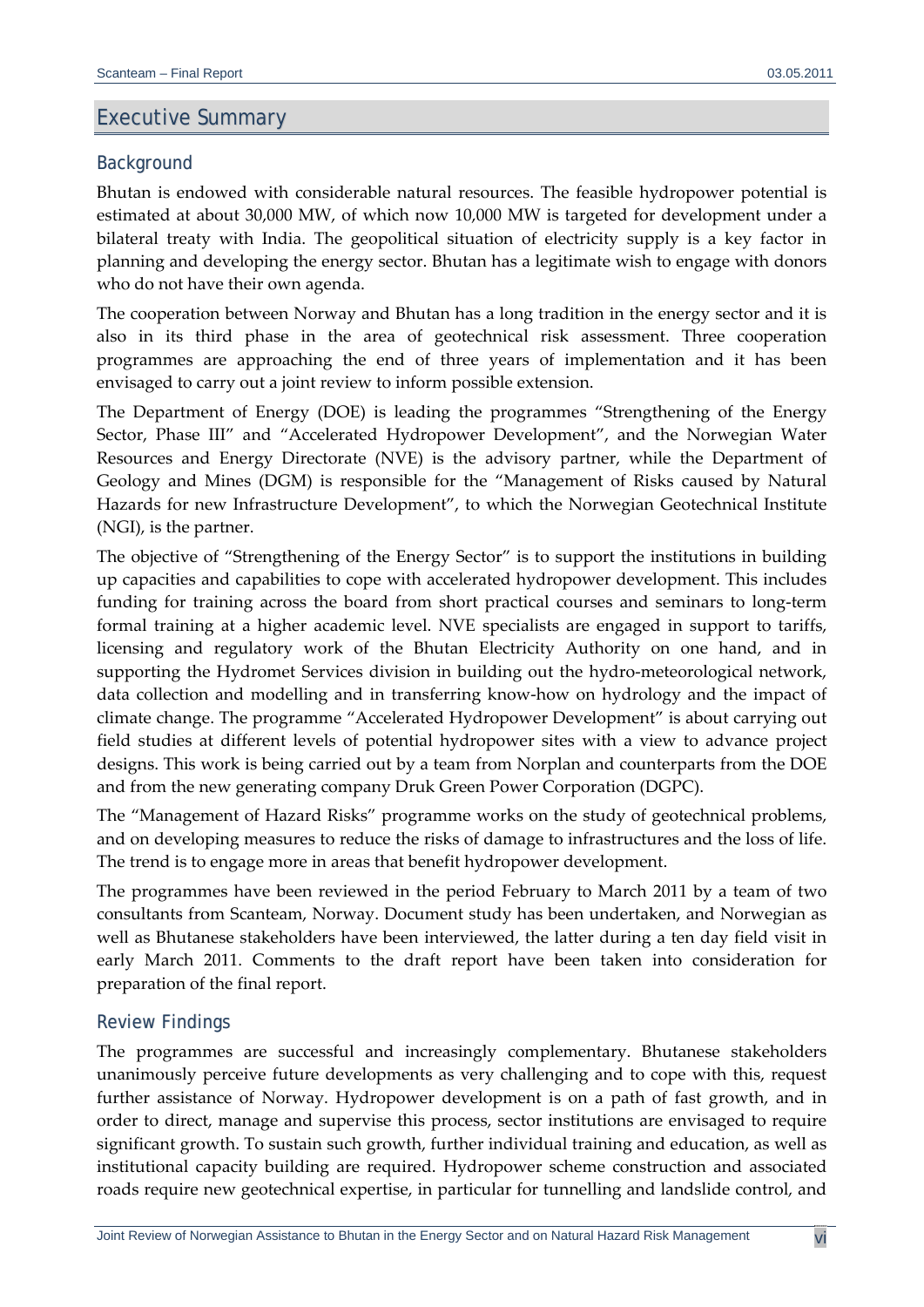# Executive Summary

## Background

Bhutan is endowed with considerable natural resources. The feasible hydropower potential is estimated at about 30,000 MW, of which now 10,000 MW is targeted for development under a bilateral treaty with India. The geopolitical situation of electricity supply is a key factor in planning and developing the energy sector. Bhutan has a legitimate wish to engage with donors who do not have their own agenda.

The cooperation between Norway and Bhutan has a long tradition in the energy sector and it is also in its third phase in the area of geotechnical risk assessment. Three cooperation programmes are approaching the end of three years of implementation and it has been envisaged to carry out a joint review to inform possible extension.

The Department of Energy (DOE) is leading the programmes "Strengthening of the Energy Sector, Phase III" and "Accelerated Hydropower Development", and the Norwegian Water Resources and Energy Directorate (NVE) is the advisory partner, while the Department of Geology and Mines (DGM) is responsible for the "Management of Risks caused by Natural Hazards for new Infrastructure Development", to which the Norwegian Geotechnical Institute (NGI), is the partner.

The objective of "Strengthening of the Energy Sector" is to support the institutions in building up capacities and capabilities to cope with accelerated hydropower development. This includes funding for training across the board from short practical courses and seminars to long-term formal training at a higher academic level. NVE specialists are engaged in support to tariffs, licensing and regulatory work of the Bhutan Electricity Authority on one hand, and in supporting the Hydromet Services division in building out the hydro-meteorological network, data collection and modelling and in transferring know-how on hydrology and the impact of climate change. The programme "Accelerated Hydropower Development" is about carrying out field studies at different levels of potential hydropower sites with a view to advance project designs. This work is being carried out by a team from Norplan and counterparts from the DOE and from the new generating company Druk Green Power Corporation (DGPC).

The "Management of Hazard Risks" programme works on the study of geotechnical problems, and on developing measures to reduce the risks of damage to infrastructures and the loss of life. The trend is to engage more in areas that benefit hydropower development.

The programmes have been reviewed in the period February to March 2011 by a team of two consultants from Scanteam, Norway. Document study has been undertaken, and Norwegian as well as Bhutanese stakeholders have been interviewed, the latter during a ten day field visit in early March 2011. Comments to the draft report have been taken into consideration for preparation of the final report.

## Review Findings

The programmes are successful and increasingly complementary. Bhutanese stakeholders unanimously perceive future developments as very challenging and to cope with this, request further assistance of Norway. Hydropower development is on a path of fast growth, and in order to direct, manage and supervise this process, sector institutions are envisaged to require significant growth. To sustain such growth, further individual training and education, as well as institutional capacity building are required. Hydropower scheme construction and associated roads require new geotechnical expertise, in particular for tunnelling and landslide control, and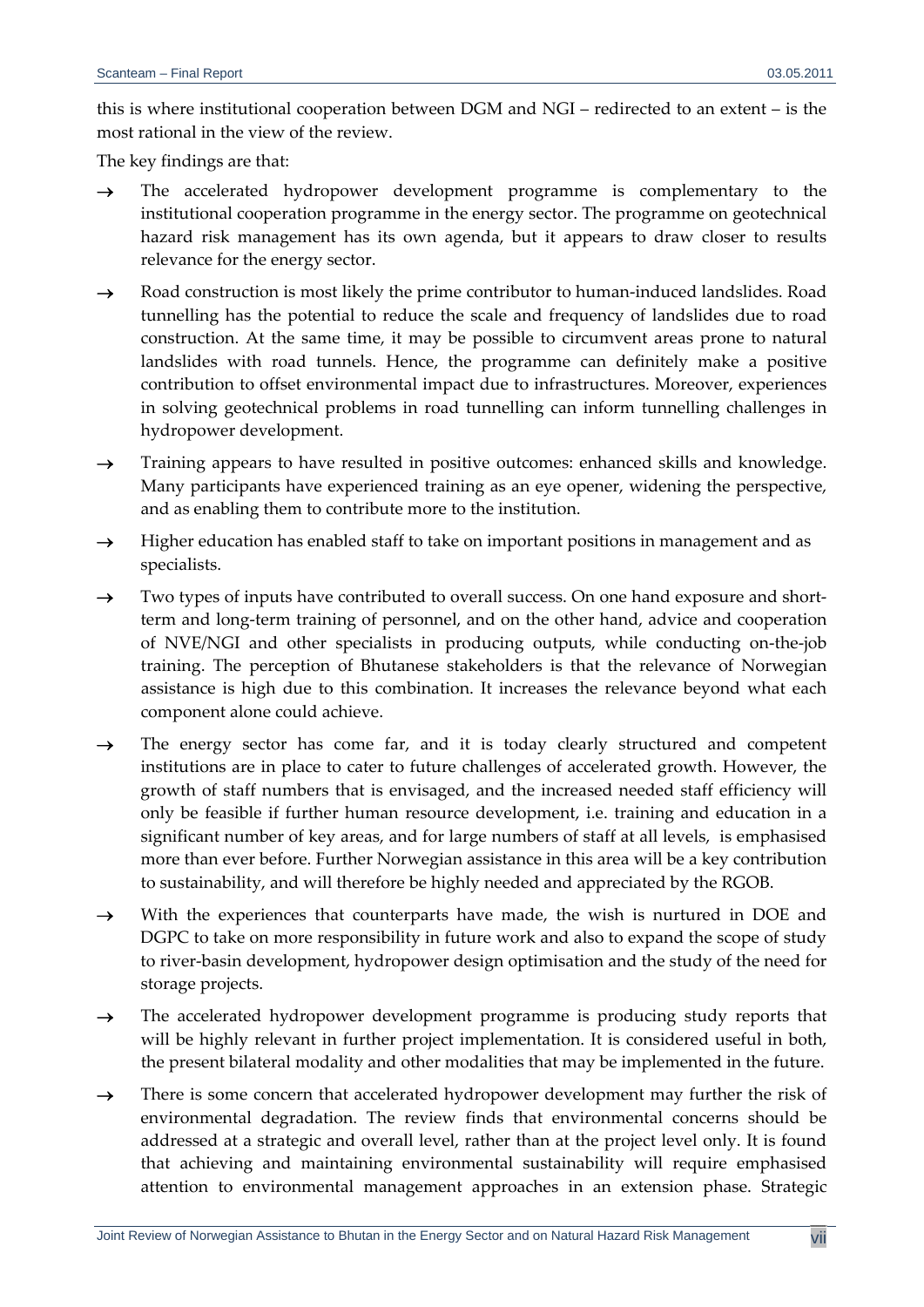this is where institutional cooperation between DGM and NGI – redirected to an extent – is the most rational in the view of the review.

The key findings are that:

→ The accelerated hydropower development programme is complementary to the institutional cooperation programme in the energy sector. The programme on geotechnical hazard risk management has its own agenda, but it appears to draw closer to results relevance for the energy sector.

→ Road construction is most likely the prime contributor to human-induced landslides. Road tunnelling has the potential to reduce the scale and frequency of landslides due to road construction. At the same time, it may be possible to circumvent areas prone to natural landslides with road tunnels. Hence, the programme can definitely make a positive contribution to offset environmental impact due to infrastructures. Moreover, experiences in solving geotechnical problems in road tunnelling can inform tunnelling challenges in hydropower development.

→ Training appears to have resulted in positive outcomes: enhanced skills and knowledge. Many participants have experienced training as an eye opener, widening the perspective, and as enabling them to contribute more to the institution.

→ Higher education has enabled staff to take on important positions in management and as specialists.

→ Two types of inputs have contributed to overall success. On one hand exposure and short-term and long-term training of personnel, and on the other hand, advice and cooperation of NVE/NGI and other specialists in producing outputs, while conducting on-the-job training. The perception of Bhutanese stakeholders is that the relevance of Norwegian assistance is high due to this combination. It increases the relevance beyond what each component alone could achieve.

→ The energy sector has come far, and it is today clearly structured and competent institutions are in place to cater to future challenges of accelerated growth. However, the growth of staff numbers that is envisaged, and the increased needed staff efficiency will only be feasible if further human resource development, i.e. training and education in a significant number of key areas, and for large numbers of staff at all levels, is emphasised more than ever before. Further Norwegian assistance in this area will be a key contribution to sustainability, and will therefore be highly needed and appreciated by the RGOB.

→ With the experiences that counterparts have made, the wish is nurtured in DOE and DGPC to take on more responsibility in future work and also to expand the scope of study to river-basin development, hydropower design optimisation and the study of the need for storage projects.

→ The accelerated hydropower development programme is producing study reports that will be highly relevant in further project implementation. It is considered useful in both, the present bilateral modality and other modalities that may be implemented in the future.

→ There is some concern that accelerated hydropower development may further the risk of environmental degradation. The review finds that environmental concerns should be addressed at a strategic and overall level, rather than at the project level only. It is found that achieving and maintaining environmental sustainability will require emphasised attention to environmental management approaches in an extension phase. Strategic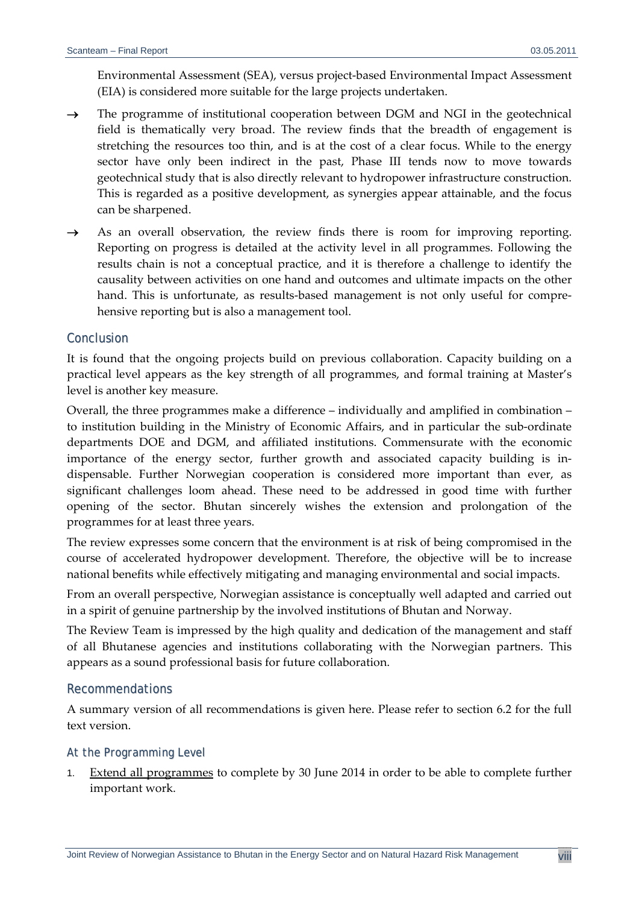Environmental Assessment (SEA), versus project-based Environmental Impact Assessment (EIA) is considered more suitable for the large projects undertaken.

→ The programme of institutional cooperation between DGM and NGI in the geotechnical field is thematically very broad. The review finds that the breadth of engagement is stretching the resources too thin, and is at the cost of a clear focus. While to the energy sector have only been indirect in the past, Phase III tends now to move towards geotechnical study that is also directly relevant to hydropower infrastructure construction. This is regarded as a positive development, as synergies appear attainable, and the focus can be sharpened.

→ As an overall observation, the review finds there is room for improving reporting. Reporting on progress is detailed at the activity level in all programmes. Following the results chain is not a conceptual practice, and it is therefore a challenge to identify the causality between activities on one hand and outcomes and ultimate impacts on the other hand. This is unfortunate, as results-based management is not only useful for comprehensive reporting but is also a management tool.

## Conclusion

It is found that the ongoing projects build on previous collaboration. Capacity building on a practical level appears as the key strength of all programmes, and formal training at Master's level is another key measure.

Overall, the three programmes make a difference – individually and amplified in combination – to institution building in the Ministry of Economic Affairs, and in particular the sub-ordinate departments DOE and DGM, and affiliated institutions. Commensurate with the economic importance of the energy sector, further growth and associated capacity building is indispensable. Further Norwegian cooperation is considered more important than ever, as significant challenges loom ahead. These need to be addressed in good time with further opening of the sector. Bhutan sincerely wishes the extension and prolongation of the programmes for at least three years.

The review expresses some concern that the environment is at risk of being compromised in the course of accelerated hydropower development. Therefore, the objective will be to increase national benefits while effectively mitigating and managing environmental and social impacts.

From an overall perspective, Norwegian assistance is conceptually well adapted and carried out in a spirit of genuine partnership by the involved institutions of Bhutan and Norway.

The Review Team is impressed by the high quality and dedication of the management and staff of all Bhutanese agencies and institutions collaborating with the Norwegian partners. This appears as a sound professional basis for future collaboration.

## Recommendations

A summary version of all recommendations is given here. Please refer to section 6.2 for the full text version.

### At the Programming Level

1. Extend all programmes to complete by 30 June 2014 in order to be able to complete further important work.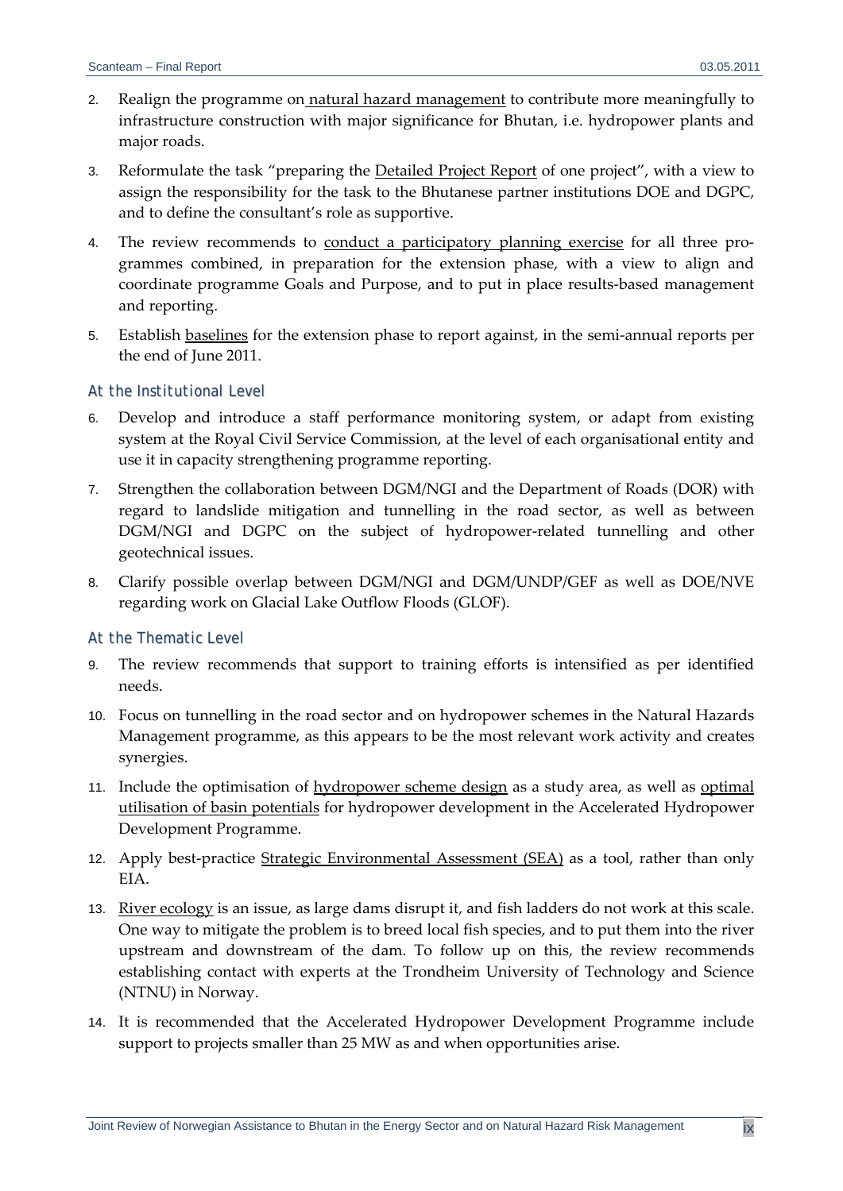2. Realign the programme on natural hazard management to contribute more meaningfully to infrastructure construction with major significance for Bhutan, i.e. hydropower plants and major roads.
3. Reformulate the task "preparing the Detailed Project Report of one project", with a view to assign the responsibility for the task to the Bhutanese partner institutions DOE and DGPC, and to define the consultant's role as supportive.
4. The review recommends to conduct a participatory planning exercise for all three programmes combined, in preparation for the extension phase, with a view to align and coordinate programme Goals and Purpose, and to put in place results-based management and reporting.
5. Establish baselines for the extension phase to report against, in the semi-annual reports per the end of June 2011.

### At the Institutional Level

6. Develop and introduce a staff performance monitoring system, or adapt from existing system at the Royal Civil Service Commission, at the level of each organisational entity and use it in capacity strengthening programme reporting.
7. Strengthen the collaboration between DGM/NGI and the Department of Roads (DOR) with regard to landslide mitigation and tunnelling in the road sector, as well as between DGM/NGI and DGPC on the subject of hydropower-related tunnelling and other geotechnical issues.
8. Clarify possible overlap between DGM/NGI and DGM/UNDP/GEF as well as DOE/NVE regarding work on Glacial Lake Outflow Floods (GLOF).

### At the Thematic Level

9. The review recommends that support to training efforts is intensified as per identified needs.
10. Focus on tunnelling in the road sector and on hydropower schemes in the Natural Hazards Management programme, as this appears to be the most relevant work activity and creates synergies.
11. Include the optimisation of hydropower scheme design as a study area, as well as optimal utilisation of basin potentials for hydropower development in the Accelerated Hydropower Development Programme.
12. Apply best-practice Strategic Environmental Assessment (SEA) as a tool, rather than only EIA.
13. River ecology is an issue, as large dams disrupt it, and fish ladders do not work at this scale. One way to mitigate the problem is to breed local fish species, and to put them into the river upstream and downstream of the dam. To follow up on this, the review recommends establishing contact with experts at the Trondheim University of Technology and Science (NTNU) in Norway.
14. It is recommended that the Accelerated Hydropower Development Programme include support to projects smaller than 25 MW as and when opportunities arise.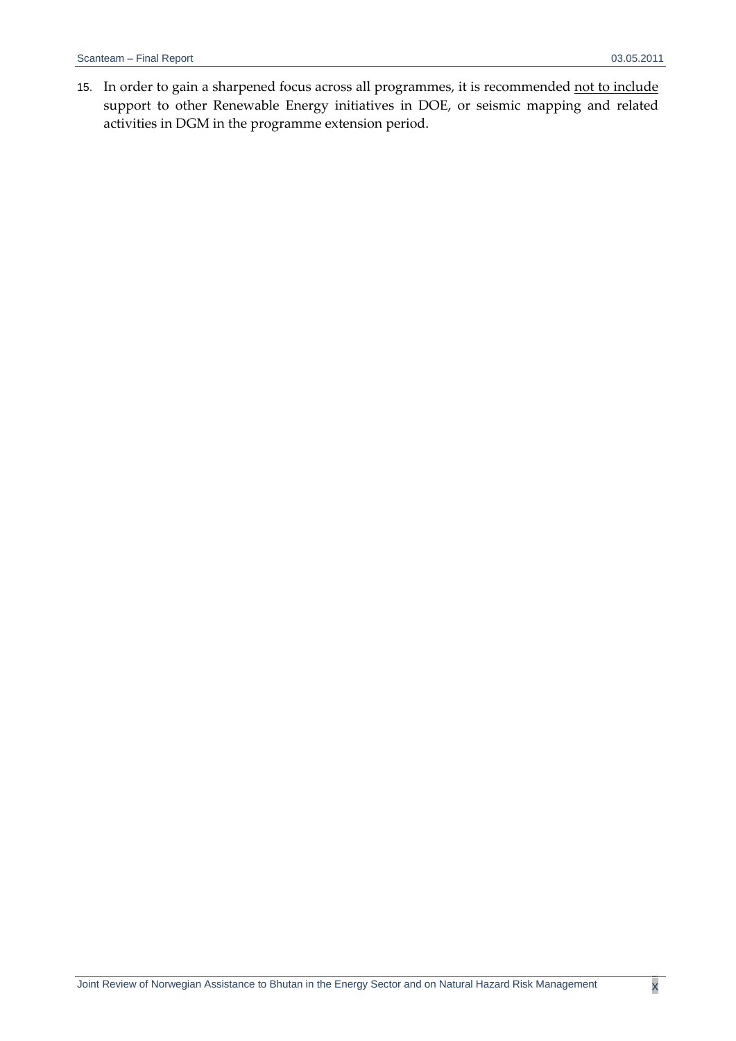15. In order to gain a sharpened focus across all programmes, it is recommended <u>not to include</u> support to other Renewable Energy initiatives in DOE, or seismic mapping and related activities in DGM in the programme extension period.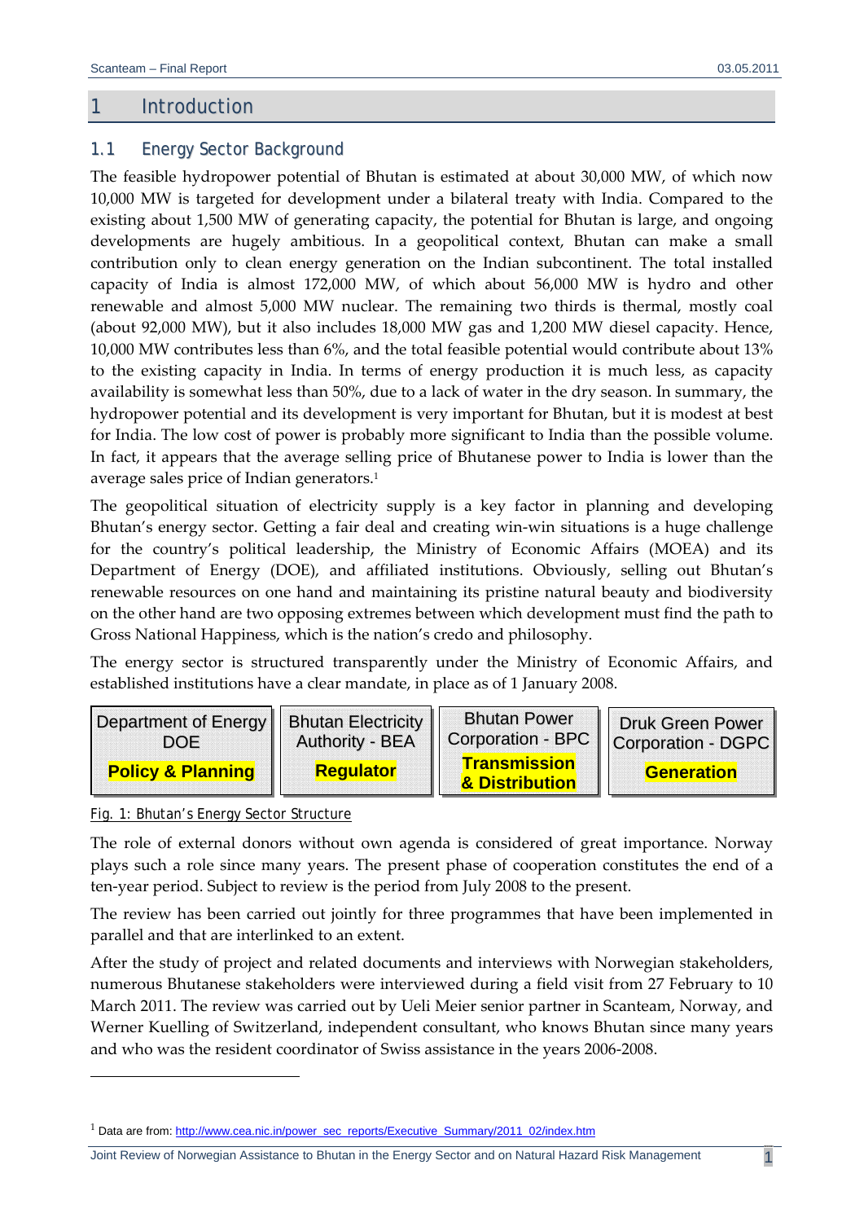# 1 Introduction

## 1.1 Energy Sector Background

The feasible hydropower potential of Bhutan is estimated at about 30,000 MW, of which now 10,000 MW is targeted for development under a bilateral treaty with India. Compared to the existing about 1,500 MW of generating capacity, the potential for Bhutan is large, and ongoing developments are hugely ambitious. In a geopolitical context, Bhutan can make a small contribution only to clean energy generation on the Indian subcontinent. The total installed capacity of India is almost 172,000 MW, of which about 56,000 MW is hydro and other renewable and almost 5,000 MW nuclear. The remaining two thirds is thermal, mostly coal (about 92,000 MW), but it also includes 18,000 MW gas and 1,200 MW diesel capacity. Hence, 10,000 MW contributes less than 6%, and the total feasible potential would contribute about 13% to the existing capacity in India. In terms of energy production it is much less, as capacity availability is somewhat less than 50%, due to a lack of water in the dry season. In summary, the hydropower potential and its development is very important for Bhutan, but it is modest at best for India. The low cost of power is probably more significant to India than the possible volume. In fact, it appears that the average selling price of Bhutanese power to India is lower than the average sales price of Indian generators.[1]

The geopolitical situation of electricity supply is a key factor in planning and developing Bhutan's energy sector. Getting a fair deal and creating win-win situations is a huge challenge for the country's political leadership, the Ministry of Economic Affairs (MOEA) and its Department of Energy (DOE), and affiliated institutions. Obviously, selling out Bhutan's renewable resources on one hand and maintaining its pristine natural beauty and biodiversity on the other hand are two opposing extremes between which development must find the path to Gross National Happiness, which is the nation's credo and philosophy.

The energy sector is structured transparently under the Ministry of Economic Affairs, and established institutions have a clear mandate, in place as of 1 January 2008.

| Department of Energy DOE | Bhutan Electricity Authority - BEA | Bhutan Power Corporation - BPC | Druk Green Power Corporation - DGPC |
|---|---|---|---|
| **Policy & Planning** | **Regulator** | **Transmission & Distribution** | **Generation** |

Fig. 1: Bhutan's Energy Sector Structure

The role of external donors without own agenda is considered of great importance. Norway plays such a role since many years. The present phase of cooperation constitutes the end of a ten-year period. Subject to review is the period from July 2008 to the present.

The review has been carried out jointly for three programmes that have been implemented in parallel and that are interlinked to an extent.

After the study of project and related documents and interviews with Norwegian stakeholders, numerous Bhutanese stakeholders were interviewed during a field visit from 27 February to 10 March 2011. The review was carried out by Ueli Meier senior partner in Scanteam, Norway, and Werner Kuelling of Switzerland, independent consultant, who knows Bhutan since many years and who was the resident coordinator of Swiss assistance in the years 2006-2008.

---

[1] Data are from: http://www.cea.nic.in/power_sec_reports/Executive_Summary/2011_02/index.htm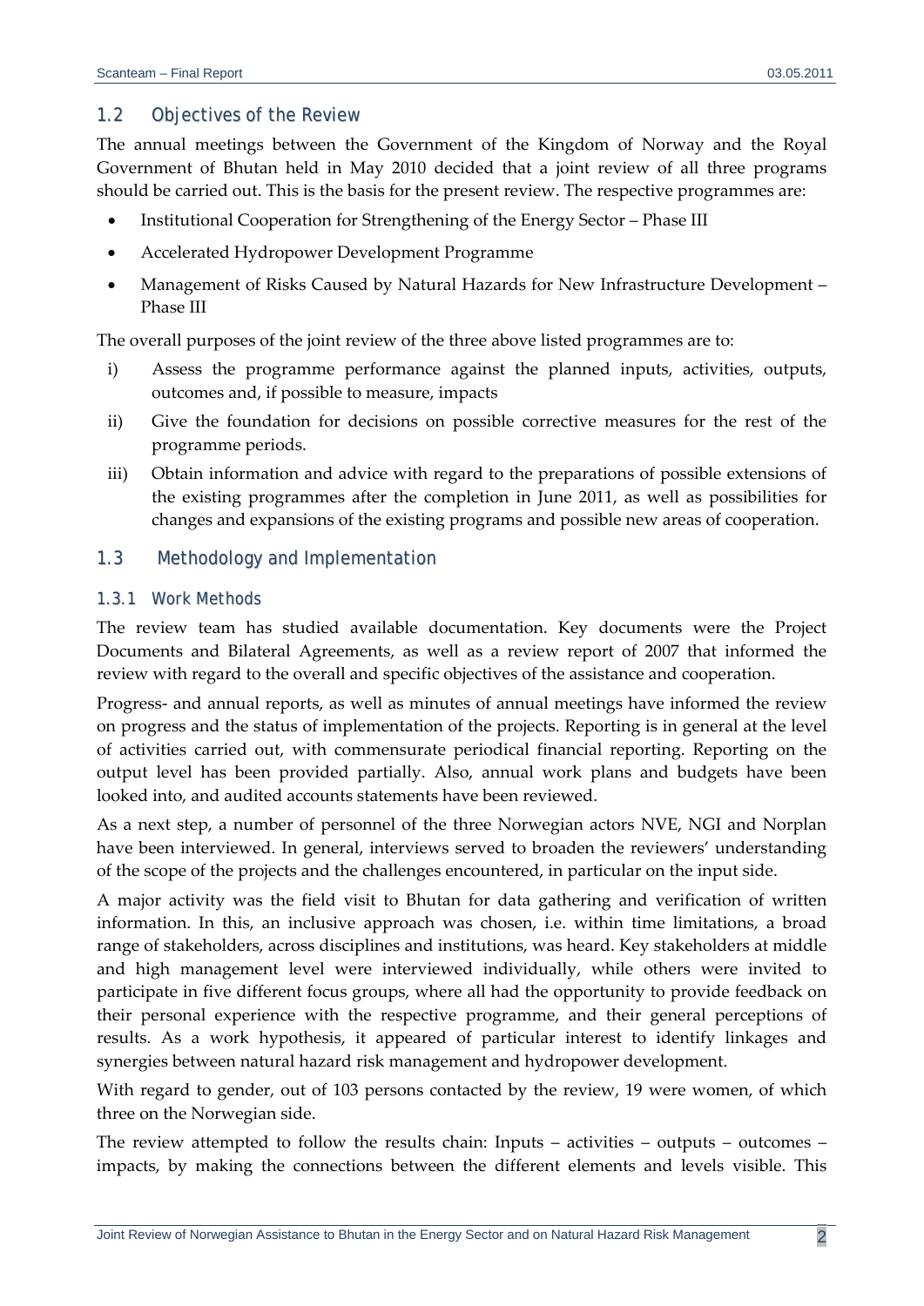## 1.2 Objectives of the Review

The annual meetings between the Government of the Kingdom of Norway and the Royal Government of Bhutan held in May 2010 decided that a joint review of all three programs should be carried out. This is the basis for the present review. The respective programmes are:

- Institutional Cooperation for Strengthening of the Energy Sector – Phase III
- Accelerated Hydropower Development Programme
- Management of Risks Caused by Natural Hazards for New Infrastructure Development – Phase III

The overall purposes of the joint review of the three above listed programmes are to:

i) Assess the programme performance against the planned inputs, activities, outputs, outcomes and, if possible to measure, impacts

ii) Give the foundation for decisions on possible corrective measures for the rest of the programme periods.

iii) Obtain information and advice with regard to the preparations of possible extensions of the existing programmes after the completion in June 2011, as well as possibilities for changes and expansions of the existing programs and possible new areas of cooperation.

## 1.3 Methodology and Implementation

### 1.3.1 Work Methods

The review team has studied available documentation. Key documents were the Project Documents and Bilateral Agreements, as well as a review report of 2007 that informed the review with regard to the overall and specific objectives of the assistance and cooperation.

Progress- and annual reports, as well as minutes of annual meetings have informed the review on progress and the status of implementation of the projects. Reporting is in general at the level of activities carried out, with commensurate periodical financial reporting. Reporting on the output level has been provided partially. Also, annual work plans and budgets have been looked into, and audited accounts statements have been reviewed.

As a next step, a number of personnel of the three Norwegian actors NVE, NGI and Norplan have been interviewed. In general, interviews served to broaden the reviewers' understanding of the scope of the projects and the challenges encountered, in particular on the input side.

A major activity was the field visit to Bhutan for data gathering and verification of written information. In this, an inclusive approach was chosen, i.e. within time limitations, a broad range of stakeholders, across disciplines and institutions, was heard. Key stakeholders at middle and high management level were interviewed individually, while others were invited to participate in five different focus groups, where all had the opportunity to provide feedback on their personal experience with the respective programme, and their general perceptions of results. As a work hypothesis, it appeared of particular interest to identify linkages and synergies between natural hazard risk management and hydropower development.

With regard to gender, out of 103 persons contacted by the review, 19 were women, of which three on the Norwegian side.

The review attempted to follow the results chain: Inputs – activities – outputs – outcomes – impacts, by making the connections between the different elements and levels visible. This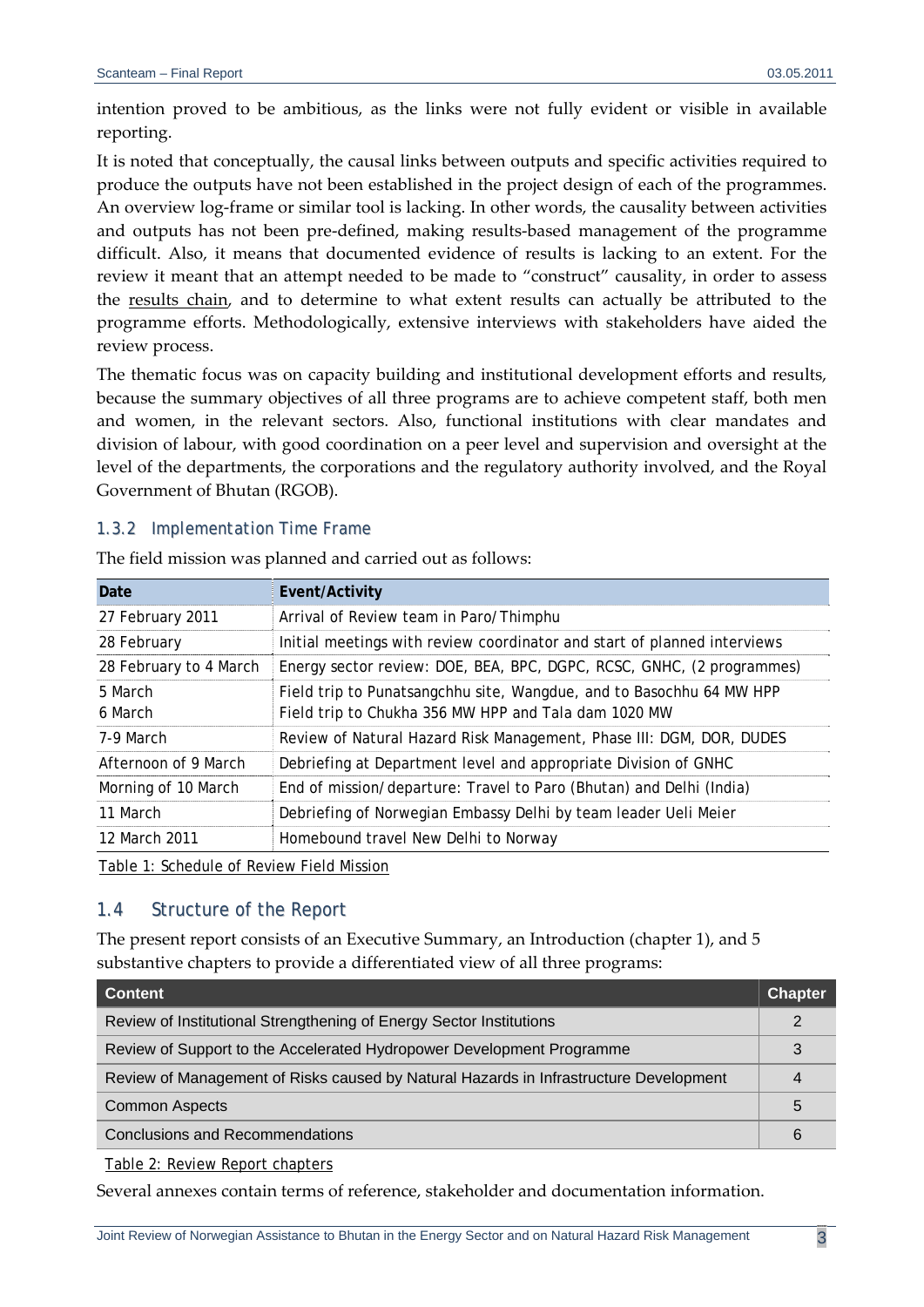intention proved to be ambitious, as the links were not fully evident or visible in available reporting.

It is noted that conceptually, the causal links between outputs and specific activities required to produce the outputs have not been established in the project design of each of the programmes. An overview log-frame or similar tool is lacking. In other words, the causality between activities and outputs has not been pre-defined, making results-based management of the programme difficult. Also, it means that documented evidence of results is lacking to an extent. For the review it meant that an attempt needed to be made to "construct" causality, in order to assess the results chain, and to determine to what extent results can actually be attributed to the programme efforts. Methodologically, extensive interviews with stakeholders have aided the review process.

The thematic focus was on capacity building and institutional development efforts and results, because the summary objectives of all three programs are to achieve competent staff, both men and women, in the relevant sectors. Also, functional institutions with clear mandates and division of labour, with good coordination on a peer level and supervision and oversight at the level of the departments, the corporations and the regulatory authority involved, and the Royal Government of Bhutan (RGOB).

### 1.3.2 Implementation Time Frame

The field mission was planned and carried out as follows:

| Date | Event/Activity |
|---|---|
| 27 February 2011 | Arrival of Review team in Paro/Thimphu |
| 28 February | Initial meetings with review coordinator and start of planned interviews |
| 28 February to 4 March | Energy sector review: DOE, BEA, BPC, DGPC, RCSC, GNHC, (2 programmes) |
| 5 March<br>6 March | Field trip to Punatsangchhu site, Wangdue, and to Basochhu 64 MW HPP<br>Field trip to Chukha 356 MW HPP and Tala dam 1020 MW |
| 7-9 March | Review of Natural Hazard Risk Management, Phase III: DGM, DOR, DUDES |
| Afternoon of 9 March | Debriefing at Department level and appropriate Division of GNHC |
| Morning of 10 March | End of mission/departure: Travel to Paro (Bhutan) and Delhi (India) |
| 11 March | Debriefing of Norwegian Embassy Delhi by team leader Ueli Meier |
| 12 March 2011 | Homebound travel New Delhi to Norway |

Table 1: Schedule of Review Field Mission

## 1.4 Structure of the Report

The present report consists of an Executive Summary, an Introduction (chapter 1), and 5 substantive chapters to provide a differentiated view of all three programs:

| Content | Chapter |
|---|---|
| Review of Institutional Strengthening of Energy Sector Institutions | 2 |
| Review of Support to the Accelerated Hydropower Development Programme | 3 |
| Review of Management of Risks caused by Natural Hazards in Infrastructure Development | 4 |
| Common Aspects | 5 |
| Conclusions and Recommendations | 6 |

Table 2: Review Report chapters

Several annexes contain terms of reference, stakeholder and documentation information.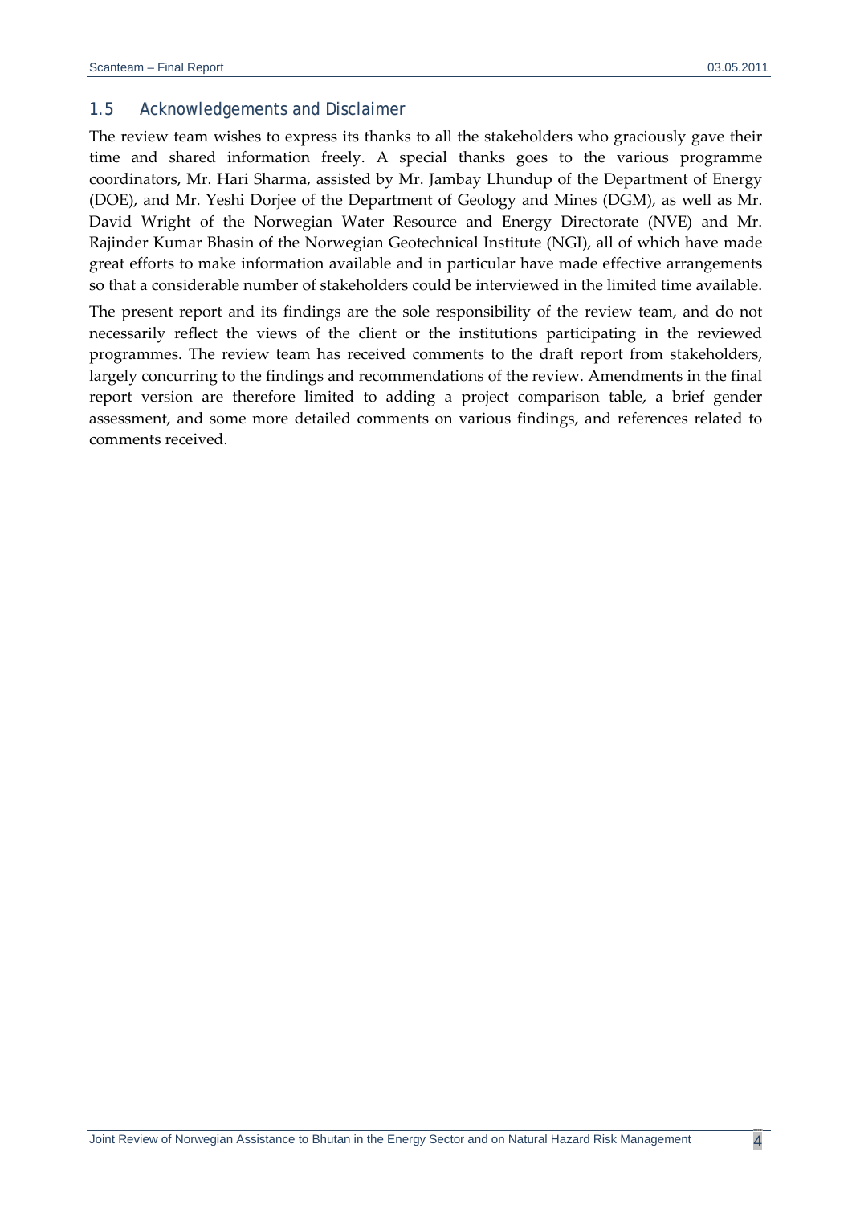## 1.5 Acknowledgements and Disclaimer

The review team wishes to express its thanks to all the stakeholders who graciously gave their time and shared information freely. A special thanks goes to the various programme coordinators, Mr. Hari Sharma, assisted by Mr. Jambay Lhundup of the Department of Energy (DOE), and Mr. Yeshi Dorjee of the Department of Geology and Mines (DGM), as well as Mr. David Wright of the Norwegian Water Resource and Energy Directorate (NVE) and Mr. Rajinder Kumar Bhasin of the Norwegian Geotechnical Institute (NGI), all of which have made great efforts to make information available and in particular have made effective arrangements so that a considerable number of stakeholders could be interviewed in the limited time available.

The present report and its findings are the sole responsibility of the review team, and do not necessarily reflect the views of the client or the institutions participating in the reviewed programmes. The review team has received comments to the draft report from stakeholders, largely concurring to the findings and recommendations of the review. Amendments in the final report version are therefore limited to adding a project comparison table, a brief gender assessment, and some more detailed comments on various findings, and references related to comments received.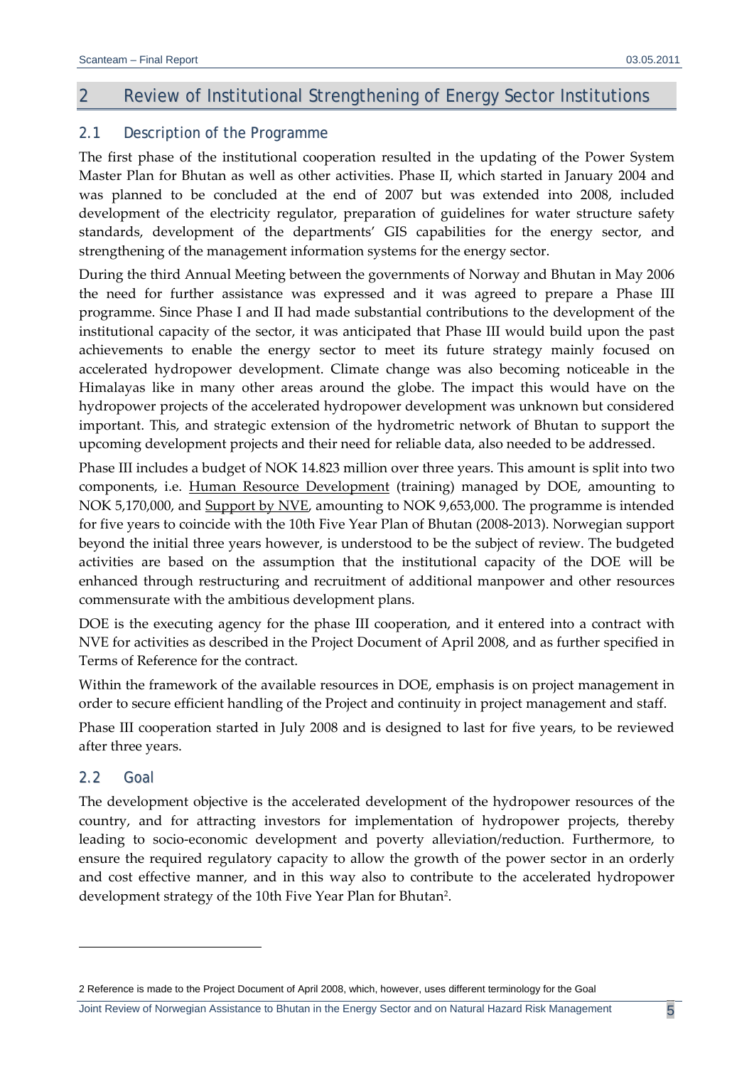# 2 Review of Institutional Strengthening of Energy Sector Institutions

## 2.1 Description of the Programme

The first phase of the institutional cooperation resulted in the updating of the Power System Master Plan for Bhutan as well as other activities. Phase II, which started in January 2004 and was planned to be concluded at the end of 2007 but was extended into 2008, included development of the electricity regulator, preparation of guidelines for water structure safety standards, development of the departments' GIS capabilities for the energy sector, and strengthening of the management information systems for the energy sector.

During the third Annual Meeting between the governments of Norway and Bhutan in May 2006 the need for further assistance was expressed and it was agreed to prepare a Phase III programme. Since Phase I and II had made substantial contributions to the development of the institutional capacity of the sector, it was anticipated that Phase III would build upon the past achievements to enable the energy sector to meet its future strategy mainly focused on accelerated hydropower development. Climate change was also becoming noticeable in the Himalayas like in many other areas around the globe. The impact this would have on the hydropower projects of the accelerated hydropower development was unknown but considered important. This, and strategic extension of the hydrometric network of Bhutan to support the upcoming development projects and their need for reliable data, also needed to be addressed.

Phase III includes a budget of NOK 14.823 million over three years. This amount is split into two components, i.e. Human Resource Development (training) managed by DOE, amounting to NOK 5,170,000, and Support by NVE, amounting to NOK 9,653,000. The programme is intended for five years to coincide with the 10th Five Year Plan of Bhutan (2008-2013). Norwegian support beyond the initial three years however, is understood to be the subject of review. The budgeted activities are based on the assumption that the institutional capacity of the DOE will be enhanced through restructuring and recruitment of additional manpower and other resources commensurate with the ambitious development plans.

DOE is the executing agency for the phase III cooperation, and it entered into a contract with NVE for activities as described in the Project Document of April 2008, and as further specified in Terms of Reference for the contract.

Within the framework of the available resources in DOE, emphasis is on project management in order to secure efficient handling of the Project and continuity in project management and staff.

Phase III cooperation started in July 2008 and is designed to last for five years, to be reviewed after three years.

## 2.2 Goal

The development objective is the accelerated development of the hydropower resources of the country, and for attracting investors for implementation of hydropower projects, thereby leading to socio-economic development and poverty alleviation/reduction. Furthermore, to ensure the required regulatory capacity to allow the growth of the power sector in an orderly and cost effective manner, and in this way also to contribute to the accelerated hydropower development strategy of the 10th Five Year Plan for Bhutan[2].

---

2 Reference is made to the Project Document of April 2008, which, however, uses different terminology for the Goal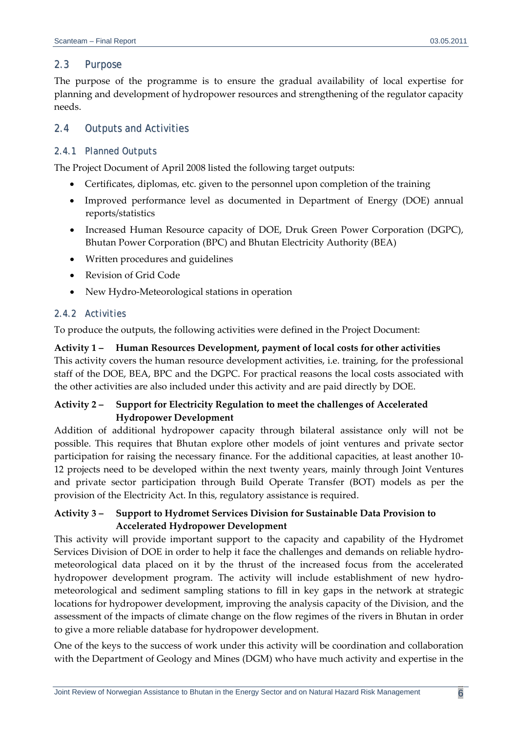## 2.3 Purpose

The purpose of the programme is to ensure the gradual availability of local expertise for planning and development of hydropower resources and strengthening of the regulator capacity needs.

## 2.4 Outputs and Activities

### 2.4.1 Planned Outputs

The Project Document of April 2008 listed the following target outputs:

- Certificates, diplomas, etc. given to the personnel upon completion of the training
- Improved performance level as documented in Department of Energy (DOE) annual reports/statistics
- Increased Human Resource capacity of DOE, Druk Green Power Corporation (DGPC), Bhutan Power Corporation (BPC) and Bhutan Electricity Authority (BEA)
- Written procedures and guidelines
- Revision of Grid Code
- New Hydro-Meteorological stations in operation

### 2.4.2 Activities

To produce the outputs, the following activities were defined in the Project Document:

**Activity 1 – Human Resources Development, payment of local costs for other activities**

This activity covers the human resource development activities, i.e. training, for the professional staff of the DOE, BEA, BPC and the DGPC. For practical reasons the local costs associated with the other activities are also included under this activity and are paid directly by DOE.

**Activity 2 – Support for Electricity Regulation to meet the challenges of Accelerated Hydropower Development**

Addition of additional hydropower capacity through bilateral assistance only will not be possible. This requires that Bhutan explore other models of joint ventures and private sector participation for raising the necessary finance. For the additional capacities, at least another 10-12 projects need to be developed within the next twenty years, mainly through Joint Ventures and private sector participation through Build Operate Transfer (BOT) models as per the provision of the Electricity Act. In this, regulatory assistance is required.

**Activity 3 – Support to Hydromet Services Division for Sustainable Data Provision to Accelerated Hydropower Development**

This activity will provide important support to the capacity and capability of the Hydromet Services Division of DOE in order to help it face the challenges and demands on reliable hydro-meteorological data placed on it by the thrust of the increased focus from the accelerated hydropower development program. The activity will include establishment of new hydro-meteorological and sediment sampling stations to fill in key gaps in the network at strategic locations for hydropower development, improving the analysis capacity of the Division, and the assessment of the impacts of climate change on the flow regimes of the rivers in Bhutan in order to give a more reliable database for hydropower development.

One of the keys to the success of work under this activity will be coordination and collaboration with the Department of Geology and Mines (DGM) who have much activity and expertise in the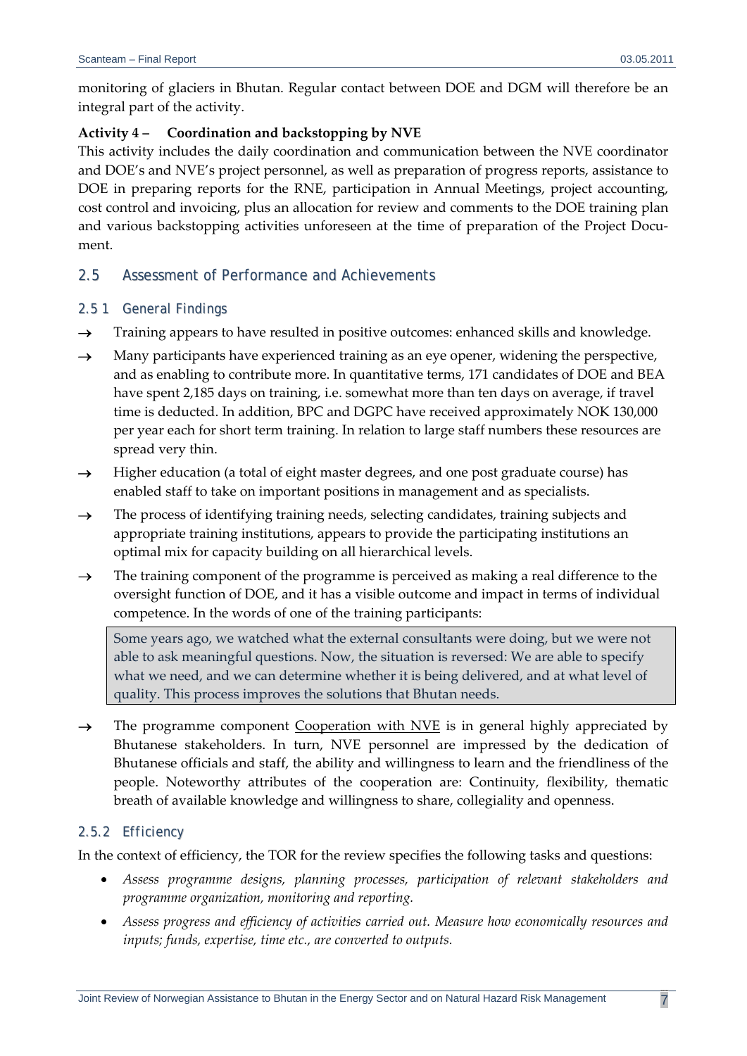monitoring of glaciers in Bhutan. Regular contact between DOE and DGM will therefore be an integral part of the activity.

**Activity 4 – Coordination and backstopping by NVE**

This activity includes the daily coordination and communication between the NVE coordinator and DOE's and NVE's project personnel, as well as preparation of progress reports, assistance to DOE in preparing reports for the RNE, participation in Annual Meetings, project accounting, cost control and invoicing, plus an allocation for review and comments to the DOE training plan and various backstopping activities unforeseen at the time of preparation of the Project Document.

## 2.5 Assessment of Performance and Achievements

### 2.5 1 General Findings

- → Training appears to have resulted in positive outcomes: enhanced skills and knowledge.
- → Many participants have experienced training as an eye opener, widening the perspective, and as enabling to contribute more. In quantitative terms, 171 candidates of DOE and BEA have spent 2,185 days on training, i.e. somewhat more than ten days on average, if travel time is deducted. In addition, BPC and DGPC have received approximately NOK 130,000 per year each for short term training. In relation to large staff numbers these resources are spread very thin.
- → Higher education (a total of eight master degrees, and one post graduate course) has enabled staff to take on important positions in management and as specialists.
- → The process of identifying training needs, selecting candidates, training subjects and appropriate training institutions, appears to provide the participating institutions an optimal mix for capacity building on all hierarchical levels.
- → The training component of the programme is perceived as making a real difference to the oversight function of DOE, and it has a visible outcome and impact in terms of individual competence. In the words of one of the training participants:

> Some years ago, we watched what the external consultants were doing, but we were not able to ask meaningful questions. Now, the situation is reversed: We are able to specify what we need, and we can determine whether it is being delivered, and at what level of quality. This process improves the solutions that Bhutan needs.

- → The programme component Cooperation with NVE is in general highly appreciated by Bhutanese stakeholders. In turn, NVE personnel are impressed by the dedication of Bhutanese officials and staff, the ability and willingness to learn and the friendliness of the people. Noteworthy attributes of the cooperation are: Continuity, flexibility, thematic breath of available knowledge and willingness to share, collegiality and openness.

### 2.5.2 Efficiency

In the context of efficiency, the TOR for the review specifies the following tasks and questions:

- *Assess programme designs, planning processes, participation of relevant stakeholders and programme organization, monitoring and reporting.*
- *Assess progress and efficiency of activities carried out. Measure how economically resources and inputs; funds, expertise, time etc., are converted to outputs.*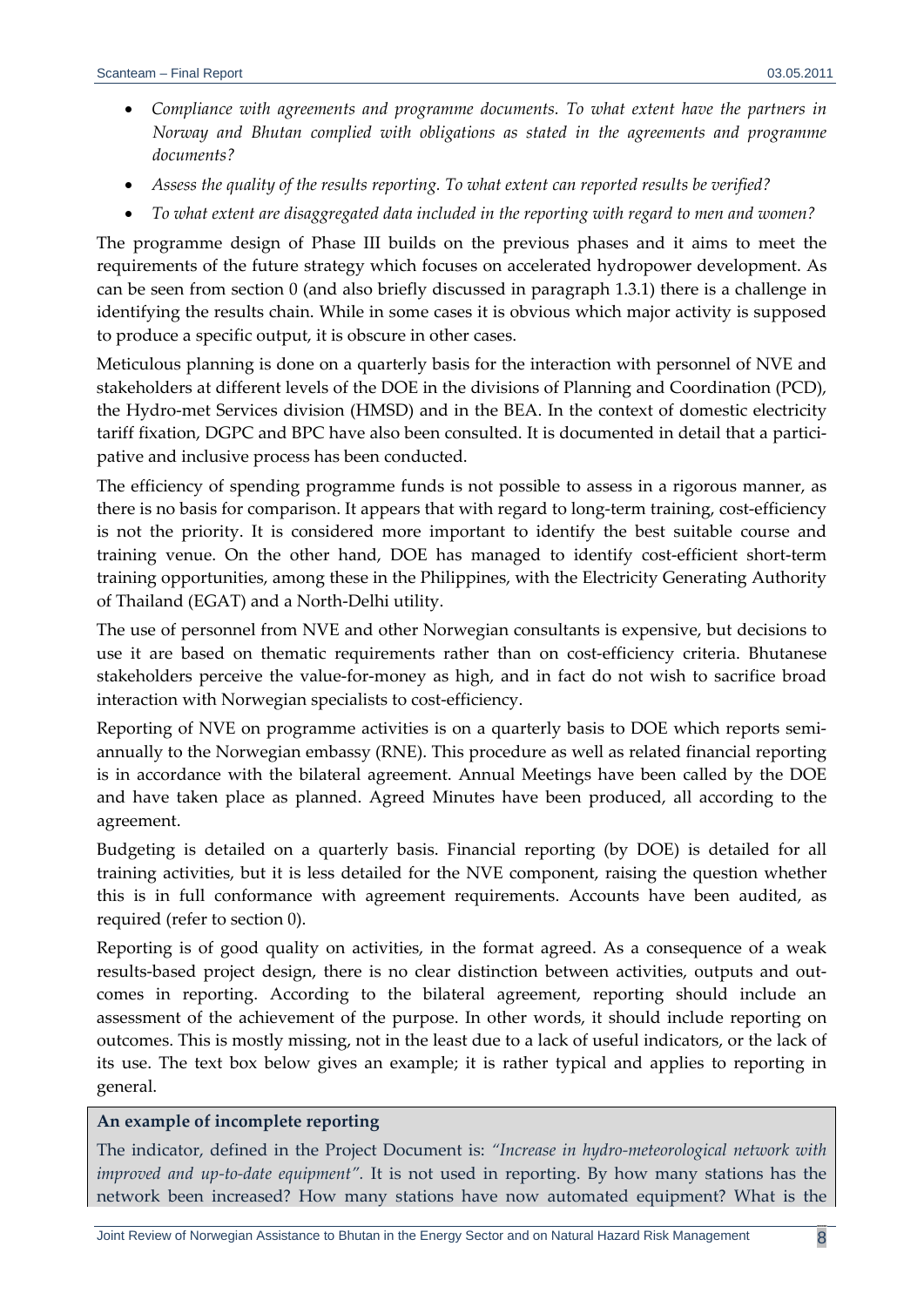- *Compliance with agreements and programme documents. To what extent have the partners in Norway and Bhutan complied with obligations as stated in the agreements and programme documents?*
- *Assess the quality of the results reporting. To what extent can reported results be verified?*
- *To what extent are disaggregated data included in the reporting with regard to men and women?*

The programme design of Phase III builds on the previous phases and it aims to meet the requirements of the future strategy which focuses on accelerated hydropower development. As can be seen from section 0 (and also briefly discussed in paragraph 1.3.1) there is a challenge in identifying the results chain. While in some cases it is obvious which major activity is supposed to produce a specific output, it is obscure in other cases.

Meticulous planning is done on a quarterly basis for the interaction with personnel of NVE and stakeholders at different levels of the DOE in the divisions of Planning and Coordination (PCD), the Hydro-met Services division (HMSD) and in the BEA. In the context of domestic electricity tariff fixation, DGPC and BPC have also been consulted. It is documented in detail that a participative and inclusive process has been conducted.

The efficiency of spending programme funds is not possible to assess in a rigorous manner, as there is no basis for comparison. It appears that with regard to long-term training, cost-efficiency is not the priority. It is considered more important to identify the best suitable course and training venue. On the other hand, DOE has managed to identify cost-efficient short-term training opportunities, among these in the Philippines, with the Electricity Generating Authority of Thailand (EGAT) and a North-Delhi utility.

The use of personnel from NVE and other Norwegian consultants is expensive, but decisions to use it are based on thematic requirements rather than on cost-efficiency criteria. Bhutanese stakeholders perceive the value-for-money as high, and in fact do not wish to sacrifice broad interaction with Norwegian specialists to cost-efficiency.

Reporting of NVE on programme activities is on a quarterly basis to DOE which reports semi-annually to the Norwegian embassy (RNE). This procedure as well as related financial reporting is in accordance with the bilateral agreement. Annual Meetings have been called by the DOE and have taken place as planned. Agreed Minutes have been produced, all according to the agreement.

Budgeting is detailed on a quarterly basis. Financial reporting (by DOE) is detailed for all training activities, but it is less detailed for the NVE component, raising the question whether this is in full conformance with agreement requirements. Accounts have been audited, as required (refer to section 0).

Reporting is of good quality on activities, in the format agreed. As a consequence of a weak results-based project design, there is no clear distinction between activities, outputs and outcomes in reporting. According to the bilateral agreement, reporting should include an assessment of the achievement of the purpose. In other words, it should include reporting on outcomes. This is mostly missing, not in the least due to a lack of useful indicators, or the lack of its use. The text box below gives an example; it is rather typical and applies to reporting in general.

**An example of incomplete reporting**

The indicator, defined in the Project Document is: *"Increase in hydro-meteorological network with improved and up-to-date equipment"*. It is not used in reporting. By how many stations has the network been increased? How many stations have now automated equipment? What is the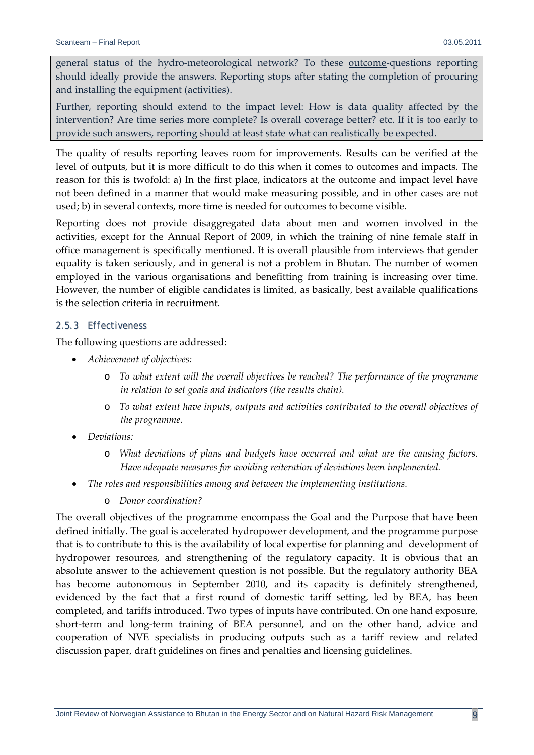general status of the hydro-meteorological network? To these outcome-questions reporting should ideally provide the answers. Reporting stops after stating the completion of procuring and installing the equipment (activities).

Further, reporting should extend to the impact level: How is data quality affected by the intervention? Are time series more complete? Is overall coverage better? etc. If it is too early to provide such answers, reporting should at least state what can realistically be expected.

The quality of results reporting leaves room for improvements. Results can be verified at the level of outputs, but it is more difficult to do this when it comes to outcomes and impacts. The reason for this is twofold: a) In the first place, indicators at the outcome and impact level have not been defined in a manner that would make measuring possible, and in other cases are not used; b) in several contexts, more time is needed for outcomes to become visible.

Reporting does not provide disaggregated data about men and women involved in the activities, except for the Annual Report of 2009, in which the training of nine female staff in office management is specifically mentioned. It is overall plausible from interviews that gender equality is taken seriously, and in general is not a problem in Bhutan. The number of women employed in the various organisations and benefitting from training is increasing over time. However, the number of eligible candidates is limited, as basically, best available qualifications is the selection criteria in recruitment.

### 2.5.3 Effectiveness

The following questions are addressed:

- *Achievement of objectives:*
  - *To what extent will the overall objectives be reached? The performance of the programme in relation to set goals and indicators (the results chain).*
  - *To what extent have inputs, outputs and activities contributed to the overall objectives of the programme.*
- *Deviations:*
  - *What deviations of plans and budgets have occurred and what are the causing factors. Have adequate measures for avoiding reiteration of deviations been implemented.*
- *The roles and responsibilities among and between the implementing institutions.*
  - *Donor coordination?*

The overall objectives of the programme encompass the Goal and the Purpose that have been defined initially. The goal is accelerated hydropower development, and the programme purpose that is to contribute to this is the availability of local expertise for planning and development of hydropower resources, and strengthening of the regulatory capacity. It is obvious that an absolute answer to the achievement question is not possible. But the regulatory authority BEA has become autonomous in September 2010, and its capacity is definitely strengthened, evidenced by the fact that a first round of domestic tariff setting, led by BEA, has been completed, and tariffs introduced. Two types of inputs have contributed. On one hand exposure, short-term and long-term training of BEA personnel, and on the other hand, advice and cooperation of NVE specialists in producing outputs such as a tariff review and related discussion paper, draft guidelines on fines and penalties and licensing guidelines.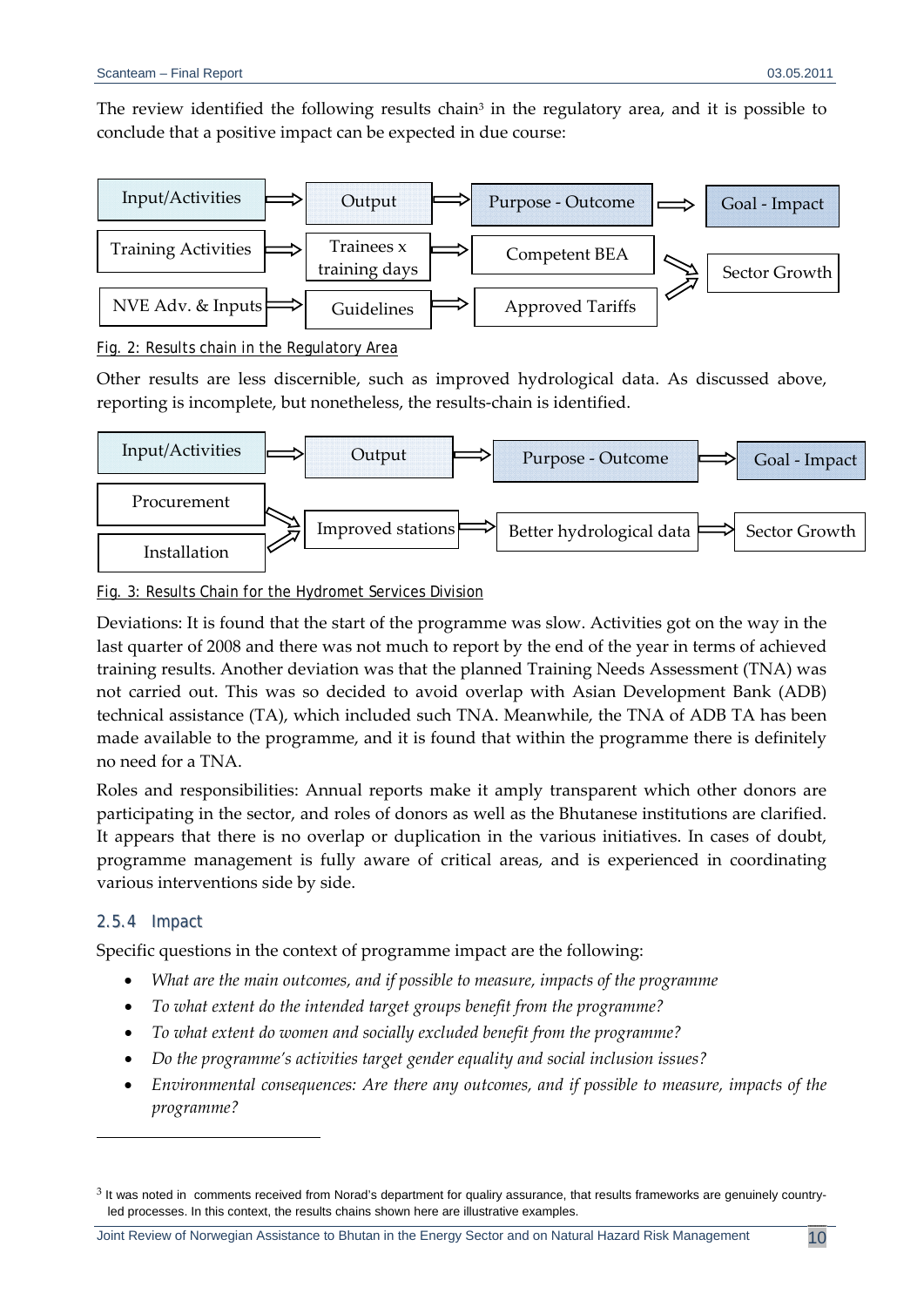The review identified the following results chain[3] in the regulatory area, and it is possible to conclude that a positive impact can be expected in due course:

| Input/Activities | Output | Purpose - Outcome | Goal - Impact |
|---|---|---|---|
| Training Activities | Trainees x training days | Competent BEA | Sector Growth |
| NVE Adv. & Inputs | Guidelines | Approved Tariffs | |

Fig. 2: Results chain in the Regulatory Area

Other results are less discernible, such as improved hydrological data. As discussed above, reporting is incomplete, but nonetheless, the results-chain is identified.

| Input/Activities | Output | Purpose - Outcome | Goal - Impact |
|---|---|---|---|
| Procurement | Improved stations | Better hydrological data | Sector Growth |
| Installation | | | |

Fig. 3: Results Chain for the Hydromet Services Division

Deviations: It is found that the start of the programme was slow. Activities got on the way in the last quarter of 2008 and there was not much to report by the end of the year in terms of achieved training results. Another deviation was that the planned Training Needs Assessment (TNA) was not carried out. This was so decided to avoid overlap with Asian Development Bank (ADB) technical assistance (TA), which included such TNA. Meanwhile, the TNA of ADB TA has been made available to the programme, and it is found that within the programme there is definitely no need for a TNA.

Roles and responsibilities: Annual reports make it amply transparent which other donors are participating in the sector, and roles of donors as well as the Bhutanese institutions are clarified. It appears that there is no overlap or duplication in the various initiatives. In cases of doubt, programme management is fully aware of critical areas, and is experienced in coordinating various interventions side by side.

### 2.5.4 Impact

Specific questions in the context of programme impact are the following:

- *What are the main outcomes, and if possible to measure, impacts of the programme*
- *To what extent do the intended target groups benefit from the programme?*
- *To what extent do women and socially excluded benefit from the programme?*
- *Do the programme's activities target gender equality and social inclusion issues?*
- *Environmental consequences: Are there any outcomes, and if possible to measure, impacts of the programme?*

---

[3] It was noted in comments received from Norad's department for qualiry assurance, that results frameworks are genuinely country-led processes. In this context, the results chains shown here are illustrative examples.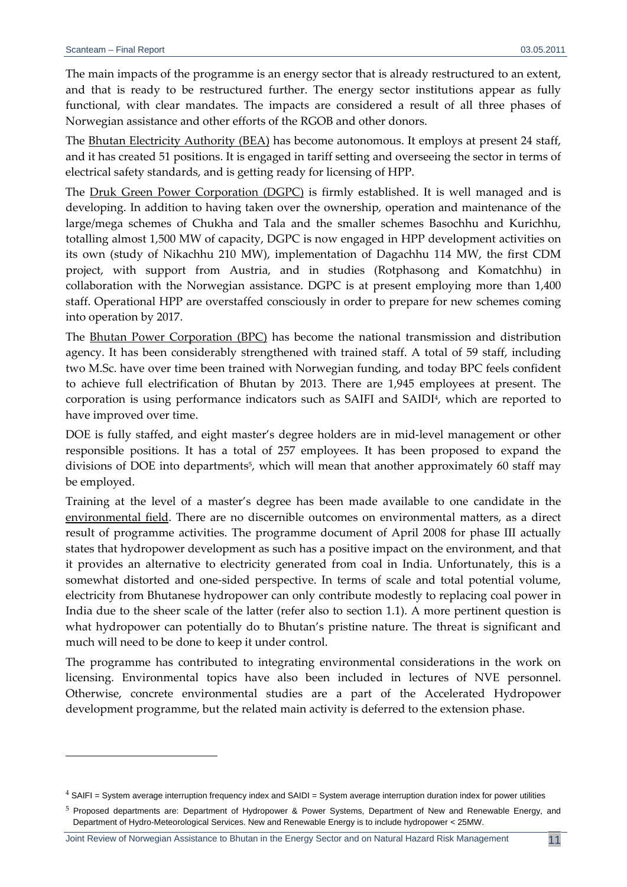The main impacts of the programme is an energy sector that is already restructured to an extent, and that is ready to be restructured further. The energy sector institutions appear as fully functional, with clear mandates. The impacts are considered a result of all three phases of Norwegian assistance and other efforts of the RGOB and other donors.

The Bhutan Electricity Authority (BEA) has become autonomous. It employs at present 24 staff, and it has created 51 positions. It is engaged in tariff setting and overseeing the sector in terms of electrical safety standards, and is getting ready for licensing of HPP.

The Druk Green Power Corporation (DGPC) is firmly established. It is well managed and is developing. In addition to having taken over the ownership, operation and maintenance of the large/mega schemes of Chukha and Tala and the smaller schemes Basochhu and Kurichhu, totalling almost 1,500 MW of capacity, DGPC is now engaged in HPP development activities on its own (study of Nikachhu 210 MW), implementation of Dagachhu 114 MW, the first CDM project, with support from Austria, and in studies (Rotphasong and Komatchhu) in collaboration with the Norwegian assistance. DGPC is at present employing more than 1,400 staff. Operational HPP are overstaffed consciously in order to prepare for new schemes coming into operation by 2017.

The Bhutan Power Corporation (BPC) has become the national transmission and distribution agency. It has been considerably strengthened with trained staff. A total of 59 staff, including two M.Sc. have over time been trained with Norwegian funding, and today BPC feels confident to achieve full electrification of Bhutan by 2013. There are 1,945 employees at present. The corporation is using performance indicators such as SAIFI and SAIDI[4], which are reported to have improved over time.

DOE is fully staffed, and eight master's degree holders are in mid-level management or other responsible positions. It has a total of 257 employees. It has been proposed to expand the divisions of DOE into departments[5], which will mean that another approximately 60 staff may be employed.

Training at the level of a master's degree has been made available to one candidate in the environmental field. There are no discernible outcomes on environmental matters, as a direct result of programme activities. The programme document of April 2008 for phase III actually states that hydropower development as such has a positive impact on the environment, and that it provides an alternative to electricity generated from coal in India. Unfortunately, this is a somewhat distorted and one-sided perspective. In terms of scale and total potential volume, electricity from Bhutanese hydropower can only contribute modestly to replacing coal power in India due to the sheer scale of the latter (refer also to section 1.1). A more pertinent question is what hydropower can potentially do to Bhutan's pristine nature. The threat is significant and much will need to be done to keep it under control.

The programme has contributed to integrating environmental considerations in the work on licensing. Environmental topics have also been included in lectures of NVE personnel. Otherwise, concrete environmental studies are a part of the Accelerated Hydropower development programme, but the related main activity is deferred to the extension phase.

---

[4] SAIFI = System average interruption frequency index and SAIDI = System average interruption duration index for power utilities

[5] Proposed departments are: Department of Hydropower & Power Systems, Department of New and Renewable Energy, and Department of Hydro-Meteorological Services. New and Renewable Energy is to include hydropower < 25MW.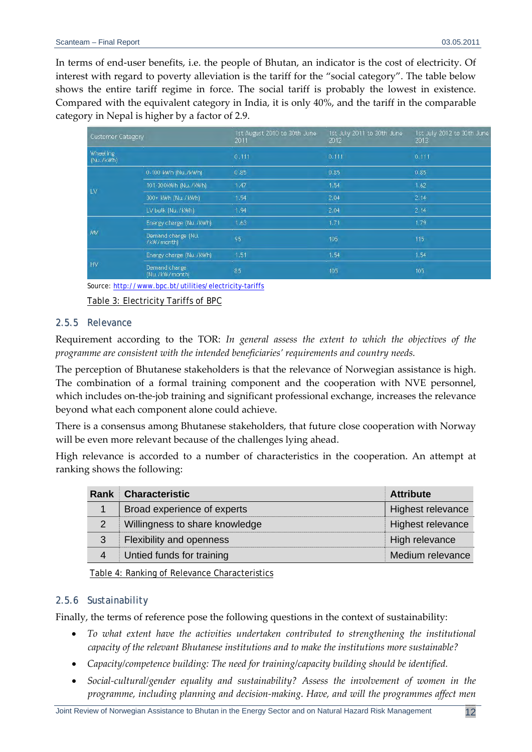In terms of end-user benefits, i.e. the people of Bhutan, an indicator is the cost of electricity. Of interest with regard to poverty alleviation is the tariff for the "social category". The table below shows the entire tariff regime in force. The social tariff is probably the lowest in existence. Compared with the equivalent category in India, it is only 40%, and the tariff in the comparable category in Nepal is higher by a factor of 2.9.

| Customer Category | | 1st August 2010 to 30th June 2011 | 1st July 2011 to 30th June 2012 | 1st July 2012 to 30th June 2013 |
|---|---|---|---|---|
| Wheeling (Nu./kWh) | | 0.111 | 0.111 | 0.111 |
| LV | 0-100 kWh (Nu./kWh) | 0.85 | 0.85 | 0.85 |
| | 101-300kWh (Nu./kWh) | 1.47 | 1.54 | 1.62 |
| | 300+ kWh (Nu./kWh) | 1.94 | 2.04 | 2.14 |
| | LV bulk (Nu./kWh) | 1.94 | 2.04 | 2.14 |
| MV | Energy charge (Nu./kWh) | 1.63 | 1.71 | 1.79 |
| | Demand charge (Nu./kW/month) | 95 | 105 | 115 |
| HV | Energy charge (Nu./kWh) | 1.51 | 1.54 | 1.54 |
| | Demand charge (Nu./kW/month) | 85 | 105 | 105 |

Source: http://www.bpc.bt/utilities/electricity-tariffs

Table 3: Electricity Tariffs of BPC

### 2.5.5 Relevance

Requirement according to the TOR: *In general assess the extent to which the objectives of the programme are consistent with the intended beneficiaries' requirements and country needs.*

The perception of Bhutanese stakeholders is that the relevance of Norwegian assistance is high. The combination of a formal training component and the cooperation with NVE personnel, which includes on-the-job training and significant professional exchange, increases the relevance beyond what each component alone could achieve.

There is a consensus among Bhutanese stakeholders, that future close cooperation with Norway will be even more relevant because of the challenges lying ahead.

High relevance is accorded to a number of characteristics in the cooperation. An attempt at ranking shows the following:

| Rank | Characteristic | Attribute |
|---|---|---|
| 1 | Broad experience of experts | Highest relevance |
| 2 | Willingness to share knowledge | Highest relevance |
| 3 | Flexibility and openness | High relevance |
| 4 | Untied funds for training | Medium relevance |

Table 4: Ranking of Relevance Characteristics

### 2.5.6 Sustainability

Finally, the terms of reference pose the following questions in the context of sustainability:

- *To what extent have the activities undertaken contributed to strengthening the institutional capacity of the relevant Bhutanese institutions and to make the institutions more sustainable?*
- *Capacity/competence building: The need for training/capacity building should be identified.*
- *Social-cultural/gender equality and sustainability? Assess the involvement of women in the programme, including planning and decision-making. Have, and will the programmes affect men*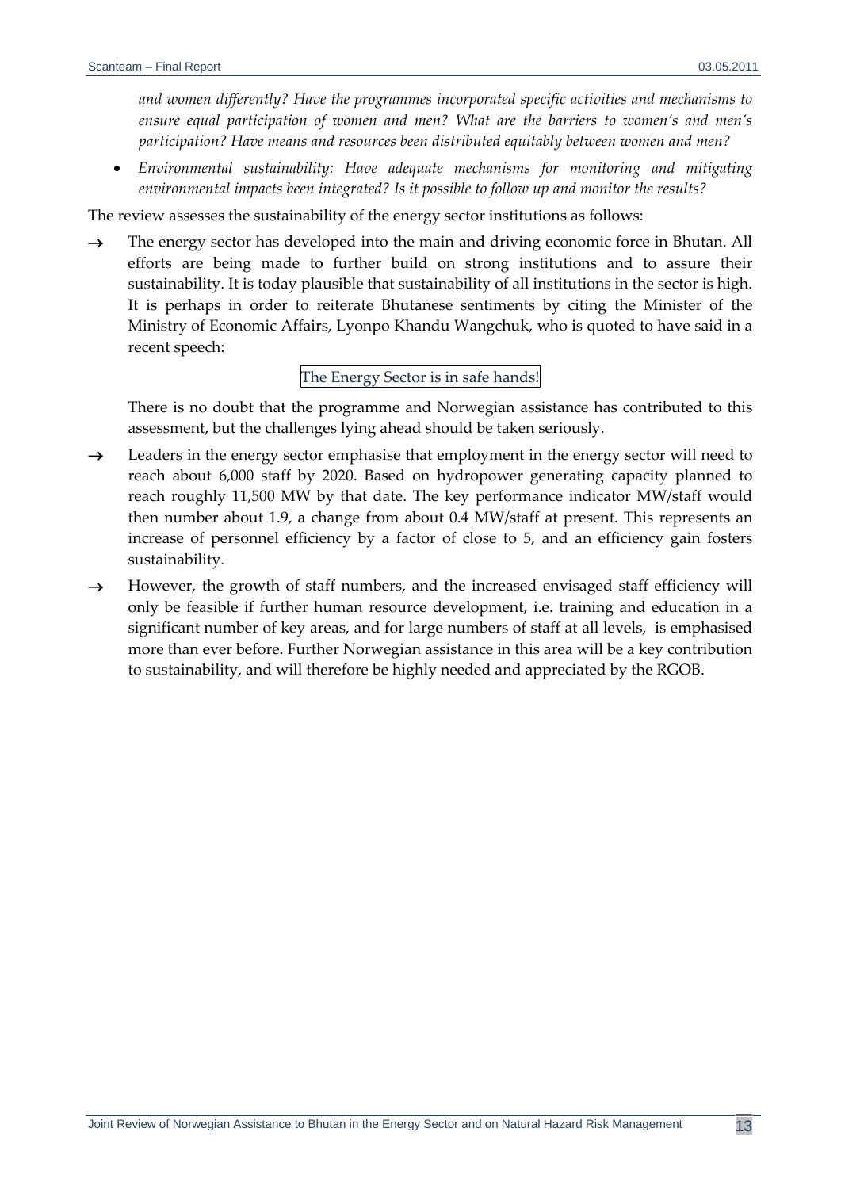*and women differently? Have the programmes incorporated specific activities and mechanisms to ensure equal participation of women and men? What are the barriers to women's and men's participation? Have means and resources been distributed equitably between women and men?*

- *Environmental sustainability: Have adequate mechanisms for monitoring and mitigating environmental impacts been integrated? Is it possible to follow up and monitor the results?*

The review assesses the sustainability of the energy sector institutions as follows:

→ The energy sector has developed into the main and driving economic force in Bhutan. All efforts are being made to further build on strong institutions and to assure their sustainability. It is today plausible that sustainability of all institutions in the sector is high. It is perhaps in order to reiterate Bhutanese sentiments by citing the Minister of the Ministry of Economic Affairs, Lyonpo Khandu Wangchuk, who is quoted to have said in a recent speech:

  The Energy Sector is in safe hands!

  There is no doubt that the programme and Norwegian assistance has contributed to this assessment, but the challenges lying ahead should be taken seriously.

→ Leaders in the energy sector emphasise that employment in the energy sector will need to reach about 6,000 staff by 2020. Based on hydropower generating capacity planned to reach roughly 11,500 MW by that date. The key performance indicator MW/staff would then number about 1.9, a change from about 0.4 MW/staff at present. This represents an increase of personnel efficiency by a factor of close to 5, and an efficiency gain fosters sustainability.

→ However, the growth of staff numbers, and the increased envisaged staff efficiency will only be feasible if further human resource development, i.e. training and education in a significant number of key areas, and for large numbers of staff at all levels, is emphasised more than ever before. Further Norwegian assistance in this area will be a key contribution to sustainability, and will therefore be highly needed and appreciated by the RGOB.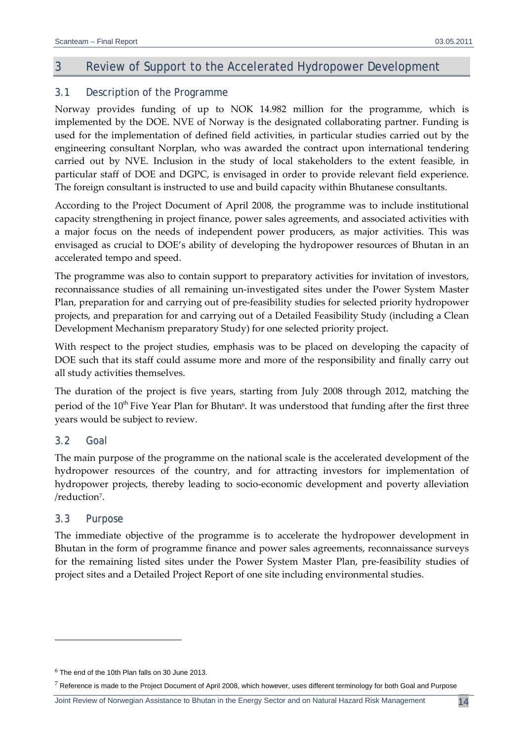# 3 Review of Support to the Accelerated Hydropower Development

## 3.1 Description of the Programme

Norway provides funding of up to NOK 14.982 million for the programme, which is implemented by the DOE. NVE of Norway is the designated collaborating partner. Funding is used for the implementation of defined field activities, in particular studies carried out by the engineering consultant Norplan, who was awarded the contract upon international tendering carried out by NVE. Inclusion in the study of local stakeholders to the extent feasible, in particular staff of DOE and DGPC, is envisaged in order to provide relevant field experience. The foreign consultant is instructed to use and build capacity within Bhutanese consultants.

According to the Project Document of April 2008, the programme was to include institutional capacity strengthening in project finance, power sales agreements, and associated activities with a major focus on the needs of independent power producers, as major activities. This was envisaged as crucial to DOE's ability of developing the hydropower resources of Bhutan in an accelerated tempo and speed.

The programme was also to contain support to preparatory activities for invitation of investors, reconnaissance studies of all remaining un-investigated sites under the Power System Master Plan, preparation for and carrying out of pre-feasibility studies for selected priority hydropower projects, and preparation for and carrying out of a Detailed Feasibility Study (including a Clean Development Mechanism preparatory Study) for one selected priority project.

With respect to the project studies, emphasis was to be placed on developing the capacity of DOE such that its staff could assume more and more of the responsibility and finally carry out all study activities themselves.

The duration of the project is five years, starting from July 2008 through 2012, matching the period of the 10th Five Year Plan for Bhutan[6]. It was understood that funding after the first three years would be subject to review.

## 3.2 Goal

The main purpose of the programme on the national scale is the accelerated development of the hydropower resources of the country, and for attracting investors for implementation of hydropower projects, thereby leading to socio-economic development and poverty alleviation /reduction[7].

## 3.3 Purpose

The immediate objective of the programme is to accelerate the hydropower development in Bhutan in the form of programme finance and power sales agreements, reconnaissance surveys for the remaining listed sites under the Power System Master Plan, pre-feasibility studies of project sites and a Detailed Project Report of one site including environmental studies.

---

[6] The end of the 10th Plan falls on 30 June 2013.

[7] Reference is made to the Project Document of April 2008, which however, uses different terminology for both Goal and Purpose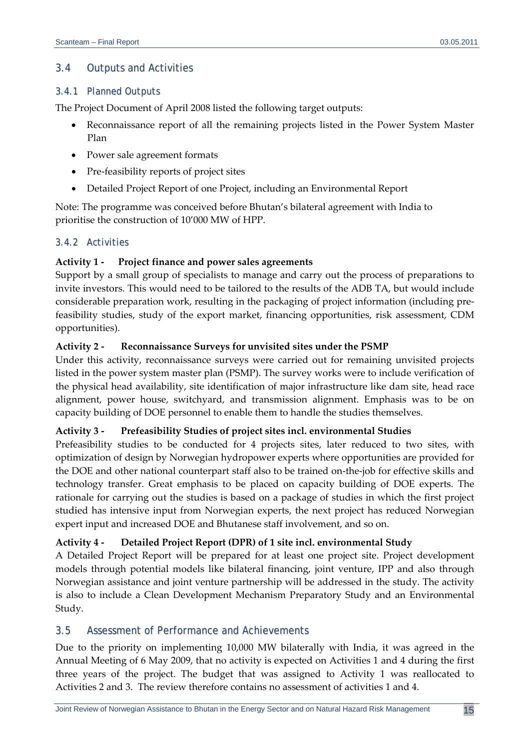## 3.4 Outputs and Activities

### 3.4.1 Planned Outputs

The Project Document of April 2008 listed the following target outputs:

- Reconnaissance report of all the remaining projects listed in the Power System Master Plan
- Power sale agreement formats
- Pre-feasibility reports of project sites
- Detailed Project Report of one Project, including an Environmental Report

Note: The programme was conceived before Bhutan's bilateral agreement with India to prioritise the construction of 10'000 MW of HPP.

### 3.4.2 Activities

**Activity 1 - Project finance and power sales agreements**

Support by a small group of specialists to manage and carry out the process of preparations to invite investors. This would need to be tailored to the results of the ADB TA, but would include considerable preparation work, resulting in the packaging of project information (including pre-feasibility studies, study of the export market, financing opportunities, risk assessment, CDM opportunities).

**Activity 2 - Reconnaissance Surveys for unvisited sites under the PSMP**

Under this activity, reconnaissance surveys were carried out for remaining unvisited projects listed in the power system master plan (PSMP). The survey works were to include verification of the physical head availability, site identification of major infrastructure like dam site, head race alignment, power house, switchyard, and transmission alignment. Emphasis was to be on capacity building of DOE personnel to enable them to handle the studies themselves.

**Activity 3 - Prefeasibility Studies of project sites incl. environmental Studies**

Prefeasibility studies to be conducted for 4 projects sites, later reduced to two sites, with optimization of design by Norwegian hydropower experts where opportunities are provided for the DOE and other national counterpart staff also to be trained on-the-job for effective skills and technology transfer. Great emphasis to be placed on capacity building of DOE experts. The rationale for carrying out the studies is based on a package of studies in which the first project studied has intensive input from Norwegian experts, the next project has reduced Norwegian expert input and increased DOE and Bhutanese staff involvement, and so on.

**Activity 4 - Detailed Project Report (DPR) of 1 site incl. environmental Study**

A Detailed Project Report will be prepared for at least one project site. Project development models through potential models like bilateral financing, joint venture, IPP and also through Norwegian assistance and joint venture partnership will be addressed in the study. The activity is also to include a Clean Development Mechanism Preparatory Study and an Environmental Study.

## 3.5 Assessment of Performance and Achievements

Due to the priority on implementing 10,000 MW bilaterally with India, it was agreed in the Annual Meeting of 6 May 2009, that no activity is expected on Activities 1 and 4 during the first three years of the project. The budget that was assigned to Activity 1 was reallocated to Activities 2 and 3. The review therefore contains no assessment of activities 1 and 4.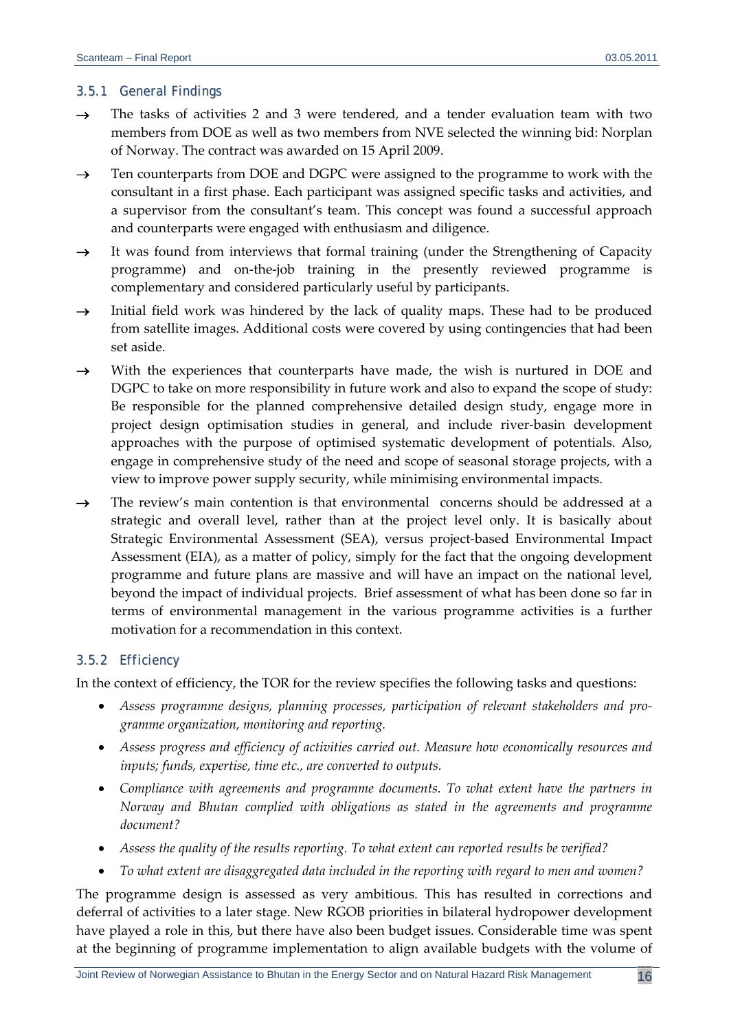### 3.5.1 General Findings

- → The tasks of activities 2 and 3 were tendered, and a tender evaluation team with two members from DOE as well as two members from NVE selected the winning bid: Norplan of Norway. The contract was awarded on 15 April 2009.
- → Ten counterparts from DOE and DGPC were assigned to the programme to work with the consultant in a first phase. Each participant was assigned specific tasks and activities, and a supervisor from the consultant's team. This concept was found a successful approach and counterparts were engaged with enthusiasm and diligence.
- → It was found from interviews that formal training (under the Strengthening of Capacity programme) and on-the-job training in the presently reviewed programme is complementary and considered particularly useful by participants.
- → Initial field work was hindered by the lack of quality maps. These had to be produced from satellite images. Additional costs were covered by using contingencies that had been set aside.
- → With the experiences that counterparts have made, the wish is nurtured in DOE and DGPC to take on more responsibility in future work and also to expand the scope of study: Be responsible for the planned comprehensive detailed design study, engage more in project design optimisation studies in general, and include river-basin development approaches with the purpose of optimised systematic development of potentials. Also, engage in comprehensive study of the need and scope of seasonal storage projects, with a view to improve power supply security, while minimising environmental impacts.
- → The review's main contention is that environmental concerns should be addressed at a strategic and overall level, rather than at the project level only. It is basically about Strategic Environmental Assessment (SEA), versus project-based Environmental Impact Assessment (EIA), as a matter of policy, simply for the fact that the ongoing development programme and future plans are massive and will have an impact on the national level, beyond the impact of individual projects. Brief assessment of what has been done so far in terms of environmental management in the various programme activities is a further motivation for a recommendation in this context.

### 3.5.2 Efficiency

In the context of efficiency, the TOR for the review specifies the following tasks and questions:

- *Assess programme designs, planning processes, participation of relevant stakeholders and programme organization, monitoring and reporting.*
- *Assess progress and efficiency of activities carried out. Measure how economically resources and inputs; funds, expertise, time etc., are converted to outputs.*
- *Compliance with agreements and programme documents. To what extent have the partners in Norway and Bhutan complied with obligations as stated in the agreements and programme document?*
- *Assess the quality of the results reporting. To what extent can reported results be verified?*
- *To what extent are disaggregated data included in the reporting with regard to men and women?*

The programme design is assessed as very ambitious. This has resulted in corrections and deferral of activities to a later stage. New RGOB priorities in bilateral hydropower development have played a role in this, but there have also been budget issues. Considerable time was spent at the beginning of programme implementation to align available budgets with the volume of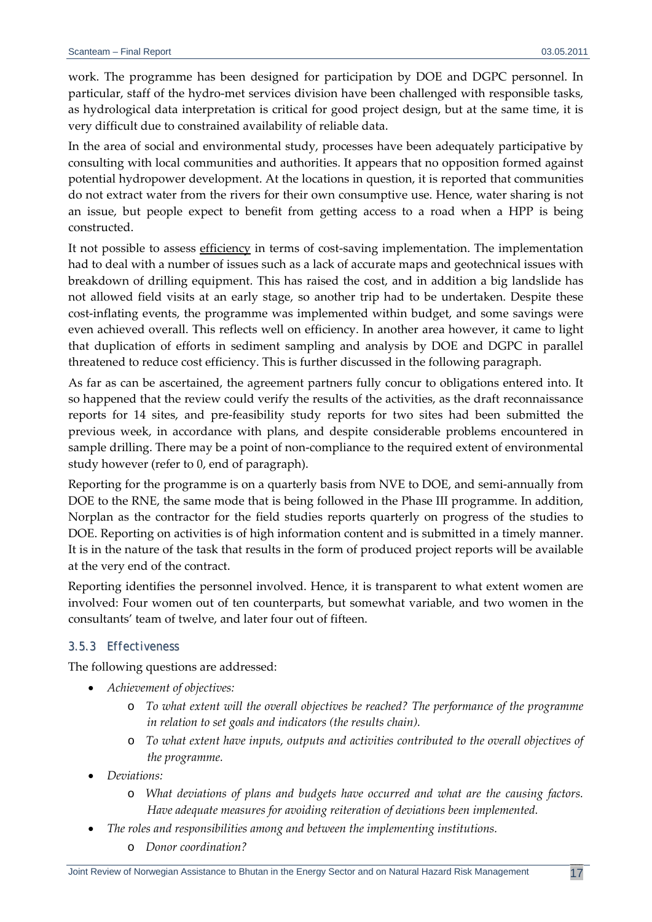work. The programme has been designed for participation by DOE and DGPC personnel. In particular, staff of the hydro-met services division have been challenged with responsible tasks, as hydrological data interpretation is critical for good project design, but at the same time, it is very difficult due to constrained availability of reliable data.

In the area of social and environmental study, processes have been adequately participative by consulting with local communities and authorities. It appears that no opposition formed against potential hydropower development. At the locations in question, it is reported that communities do not extract water from the rivers for their own consumptive use. Hence, water sharing is not an issue, but people expect to benefit from getting access to a road when a HPP is being constructed.

It not possible to assess <u>efficiency</u> in terms of cost-saving implementation. The implementation had to deal with a number of issues such as a lack of accurate maps and geotechnical issues with breakdown of drilling equipment. This has raised the cost, and in addition a big landslide has not allowed field visits at an early stage, so another trip had to be undertaken. Despite these cost-inflating events, the programme was implemented within budget, and some savings were even achieved overall. This reflects well on efficiency. In another area however, it came to light that duplication of efforts in sediment sampling and analysis by DOE and DGPC in parallel threatened to reduce cost efficiency. This is further discussed in the following paragraph.

As far as can be ascertained, the agreement partners fully concur to obligations entered into. It so happened that the review could verify the results of the activities, as the draft reconnaissance reports for 14 sites, and pre-feasibility study reports for two sites had been submitted the previous week, in accordance with plans, and despite considerable problems encountered in sample drilling. There may be a point of non-compliance to the required extent of environmental study however (refer to 0, end of paragraph).

Reporting for the programme is on a quarterly basis from NVE to DOE, and semi-annually from DOE to the RNE, the same mode that is being followed in the Phase III programme. In addition, Norplan as the contractor for the field studies reports quarterly on progress of the studies to DOE. Reporting on activities is of high information content and is submitted in a timely manner. It is in the nature of the task that results in the form of produced project reports will be available at the very end of the contract.

Reporting identifies the personnel involved. Hence, it is transparent to what extent women are involved: Four women out of ten counterparts, but somewhat variable, and two women in the consultants' team of twelve, and later four out of fifteen.

### 3.5.3 Effectiveness

The following questions are addressed:

- *Achievement of objectives:*
  - *To what extent will the overall objectives be reached? The performance of the programme in relation to set goals and indicators (the results chain).*
  - *To what extent have inputs, outputs and activities contributed to the overall objectives of the programme.*
- *Deviations:*
  - *What deviations of plans and budgets have occurred and what are the causing factors. Have adequate measures for avoiding reiteration of deviations been implemented.*
- *The roles and responsibilities among and between the implementing institutions.*
  - *Donor coordination?*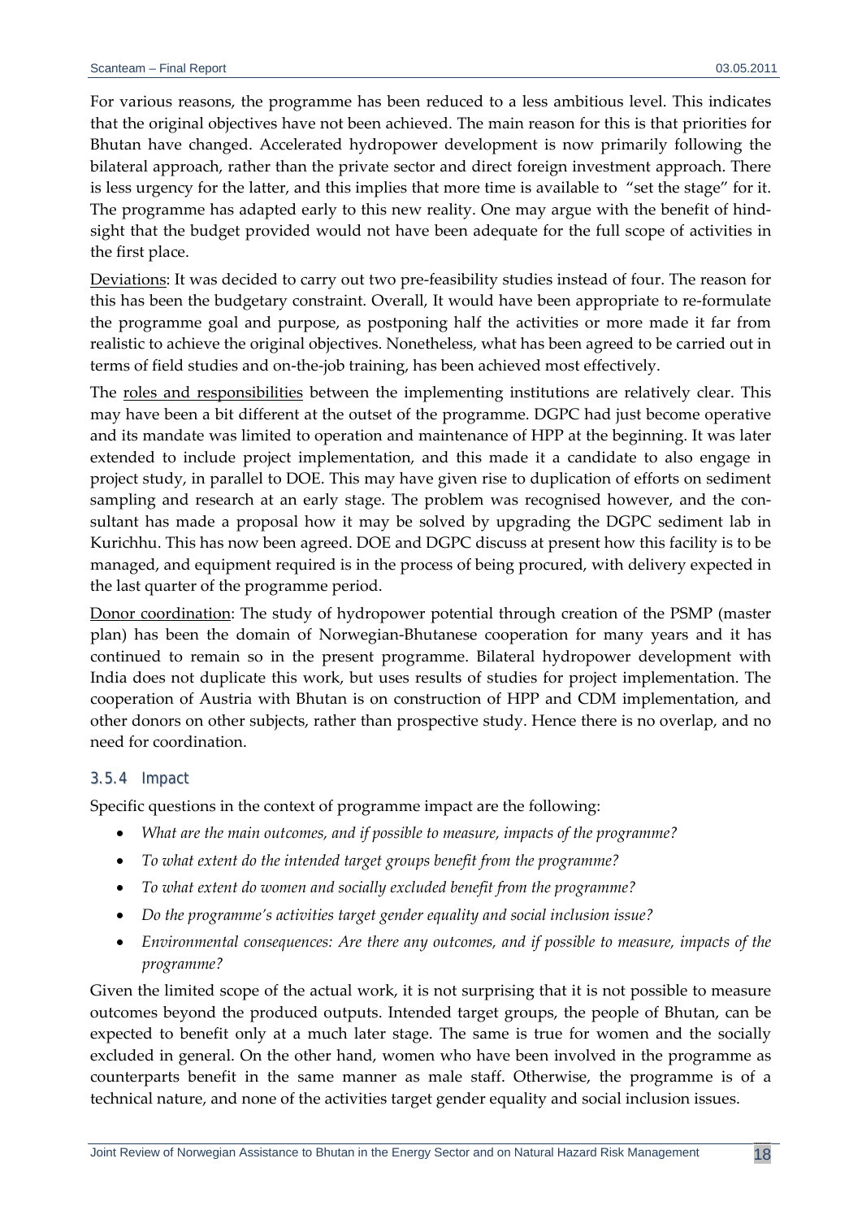For various reasons, the programme has been reduced to a less ambitious level. This indicates that the original objectives have not been achieved. The main reason for this is that priorities for Bhutan have changed. Accelerated hydropower development is now primarily following the bilateral approach, rather than the private sector and direct foreign investment approach. There is less urgency for the latter, and this implies that more time is available to "set the stage" for it. The programme has adapted early to this new reality. One may argue with the benefit of hindsight that the budget provided would not have been adequate for the full scope of activities in the first place.

Deviations: It was decided to carry out two pre-feasibility studies instead of four. The reason for this has been the budgetary constraint. Overall, It would have been appropriate to re-formulate the programme goal and purpose, as postponing half the activities or more made it far from realistic to achieve the original objectives. Nonetheless, what has been agreed to be carried out in terms of field studies and on-the-job training, has been achieved most effectively.

The roles and responsibilities between the implementing institutions are relatively clear. This may have been a bit different at the outset of the programme. DGPC had just become operative and its mandate was limited to operation and maintenance of HPP at the beginning. It was later extended to include project implementation, and this made it a candidate to also engage in project study, in parallel to DOE. This may have given rise to duplication of efforts on sediment sampling and research at an early stage. The problem was recognised however, and the consultant has made a proposal how it may be solved by upgrading the DGPC sediment lab in Kurichhu. This has now been agreed. DOE and DGPC discuss at present how this facility is to be managed, and equipment required is in the process of being procured, with delivery expected in the last quarter of the programme period.

Donor coordination: The study of hydropower potential through creation of the PSMP (master plan) has been the domain of Norwegian-Bhutanese cooperation for many years and it has continued to remain so in the present programme. Bilateral hydropower development with India does not duplicate this work, but uses results of studies for project implementation. The cooperation of Austria with Bhutan is on construction of HPP and CDM implementation, and other donors on other subjects, rather than prospective study. Hence there is no overlap, and no need for coordination.

### 3.5.4 Impact

Specific questions in the context of programme impact are the following:

- *What are the main outcomes, and if possible to measure, impacts of the programme?*
- *To what extent do the intended target groups benefit from the programme?*
- *To what extent do women and socially excluded benefit from the programme?*
- *Do the programme's activities target gender equality and social inclusion issue?*
- *Environmental consequences: Are there any outcomes, and if possible to measure, impacts of the programme?*

Given the limited scope of the actual work, it is not surprising that it is not possible to measure outcomes beyond the produced outputs. Intended target groups, the people of Bhutan, can be expected to benefit only at a much later stage. The same is true for women and the socially excluded in general. On the other hand, women who have been involved in the programme as counterparts benefit in the same manner as male staff. Otherwise, the programme is of a technical nature, and none of the activities target gender equality and social inclusion issues.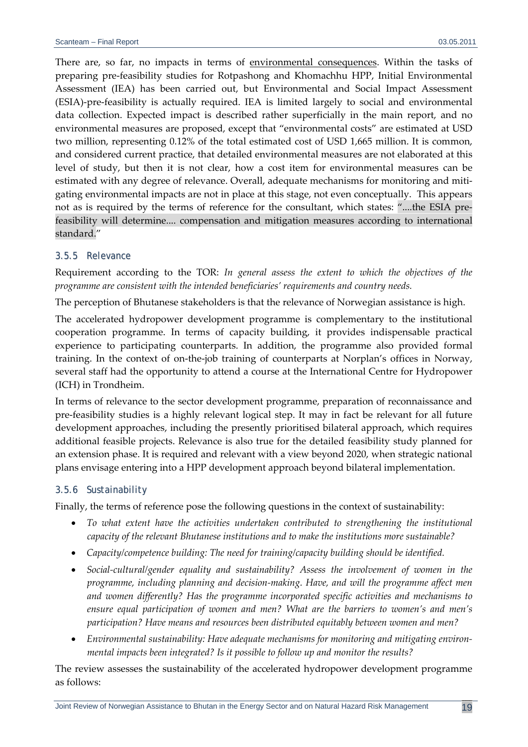There are, so far, no impacts in terms of environmental consequences. Within the tasks of preparing pre-feasibility studies for Rotpashong and Khomachhu HPP, Initial Environmental Assessment (IEA) has been carried out, but Environmental and Social Impact Assessment (ESIA)-pre-feasibility is actually required. IEA is limited largely to social and environmental data collection. Expected impact is described rather superficially in the main report, and no environmental measures are proposed, except that "environmental costs" are estimated at USD two million, representing 0.12% of the total estimated cost of USD 1,665 million. It is common, and considered current practice, that detailed environmental measures are not elaborated at this level of study, but then it is not clear, how a cost item for environmental measures can be estimated with any degree of relevance. Overall, adequate mechanisms for monitoring and mitigating environmental impacts are not in place at this stage, not even conceptually. This appears not as is required by the terms of reference for the consultant, which states: "....the ESIA pre-feasibility will determine.... compensation and mitigation measures according to international standard."

### 3.5.5 Relevance

Requirement according to the TOR: *In general assess the extent to which the objectives of the programme are consistent with the intended beneficiaries' requirements and country needs.*

The perception of Bhutanese stakeholders is that the relevance of Norwegian assistance is high.

The accelerated hydropower development programme is complementary to the institutional cooperation programme. In terms of capacity building, it provides indispensable practical experience to participating counterparts. In addition, the programme also provided formal training. In the context of on-the-job training of counterparts at Norplan's offices in Norway, several staff had the opportunity to attend a course at the International Centre for Hydropower (ICH) in Trondheim.

In terms of relevance to the sector development programme, preparation of reconnaissance and pre-feasibility studies is a highly relevant logical step. It may in fact be relevant for all future development approaches, including the presently prioritised bilateral approach, which requires additional feasible projects. Relevance is also true for the detailed feasibility study planned for an extension phase. It is required and relevant with a view beyond 2020, when strategic national plans envisage entering into a HPP development approach beyond bilateral implementation.

### 3.5.6 Sustainability

Finally, the terms of reference pose the following questions in the context of sustainability:

- *To what extent have the activities undertaken contributed to strengthening the institutional capacity of the relevant Bhutanese institutions and to make the institutions more sustainable?*
- *Capacity/competence building: The need for training/capacity building should be identified.*
- *Social-cultural/gender equality and sustainability? Assess the involvement of women in the programme, including planning and decision-making. Have, and will the programme affect men and women differently? Has the programme incorporated specific activities and mechanisms to ensure equal participation of women and men? What are the barriers to women's and men's participation? Have means and resources been distributed equitably between women and men?*
- *Environmental sustainability: Have adequate mechanisms for monitoring and mitigating environmental impacts been integrated? Is it possible to follow up and monitor the results?*

The review assesses the sustainability of the accelerated hydropower development programme as follows: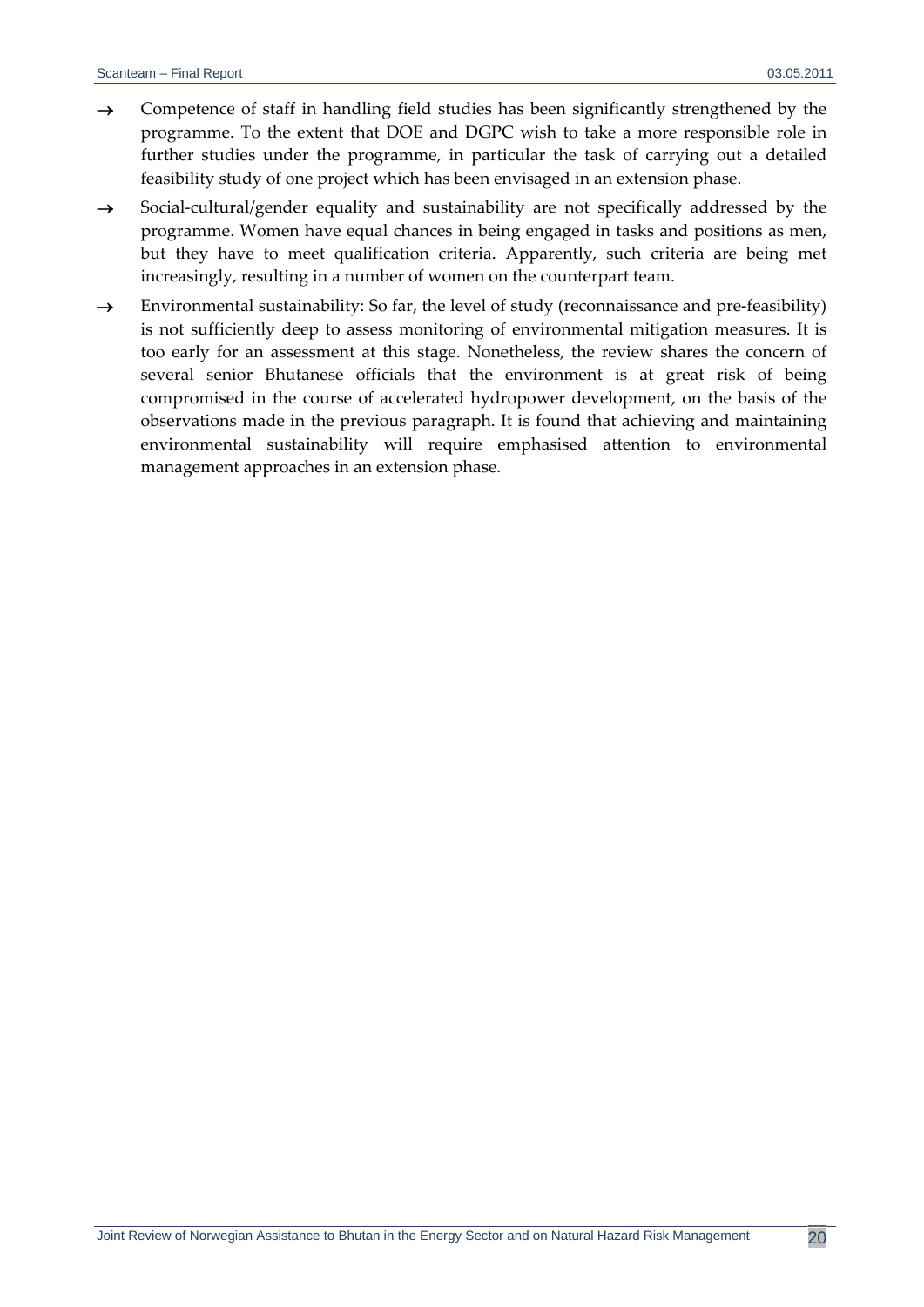- → Competence of staff in handling field studies has been significantly strengthened by the programme. To the extent that DOE and DGPC wish to take a more responsible role in further studies under the programme, in particular the task of carrying out a detailed feasibility study of one project which has been envisaged in an extension phase.
- → Social-cultural/gender equality and sustainability are not specifically addressed by the programme. Women have equal chances in being engaged in tasks and positions as men, but they have to meet qualification criteria. Apparently, such criteria are being met increasingly, resulting in a number of women on the counterpart team.
- → Environmental sustainability: So far, the level of study (reconnaissance and pre-feasibility) is not sufficiently deep to assess monitoring of environmental mitigation measures. It is too early for an assessment at this stage. Nonetheless, the review shares the concern of several senior Bhutanese officials that the environment is at great risk of being compromised in the course of accelerated hydropower development, on the basis of the observations made in the previous paragraph. It is found that achieving and maintaining environmental sustainability will require emphasised attention to environmental management approaches in an extension phase.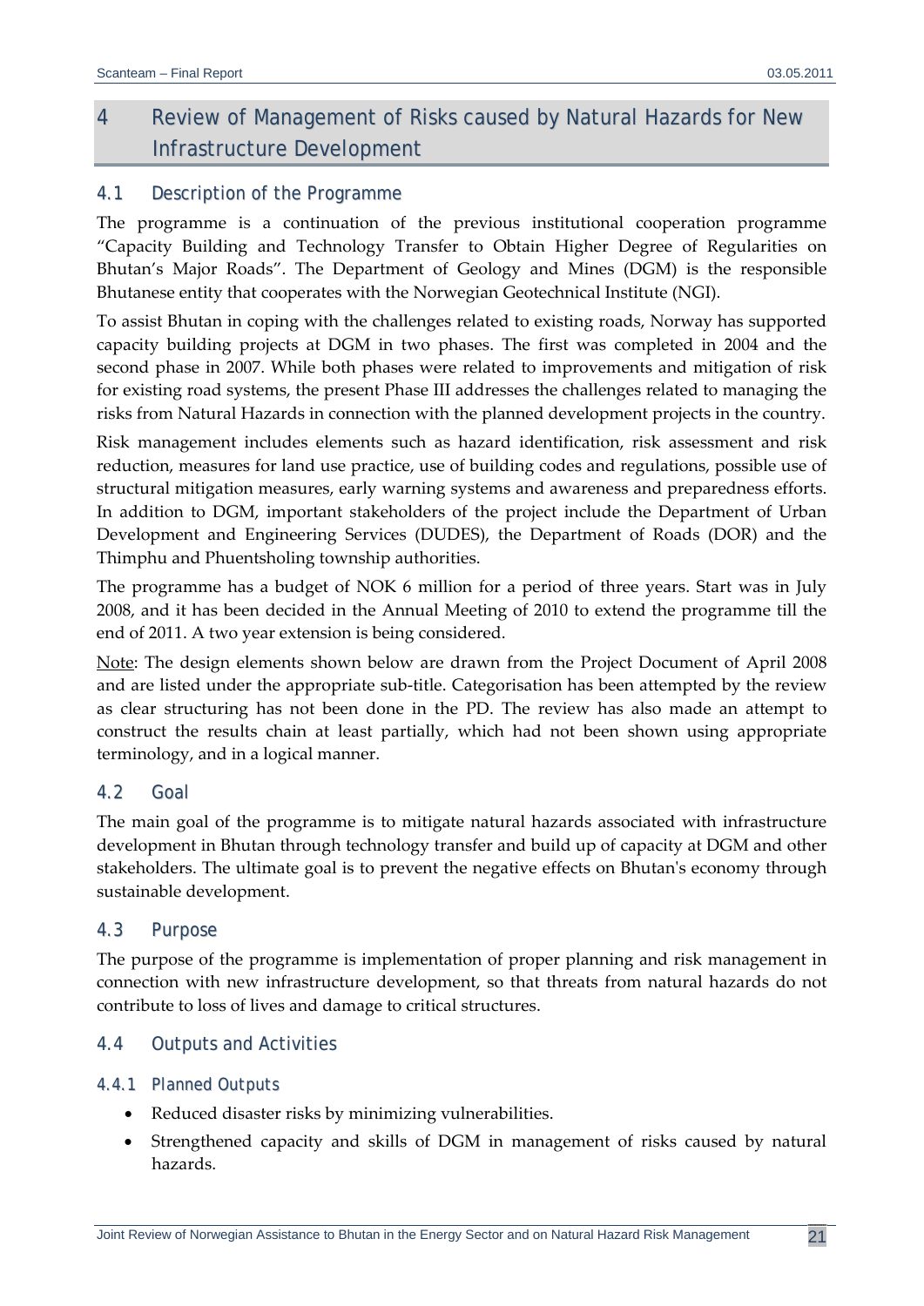# 4 Review of Management of Risks caused by Natural Hazards for New Infrastructure Development

## 4.1 Description of the Programme

The programme is a continuation of the previous institutional cooperation programme "Capacity Building and Technology Transfer to Obtain Higher Degree of Regularities on Bhutan's Major Roads". The Department of Geology and Mines (DGM) is the responsible Bhutanese entity that cooperates with the Norwegian Geotechnical Institute (NGI).

To assist Bhutan in coping with the challenges related to existing roads, Norway has supported capacity building projects at DGM in two phases. The first was completed in 2004 and the second phase in 2007. While both phases were related to improvements and mitigation of risk for existing road systems, the present Phase III addresses the challenges related to managing the risks from Natural Hazards in connection with the planned development projects in the country.

Risk management includes elements such as hazard identification, risk assessment and risk reduction, measures for land use practice, use of building codes and regulations, possible use of structural mitigation measures, early warning systems and awareness and preparedness efforts. In addition to DGM, important stakeholders of the project include the Department of Urban Development and Engineering Services (DUDES), the Department of Roads (DOR) and the Thimphu and Phuentsholing township authorities.

The programme has a budget of NOK 6 million for a period of three years. Start was in July 2008, and it has been decided in the Annual Meeting of 2010 to extend the programme till the end of 2011. A two year extension is being considered.

Note: The design elements shown below are drawn from the Project Document of April 2008 and are listed under the appropriate sub-title. Categorisation has been attempted by the review as clear structuring has not been done in the PD. The review has also made an attempt to construct the results chain at least partially, which had not been shown using appropriate terminology, and in a logical manner.

## 4.2 Goal

The main goal of the programme is to mitigate natural hazards associated with infrastructure development in Bhutan through technology transfer and build up of capacity at DGM and other stakeholders. The ultimate goal is to prevent the negative effects on Bhutan's economy through sustainable development.

## 4.3 Purpose

The purpose of the programme is implementation of proper planning and risk management in connection with new infrastructure development, so that threats from natural hazards do not contribute to loss of lives and damage to critical structures.

## 4.4 Outputs and Activities

### 4.4.1 Planned Outputs

- Reduced disaster risks by minimizing vulnerabilities.
- Strengthened capacity and skills of DGM in management of risks caused by natural hazards.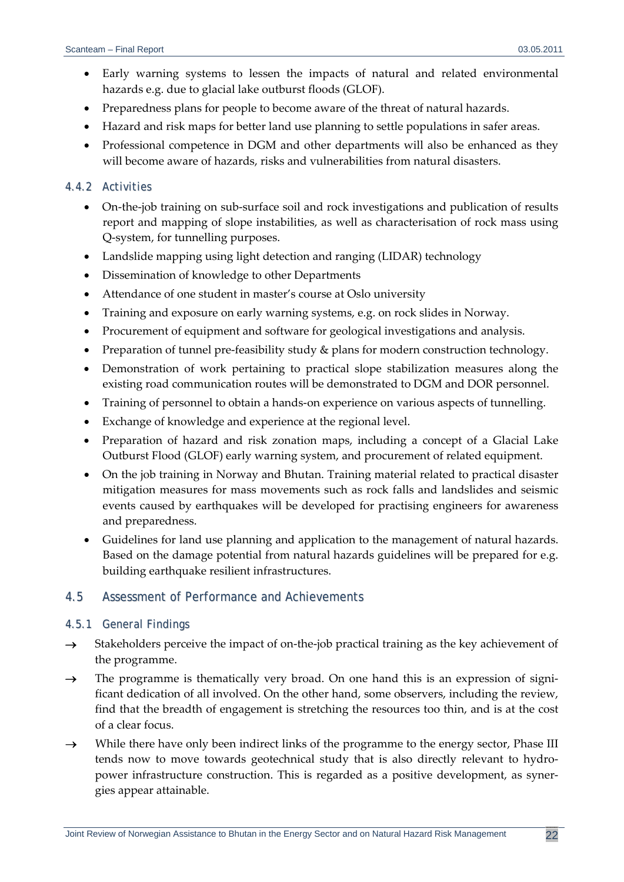- Early warning systems to lessen the impacts of natural and related environmental hazards e.g. due to glacial lake outburst floods (GLOF).
- Preparedness plans for people to become aware of the threat of natural hazards.
- Hazard and risk maps for better land use planning to settle populations in safer areas.
- Professional competence in DGM and other departments will also be enhanced as they will become aware of hazards, risks and vulnerabilities from natural disasters.

### 4.4.2 Activities

- On-the-job training on sub-surface soil and rock investigations and publication of results report and mapping of slope instabilities, as well as characterisation of rock mass using Q-system, for tunnelling purposes.
- Landslide mapping using light detection and ranging (LIDAR) technology
- Dissemination of knowledge to other Departments
- Attendance of one student in master's course at Oslo university
- Training and exposure on early warning systems, e.g. on rock slides in Norway.
- Procurement of equipment and software for geological investigations and analysis.
- Preparation of tunnel pre-feasibility study & plans for modern construction technology.
- Demonstration of work pertaining to practical slope stabilization measures along the existing road communication routes will be demonstrated to DGM and DOR personnel.
- Training of personnel to obtain a hands-on experience on various aspects of tunnelling.
- Exchange of knowledge and experience at the regional level.
- Preparation of hazard and risk zonation maps, including a concept of a Glacial Lake Outburst Flood (GLOF) early warning system, and procurement of related equipment.
- On the job training in Norway and Bhutan. Training material related to practical disaster mitigation measures for mass movements such as rock falls and landslides and seismic events caused by earthquakes will be developed for practising engineers for awareness and preparedness.
- Guidelines for land use planning and application to the management of natural hazards. Based on the damage potential from natural hazards guidelines will be prepared for e.g. building earthquake resilient infrastructures.

## 4.5 Assessment of Performance and Achievements

### 4.5.1 General Findings

→ Stakeholders perceive the impact of on-the-job practical training as the key achievement of the programme.

→ The programme is thematically very broad. On one hand this is an expression of significant dedication of all involved. On the other hand, some observers, including the review, find that the breadth of engagement is stretching the resources too thin, and is at the cost of a clear focus.

→ While there have only been indirect links of the programme to the energy sector, Phase III tends now to move towards geotechnical study that is also directly relevant to hydropower infrastructure construction. This is regarded as a positive development, as synergies appear attainable.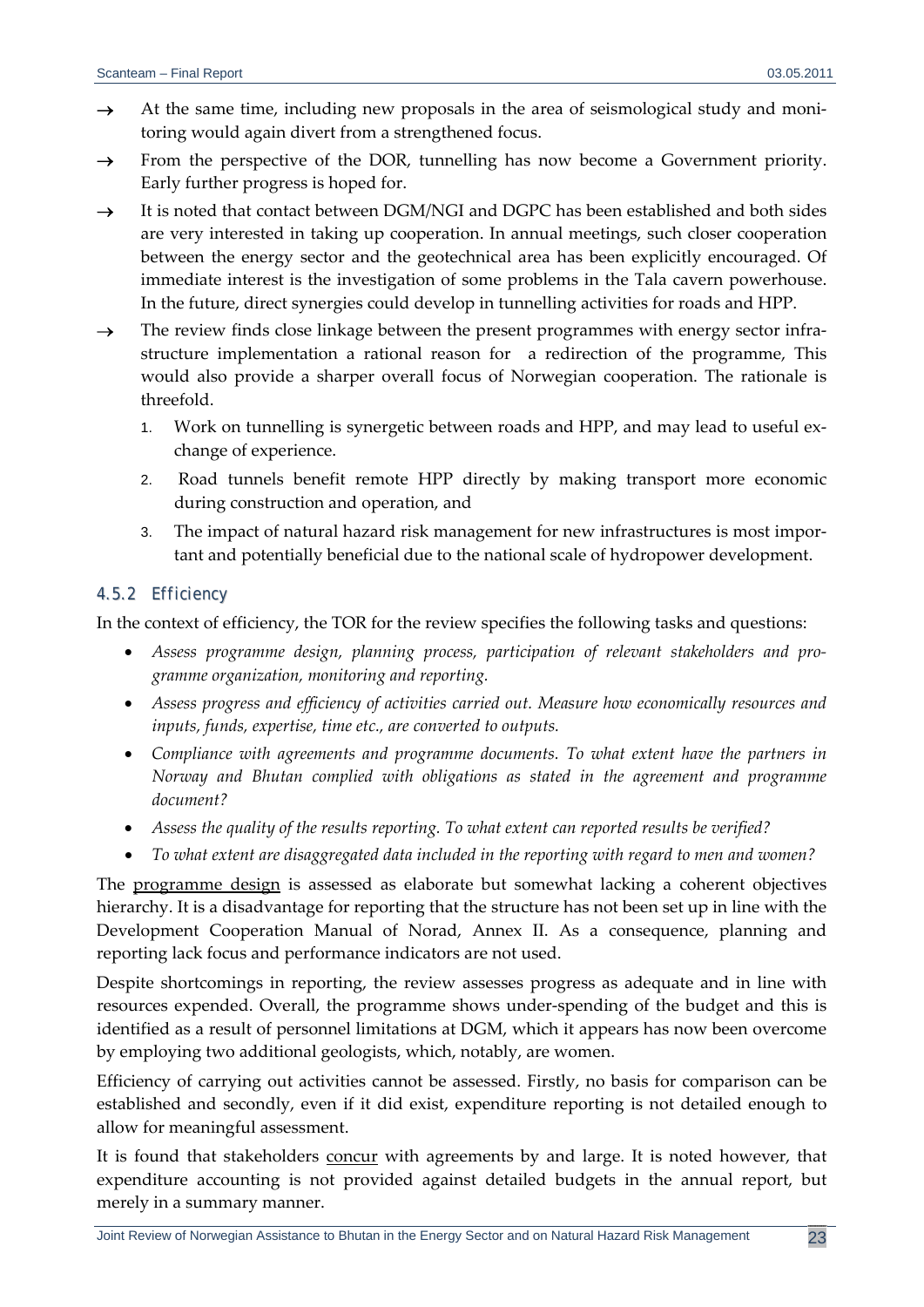- → At the same time, including new proposals in the area of seismological study and monitoring would again divert from a strengthened focus.
- → From the perspective of the DOR, tunnelling has now become a Government priority. Early further progress is hoped for.
- → It is noted that contact between DGM/NGI and DGPC has been established and both sides are very interested in taking up cooperation. In annual meetings, such closer cooperation between the energy sector and the geotechnical area has been explicitly encouraged. Of immediate interest is the investigation of some problems in the Tala cavern powerhouse. In the future, direct synergies could develop in tunnelling activities for roads and HPP.
- → The review finds close linkage between the present programmes with energy sector infrastructure implementation a rational reason for a redirection of the programme, This would also provide a sharper overall focus of Norwegian cooperation. The rationale is threefold.
  1. Work on tunnelling is synergetic between roads and HPP, and may lead to useful exchange of experience.
  2. Road tunnels benefit remote HPP directly by making transport more economic during construction and operation, and
  3. The impact of natural hazard risk management for new infrastructures is most important and potentially beneficial due to the national scale of hydropower development.

#### 4.5.2 Efficiency

In the context of efficiency, the TOR for the review specifies the following tasks and questions:

- *Assess programme design, planning process, participation of relevant stakeholders and programme organization, monitoring and reporting.*
- *Assess progress and efficiency of activities carried out. Measure how economically resources and inputs, funds, expertise, time etc., are converted to outputs.*
- *Compliance with agreements and programme documents. To what extent have the partners in Norway and Bhutan complied with obligations as stated in the agreement and programme document?*
- *Assess the quality of the results reporting. To what extent can reported results be verified?*
- *To what extent are disaggregated data included in the reporting with regard to men and women?*

The programme design is assessed as elaborate but somewhat lacking a coherent objectives hierarchy. It is a disadvantage for reporting that the structure has not been set up in line with the Development Cooperation Manual of Norad, Annex II. As a consequence, planning and reporting lack focus and performance indicators are not used.

Despite shortcomings in reporting, the review assesses progress as adequate and in line with resources expended. Overall, the programme shows under-spending of the budget and this is identified as a result of personnel limitations at DGM, which it appears has now been overcome by employing two additional geologists, which, notably, are women.

Efficiency of carrying out activities cannot be assessed. Firstly, no basis for comparison can be established and secondly, even if it did exist, expenditure reporting is not detailed enough to allow for meaningful assessment.

It is found that stakeholders concur with agreements by and large. It is noted however, that expenditure accounting is not provided against detailed budgets in the annual report, but merely in a summary manner.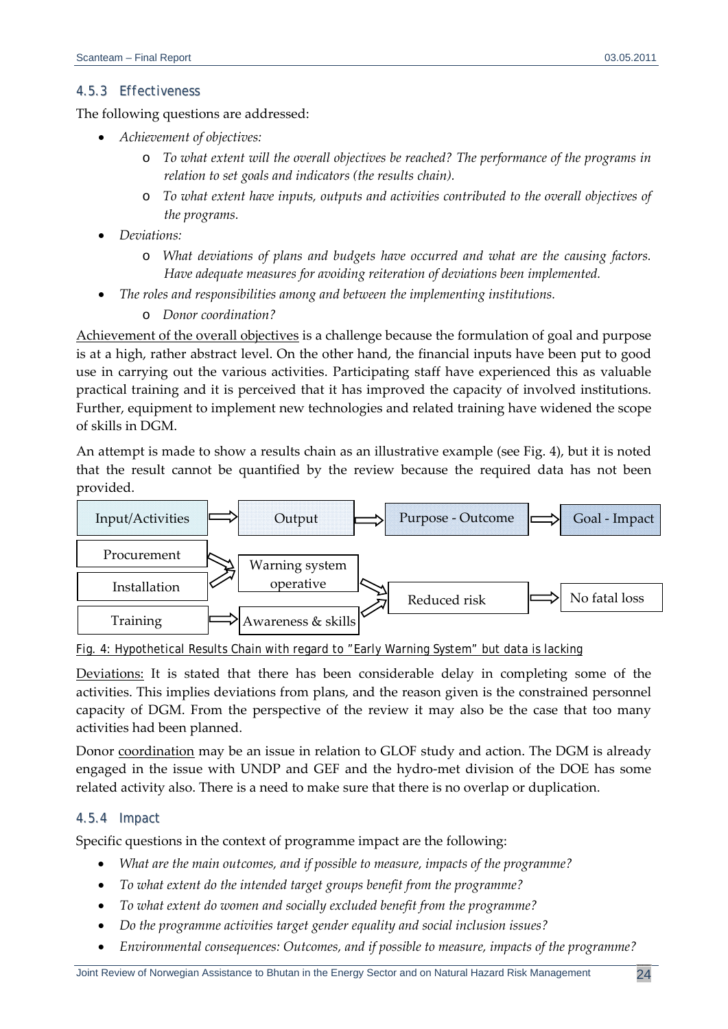### 4.5.3 Effectiveness

The following questions are addressed:

- *Achievement of objectives:*
    - *To what extent will the overall objectives be reached? The performance of the programs in relation to set goals and indicators (the results chain).*
    - *To what extent have inputs, outputs and activities contributed to the overall objectives of the programs.*
- *Deviations:*
    - *What deviations of plans and budgets have occurred and what are the causing factors. Have adequate measures for avoiding reiteration of deviations been implemented.*
- *The roles and responsibilities among and between the implementing institutions.*
    - *Donor coordination?*

Achievement of the overall objectives is a challenge because the formulation of goal and purpose is at a high, rather abstract level. On the other hand, the financial inputs have been put to good use in carrying out the various activities. Participating staff have experienced this as valuable practical training and it is perceived that it has improved the capacity of involved institutions. Further, equipment to implement new technologies and related training have widened the scope of skills in DGM.

An attempt is made to show a results chain as an illustrative example (see Fig. 4), but it is noted that the result cannot be quantified by the review because the required data has not been provided.

| Input/Activities | Output | Purpose - Outcome | Goal - Impact |
|---|---|---|---|
| Procurement | Warning system operative | Reduced risk | No fatal loss |
| Installation | | | |
| Training | Awareness & skills | | |

Fig. 4: Hypothetical Results Chain with regard to "Early Warning System" but data is lacking

Deviations: It is stated that there has been considerable delay in completing some of the activities. This implies deviations from plans, and the reason given is the constrained personnel capacity of DGM. From the perspective of the review it may also be the case that too many activities had been planned.

Donor coordination may be an issue in relation to GLOF study and action. The DGM is already engaged in the issue with UNDP and GEF and the hydro-met division of the DOE has some related activity also. There is a need to make sure that there is no overlap or duplication.

### 4.5.4 Impact

Specific questions in the context of programme impact are the following:

- *What are the main outcomes, and if possible to measure, impacts of the programme?*
- *To what extent do the intended target groups benefit from the programme?*
- *To what extent do women and socially excluded benefit from the programme?*
- *Do the programme activities target gender equality and social inclusion issues?*
- *Environmental consequences: Outcomes, and if possible to measure, impacts of the programme?*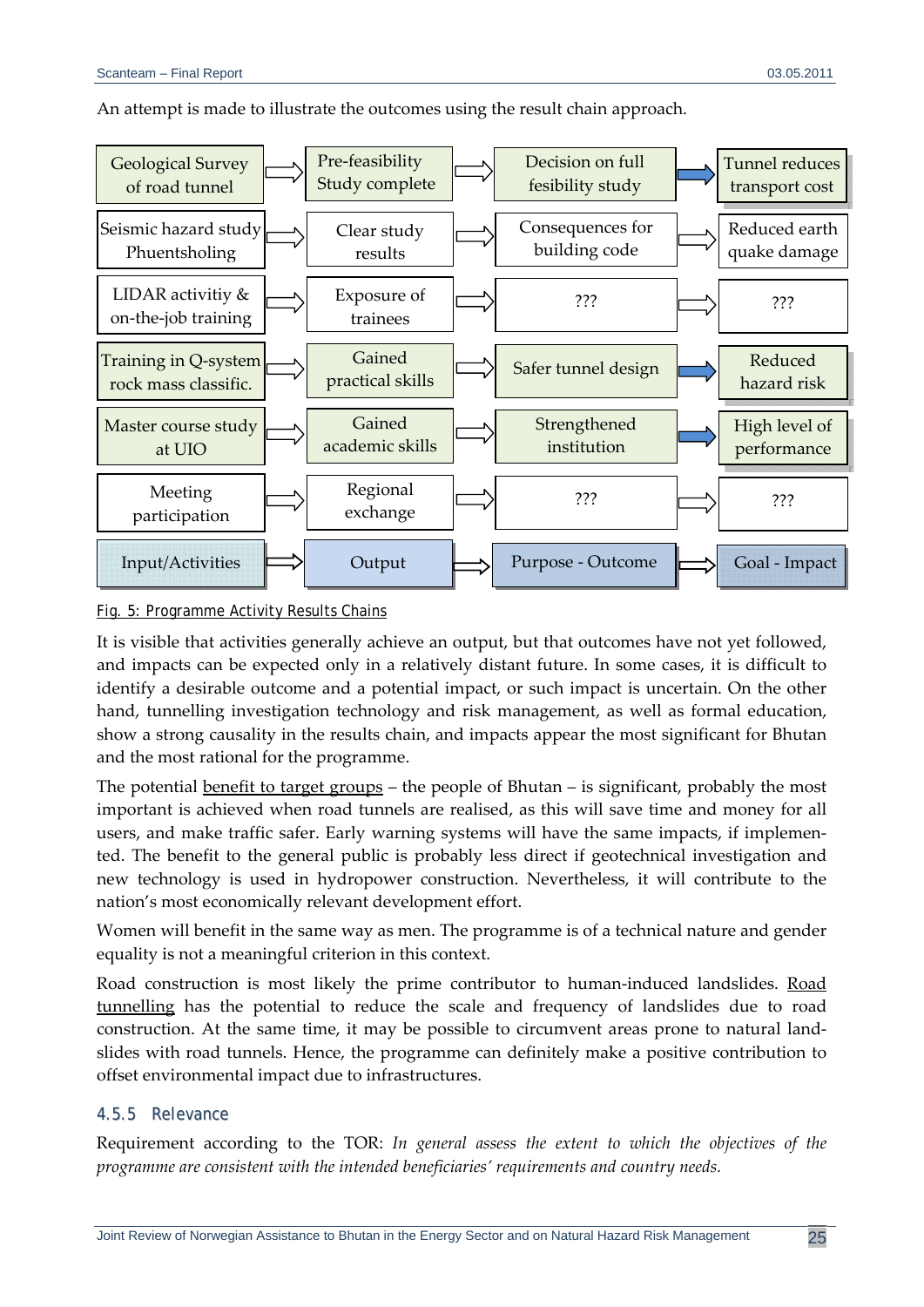An attempt is made to illustrate the outcomes using the result chain approach.

| Input/Activities | Output | Purpose - Outcome | Goal - Impact |
|---|---|---|---|
| Geological Survey of road tunnel | Pre-feasibility Study complete | Decision on full fesibility study | Tunnel reduces transport cost |
| Seismic hazard study Phuentsholing | Clear study results | Consequences for building code | Reduced earth quake damage |
| LIDAR activitiy & on-the-job training | Exposure of trainees | ??? | ??? |
| Training in Q-system rock mass classific. | Gained practical skills | Safer tunnel design | Reduced hazard risk |
| Master course study at UIO | Gained academic skills | Strengthened institution | High level of performance |
| Meeting participation | Regional exchange | ??? | ??? |

Fig. 5: Programme Activity Results Chains

It is visible that activities generally achieve an output, but that outcomes have not yet followed, and impacts can be expected only in a relatively distant future. In some cases, it is difficult to identify a desirable outcome and a potential impact, or such impact is uncertain. On the other hand, tunnelling investigation technology and risk management, as well as formal education, show a strong causality in the results chain, and impacts appear the most significant for Bhutan and the most rational for the programme.

The potential benefit to target groups – the people of Bhutan – is significant, probably the most important is achieved when road tunnels are realised, as this will save time and money for all users, and make traffic safer. Early warning systems will have the same impacts, if implemented. The benefit to the general public is probably less direct if geotechnical investigation and new technology is used in hydropower construction. Nevertheless, it will contribute to the nation's most economically relevant development effort.

Women will benefit in the same way as men. The programme is of a technical nature and gender equality is not a meaningful criterion in this context.

Road construction is most likely the prime contributor to human-induced landslides. Road tunnelling has the potential to reduce the scale and frequency of landslides due to road construction. At the same time, it may be possible to circumvent areas prone to natural landslides with road tunnels. Hence, the programme can definitely make a positive contribution to offset environmental impact due to infrastructures.

### 4.5.5 Relevance

Requirement according to the TOR: *In general assess the extent to which the objectives of the programme are consistent with the intended beneficiaries' requirements and country needs.*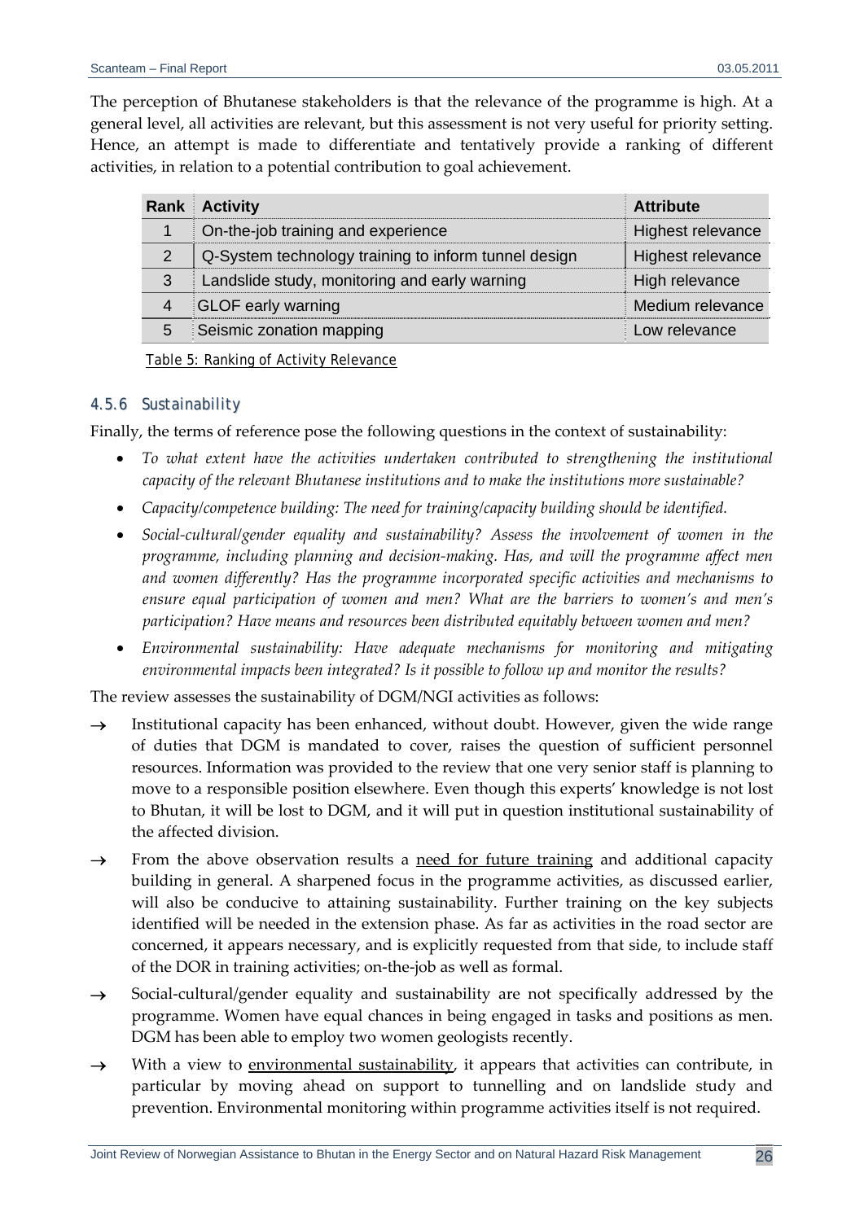The perception of Bhutanese stakeholders is that the relevance of the programme is high. At a general level, all activities are relevant, but this assessment is not very useful for priority setting. Hence, an attempt is made to differentiate and tentatively provide a ranking of different activities, in relation to a potential contribution to goal achievement.

| Rank | Activity | Attribute |
|---|---|---|
| 1 | On-the-job training and experience | Highest relevance |
| 2 | Q-System technology training to inform tunnel design | Highest relevance |
| 3 | Landslide study, monitoring and early warning | High relevance |
| 4 | GLOF early warning | Medium relevance |
| 5 | Seismic zonation mapping | Low relevance |

Table 5: Ranking of Activity Relevance

### 4.5.6 Sustainability

Finally, the terms of reference pose the following questions in the context of sustainability:

- *To what extent have the activities undertaken contributed to strengthening the institutional capacity of the relevant Bhutanese institutions and to make the institutions more sustainable?*
- *Capacity/competence building: The need for training/capacity building should be identified.*
- *Social-cultural/gender equality and sustainability? Assess the involvement of women in the programme, including planning and decision-making. Has, and will the programme affect men and women differently? Has the programme incorporated specific activities and mechanisms to ensure equal participation of women and men? What are the barriers to women's and men's participation? Have means and resources been distributed equitably between women and men?*
- *Environmental sustainability: Have adequate mechanisms for monitoring and mitigating environmental impacts been integrated? Is it possible to follow up and monitor the results?*

The review assesses the sustainability of DGM/NGI activities as follows:

→ Institutional capacity has been enhanced, without doubt. However, given the wide range of duties that DGM is mandated to cover, raises the question of sufficient personnel resources. Information was provided to the review that one very senior staff is planning to move to a responsible position elsewhere. Even though this experts' knowledge is not lost to Bhutan, it will be lost to DGM, and it will put in question institutional sustainability of the affected division.

→ From the above observation results a need for future training and additional capacity building in general. A sharpened focus in the programme activities, as discussed earlier, will also be conducive to attaining sustainability. Further training on the key subjects identified will be needed in the extension phase. As far as activities in the road sector are concerned, it appears necessary, and is explicitly requested from that side, to include staff of the DOR in training activities; on-the-job as well as formal.

→ Social-cultural/gender equality and sustainability are not specifically addressed by the programme. Women have equal chances in being engaged in tasks and positions as men. DGM has been able to employ two women geologists recently.

→ With a view to environmental sustainability, it appears that activities can contribute, in particular by moving ahead on support to tunnelling and on landslide study and prevention. Environmental monitoring within programme activities itself is not required.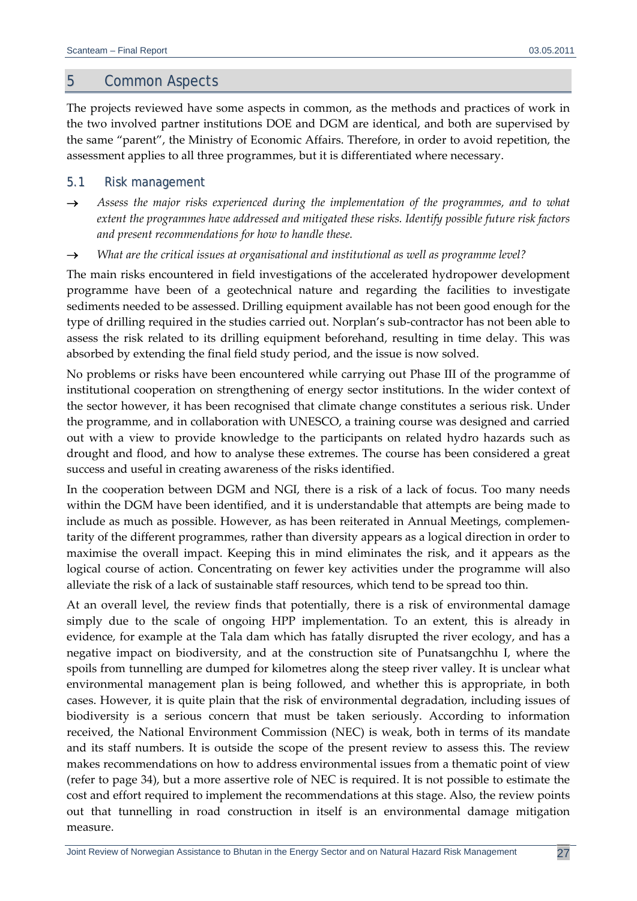# 5 Common Aspects

The projects reviewed have some aspects in common, as the methods and practices of work in the two involved partner institutions DOE and DGM are identical, and both are supervised by the same "parent", the Ministry of Economic Affairs. Therefore, in order to avoid repetition, the assessment applies to all three programmes, but it is differentiated where necessary.

## 5.1 Risk management

→ *Assess the major risks experienced during the implementation of the programmes, and to what extent the programmes have addressed and mitigated these risks. Identify possible future risk factors and present recommendations for how to handle these.*

→ *What are the critical issues at organisational and institutional as well as programme level?*

The main risks encountered in field investigations of the accelerated hydropower development programme have been of a geotechnical nature and regarding the facilities to investigate sediments needed to be assessed. Drilling equipment available has not been good enough for the type of drilling required in the studies carried out. Norplan's sub-contractor has not been able to assess the risk related to its drilling equipment beforehand, resulting in time delay. This was absorbed by extending the final field study period, and the issue is now solved.

No problems or risks have been encountered while carrying out Phase III of the programme of institutional cooperation on strengthening of energy sector institutions. In the wider context of the sector however, it has been recognised that climate change constitutes a serious risk. Under the programme, and in collaboration with UNESCO, a training course was designed and carried out with a view to provide knowledge to the participants on related hydro hazards such as drought and flood, and how to analyse these extremes. The course has been considered a great success and useful in creating awareness of the risks identified.

In the cooperation between DGM and NGI, there is a risk of a lack of focus. Too many needs within the DGM have been identified, and it is understandable that attempts are being made to include as much as possible. However, as has been reiterated in Annual Meetings, complementarity of the different programmes, rather than diversity appears as a logical direction in order to maximise the overall impact. Keeping this in mind eliminates the risk, and it appears as the logical course of action. Concentrating on fewer key activities under the programme will also alleviate the risk of a lack of sustainable staff resources, which tend to be spread too thin.

At an overall level, the review finds that potentially, there is a risk of environmental damage simply due to the scale of ongoing HPP implementation. To an extent, this is already in evidence, for example at the Tala dam which has fatally disrupted the river ecology, and has a negative impact on biodiversity, and at the construction site of Punatsangchhu I, where the spoils from tunnelling are dumped for kilometres along the steep river valley. It is unclear what environmental management plan is being followed, and whether this is appropriate, in both cases. However, it is quite plain that the risk of environmental degradation, including issues of biodiversity is a serious concern that must be taken seriously. According to information received, the National Environment Commission (NEC) is weak, both in terms of its mandate and its staff numbers. It is outside the scope of the present review to assess this. The review makes recommendations on how to address environmental issues from a thematic point of view (refer to page 34), but a more assertive role of NEC is required. It is not possible to estimate the cost and effort required to implement the recommendations at this stage. Also, the review points out that tunnelling in road construction in itself is an environmental damage mitigation measure.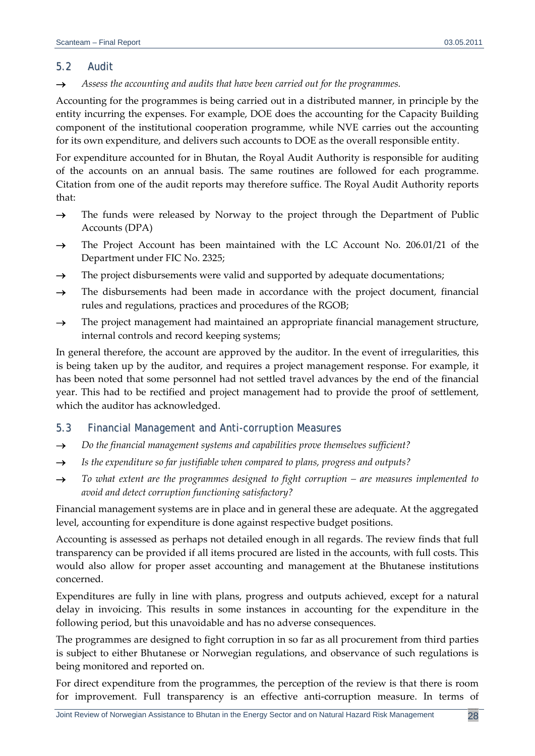## 5.2 Audit

→ *Assess the accounting and audits that have been carried out for the programmes.*

Accounting for the programmes is being carried out in a distributed manner, in principle by the entity incurring the expenses. For example, DOE does the accounting for the Capacity Building component of the institutional cooperation programme, while NVE carries out the accounting for its own expenditure, and delivers such accounts to DOE as the overall responsible entity.

For expenditure accounted for in Bhutan, the Royal Audit Authority is responsible for auditing of the accounts on an annual basis. The same routines are followed for each programme. Citation from one of the audit reports may therefore suffice. The Royal Audit Authority reports that:

→ The funds were released by Norway to the project through the Department of Public Accounts (DPA)

→ The Project Account has been maintained with the LC Account No. 206.01/21 of the Department under FIC No. 2325;

→ The project disbursements were valid and supported by adequate documentations;

→ The disbursements had been made in accordance with the project document, financial rules and regulations, practices and procedures of the RGOB;

→ The project management had maintained an appropriate financial management structure, internal controls and record keeping systems;

In general therefore, the account are approved by the auditor. In the event of irregularities, this is being taken up by the auditor, and requires a project management response. For example, it has been noted that some personnel had not settled travel advances by the end of the financial year. This had to be rectified and project management had to provide the proof of settlement, which the auditor has acknowledged.

## 5.3 Financial Management and Anti-corruption Measures

→ *Do the financial management systems and capabilities prove themselves sufficient?*

→ *Is the expenditure so far justifiable when compared to plans, progress and outputs?*

→ *To what extent are the programmes designed to fight corruption – are measures implemented to avoid and detect corruption functioning satisfactory?*

Financial management systems are in place and in general these are adequate. At the aggregated level, accounting for expenditure is done against respective budget positions.

Accounting is assessed as perhaps not detailed enough in all regards. The review finds that full transparency can be provided if all items procured are listed in the accounts, with full costs. This would also allow for proper asset accounting and management at the Bhutanese institutions concerned.

Expenditures are fully in line with plans, progress and outputs achieved, except for a natural delay in invoicing. This results in some instances in accounting for the expenditure in the following period, but this unavoidable and has no adverse consequences.

The programmes are designed to fight corruption in so far as all procurement from third parties is subject to either Bhutanese or Norwegian regulations, and observance of such regulations is being monitored and reported on.

For direct expenditure from the programmes, the perception of the review is that there is room for improvement. Full transparency is an effective anti-corruption measure. In terms of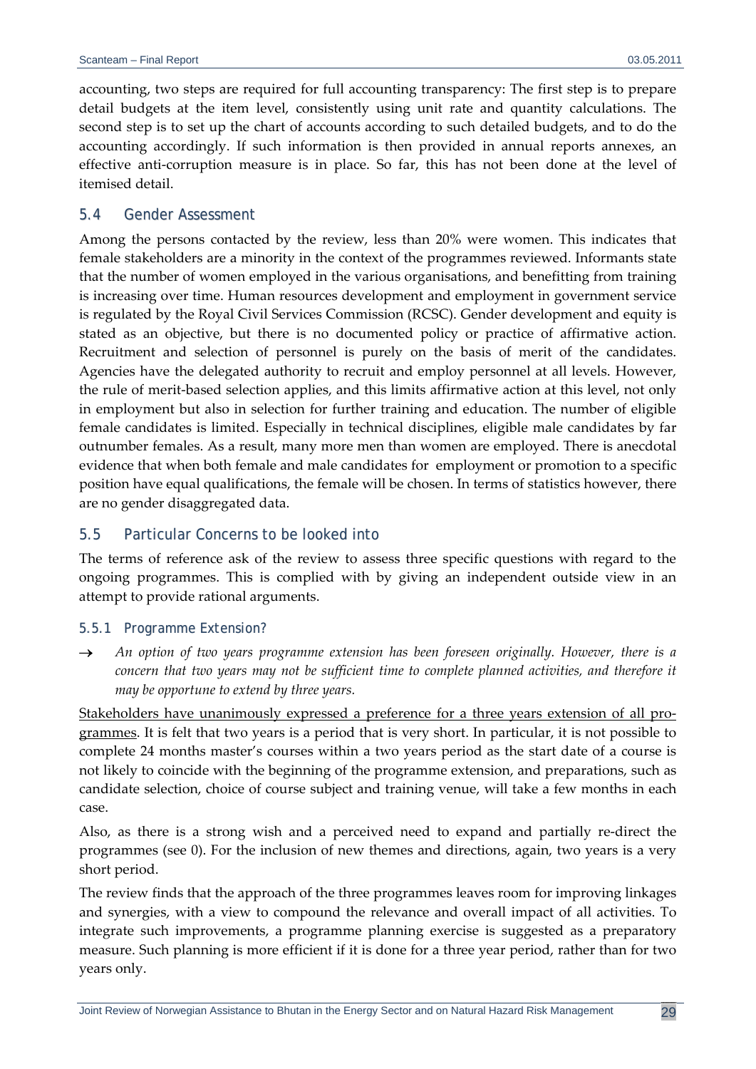accounting, two steps are required for full accounting transparency: The first step is to prepare detail budgets at the item level, consistently using unit rate and quantity calculations. The second step is to set up the chart of accounts according to such detailed budgets, and to do the accounting accordingly. If such information is then provided in annual reports annexes, an effective anti-corruption measure is in place. So far, this has not been done at the level of itemised detail.

## 5.4 Gender Assessment

Among the persons contacted by the review, less than 20% were women. This indicates that female stakeholders are a minority in the context of the programmes reviewed. Informants state that the number of women employed in the various organisations, and benefitting from training is increasing over time. Human resources development and employment in government service is regulated by the Royal Civil Services Commission (RCSC). Gender development and equity is stated as an objective, but there is no documented policy or practice of affirmative action. Recruitment and selection of personnel is purely on the basis of merit of the candidates. Agencies have the delegated authority to recruit and employ personnel at all levels. However, the rule of merit-based selection applies, and this limits affirmative action at this level, not only in employment but also in selection for further training and education. The number of eligible female candidates is limited. Especially in technical disciplines, eligible male candidates by far outnumber females. As a result, many more men than women are employed. There is anecdotal evidence that when both female and male candidates for employment or promotion to a specific position have equal qualifications, the female will be chosen. In terms of statistics however, there are no gender disaggregated data.

## 5.5 Particular Concerns to be looked into

The terms of reference ask of the review to assess three specific questions with regard to the ongoing programmes. This is complied with by giving an independent outside view in an attempt to provide rational arguments.

### 5.5.1 Programme Extension?

→ *An option of two years programme extension has been foreseen originally. However, there is a concern that two years may not be sufficient time to complete planned activities, and therefore it may be opportune to extend by three years.*

<u>Stakeholders have unanimously expressed a preference for a three years extension of all programmes</u>. It is felt that two years is a period that is very short. In particular, it is not possible to complete 24 months master's courses within a two years period as the start date of a course is not likely to coincide with the beginning of the programme extension, and preparations, such as candidate selection, choice of course subject and training venue, will take a few months in each case.

Also, as there is a strong wish and a perceived need to expand and partially re-direct the programmes (see 0). For the inclusion of new themes and directions, again, two years is a very short period.

The review finds that the approach of the three programmes leaves room for improving linkages and synergies, with a view to compound the relevance and overall impact of all activities. To integrate such improvements, a programme planning exercise is suggested as a preparatory measure. Such planning is more efficient if it is done for a three year period, rather than for two years only.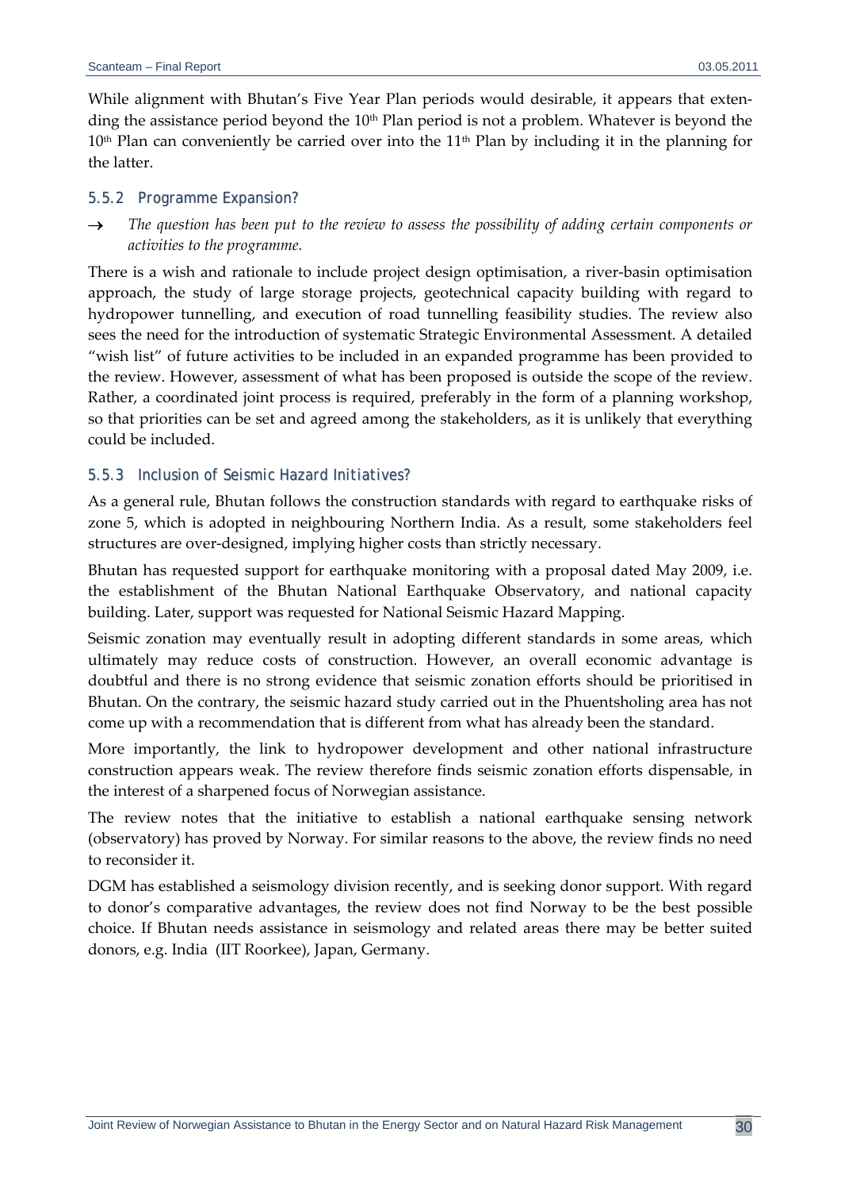While alignment with Bhutan's Five Year Plan periods would desirable, it appears that extending the assistance period beyond the 10th Plan period is not a problem. Whatever is beyond the 10th Plan can conveniently be carried over into the 11th Plan by including it in the planning for the latter.

### 5.5.2 Programme Expansion?

→ *The question has been put to the review to assess the possibility of adding certain components or activities to the programme.*

There is a wish and rationale to include project design optimisation, a river-basin optimisation approach, the study of large storage projects, geotechnical capacity building with regard to hydropower tunnelling, and execution of road tunnelling feasibility studies. The review also sees the need for the introduction of systematic Strategic Environmental Assessment. A detailed "wish list" of future activities to be included in an expanded programme has been provided to the review. However, assessment of what has been proposed is outside the scope of the review. Rather, a coordinated joint process is required, preferably in the form of a planning workshop, so that priorities can be set and agreed among the stakeholders, as it is unlikely that everything could be included.

### 5.5.3 Inclusion of Seismic Hazard Initiatives?

As a general rule, Bhutan follows the construction standards with regard to earthquake risks of zone 5, which is adopted in neighbouring Northern India. As a result, some stakeholders feel structures are over-designed, implying higher costs than strictly necessary.

Bhutan has requested support for earthquake monitoring with a proposal dated May 2009, i.e. the establishment of the Bhutan National Earthquake Observatory, and national capacity building. Later, support was requested for National Seismic Hazard Mapping.

Seismic zonation may eventually result in adopting different standards in some areas, which ultimately may reduce costs of construction. However, an overall economic advantage is doubtful and there is no strong evidence that seismic zonation efforts should be prioritised in Bhutan. On the contrary, the seismic hazard study carried out in the Phuentsholing area has not come up with a recommendation that is different from what has already been the standard.

More importantly, the link to hydropower development and other national infrastructure construction appears weak. The review therefore finds seismic zonation efforts dispensable, in the interest of a sharpened focus of Norwegian assistance.

The review notes that the initiative to establish a national earthquake sensing network (observatory) has proved by Norway. For similar reasons to the above, the review finds no need to reconsider it.

DGM has established a seismology division recently, and is seeking donor support. With regard to donor's comparative advantages, the review does not find Norway to be the best possible choice. If Bhutan needs assistance in seismology and related areas there may be better suited donors, e.g. India (IIT Roorkee), Japan, Germany.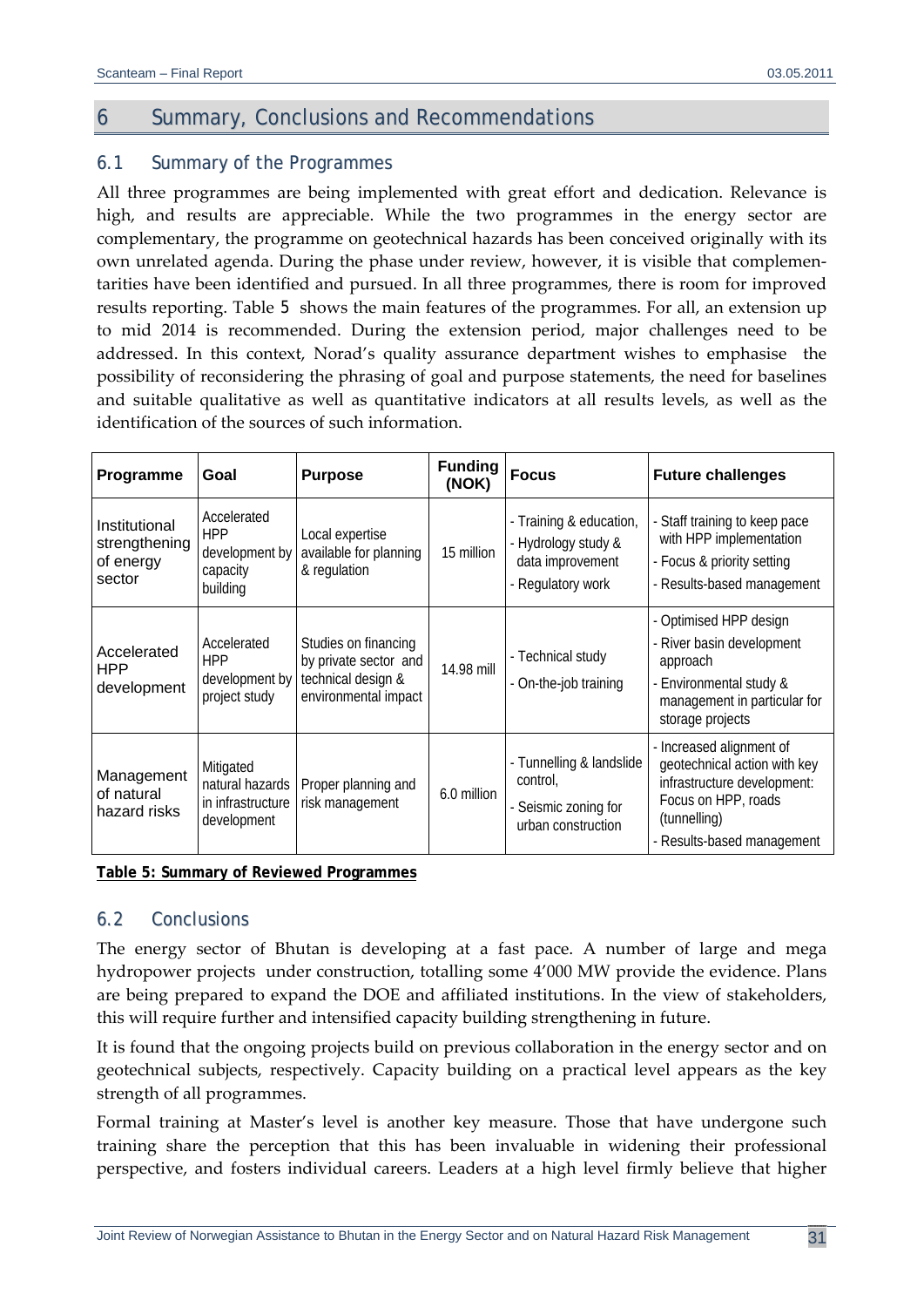# 6 Summary, Conclusions and Recommendations

## 6.1 Summary of the Programmes

All three programmes are being implemented with great effort and dedication. Relevance is high, and results are appreciable. While the two programmes in the energy sector are complementary, the programme on geotechnical hazards has been conceived originally with its own unrelated agenda. During the phase under review, however, it is visible that complementarities have been identified and pursued. In all three programmes, there is room for improved results reporting. Table 5 shows the main features of the programmes. For all, an extension up to mid 2014 is recommended. During the extension period, major challenges need to be addressed. In this context, Norad's quality assurance department wishes to emphasise the possibility of reconsidering the phrasing of goal and purpose statements, the need for baselines and suitable qualitative as well as quantitative indicators at all results levels, as well as the identification of the sources of such information.

| Programme | Goal | Purpose | Funding (NOK) | Focus | Future challenges |
|---|---|---|---|---|---|
| Institutional strengthening of energy sector | Accelerated HPP development by capacity building | Local expertise available for planning & regulation | 15 million | - Training & education,<br>- Hydrology study & data improvement<br>- Regulatory work | - Staff training to keep pace with HPP implementation<br>- Focus & priority setting<br>- Results-based management |
| Accelerated HPP development | Accelerated HPP development by project study | Studies on financing by private sector and technical design & environmental impact | 14.98 mill | - Technical study<br>- On-the-job training | - Optimised HPP design<br>- River basin development approach<br>- Environmental study & management in particular for storage projects |
| Management of natural hazard risks | Mitigated natural hazards in infrastructure development | Proper planning and risk management | 6.0 million | - Tunnelling & landslide control,<br>- Seismic zoning for urban construction | - Increased alignment of geotechnical action with key infrastructure development: Focus on HPP, roads (tunnelling)<br>- Results-based management |

**Table 5: Summary of Reviewed Programmes**

## 6.2 Conclusions

The energy sector of Bhutan is developing at a fast pace. A number of large and mega hydropower projects under construction, totalling some 4'000 MW provide the evidence. Plans are being prepared to expand the DOE and affiliated institutions. In the view of stakeholders, this will require further and intensified capacity building strengthening in future.

It is found that the ongoing projects build on previous collaboration in the energy sector and on geotechnical subjects, respectively. Capacity building on a practical level appears as the key strength of all programmes.

Formal training at Master's level is another key measure. Those that have undergone such training share the perception that this has been invaluable in widening their professional perspective, and fosters individual careers. Leaders at a high level firmly believe that higher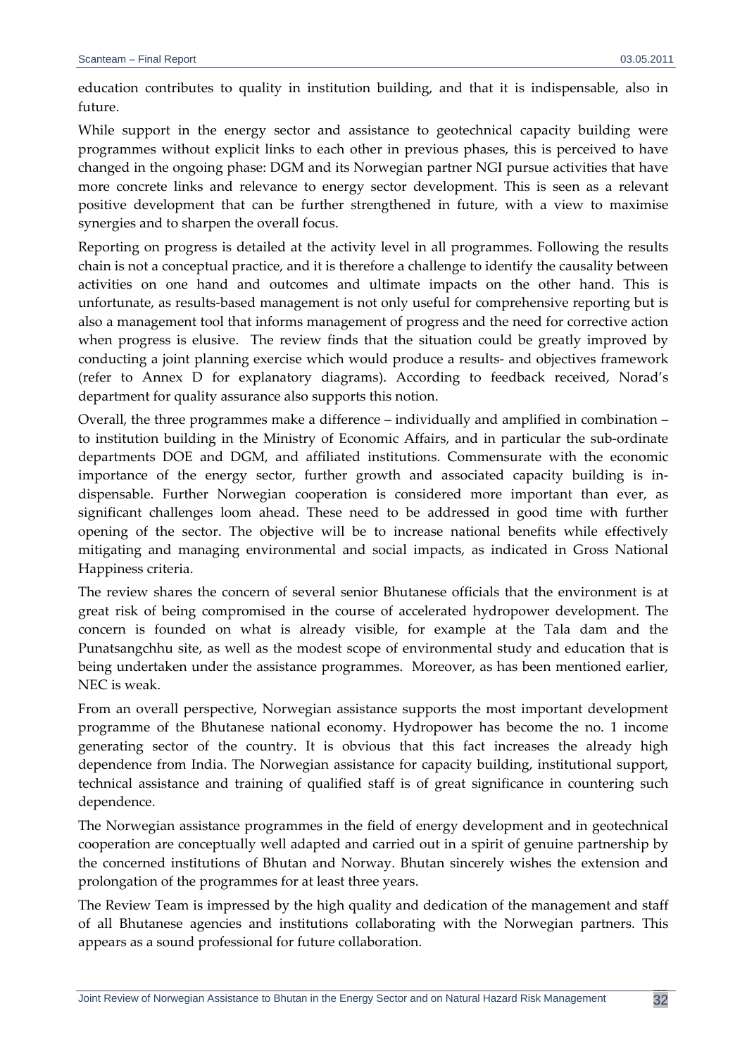education contributes to quality in institution building, and that it is indispensable, also in future.

While support in the energy sector and assistance to geotechnical capacity building were programmes without explicit links to each other in previous phases, this is perceived to have changed in the ongoing phase: DGM and its Norwegian partner NGI pursue activities that have more concrete links and relevance to energy sector development. This is seen as a relevant positive development that can be further strengthened in future, with a view to maximise synergies and to sharpen the overall focus.

Reporting on progress is detailed at the activity level in all programmes. Following the results chain is not a conceptual practice, and it is therefore a challenge to identify the causality between activities on one hand and outcomes and ultimate impacts on the other hand. This is unfortunate, as results-based management is not only useful for comprehensive reporting but is also a management tool that informs management of progress and the need for corrective action when progress is elusive. The review finds that the situation could be greatly improved by conducting a joint planning exercise which would produce a results- and objectives framework (refer to Annex D for explanatory diagrams). According to feedback received, Norad's department for quality assurance also supports this notion.

Overall, the three programmes make a difference – individually and amplified in combination – to institution building in the Ministry of Economic Affairs, and in particular the sub-ordinate departments DOE and DGM, and affiliated institutions. Commensurate with the economic importance of the energy sector, further growth and associated capacity building is in-dispensable. Further Norwegian cooperation is considered more important than ever, as significant challenges loom ahead. These need to be addressed in good time with further opening of the sector. The objective will be to increase national benefits while effectively mitigating and managing environmental and social impacts, as indicated in Gross National Happiness criteria.

The review shares the concern of several senior Bhutanese officials that the environment is at great risk of being compromised in the course of accelerated hydropower development. The concern is founded on what is already visible, for example at the Tala dam and the Punatsangchhu site, as well as the modest scope of environmental study and education that is being undertaken under the assistance programmes. Moreover, as has been mentioned earlier, NEC is weak.

From an overall perspective, Norwegian assistance supports the most important development programme of the Bhutanese national economy. Hydropower has become the no. 1 income generating sector of the country. It is obvious that this fact increases the already high dependence from India. The Norwegian assistance for capacity building, institutional support, technical assistance and training of qualified staff is of great significance in countering such dependence.

The Norwegian assistance programmes in the field of energy development and in geotechnical cooperation are conceptually well adapted and carried out in a spirit of genuine partnership by the concerned institutions of Bhutan and Norway. Bhutan sincerely wishes the extension and prolongation of the programmes for at least three years.

The Review Team is impressed by the high quality and dedication of the management and staff of all Bhutanese agencies and institutions collaborating with the Norwegian partners. This appears as a sound professional for future collaboration.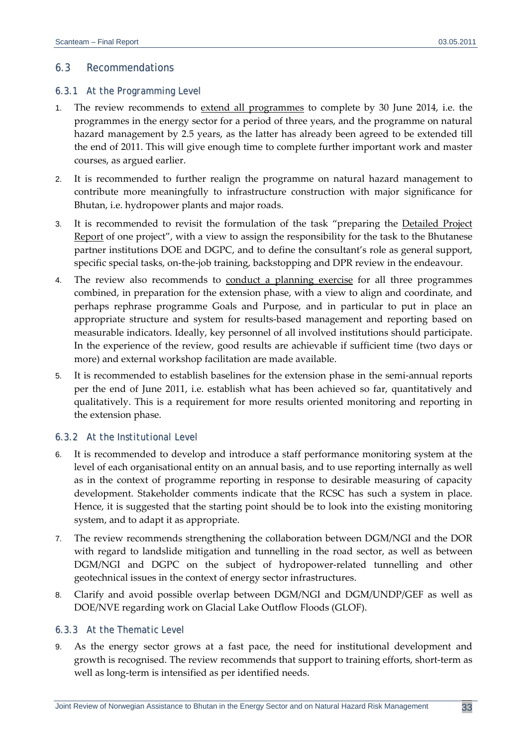## 6.3 Recommendations

### 6.3.1 At the Programming Level

1. The review recommends to extend all programmes to complete by 30 June 2014, i.e. the programmes in the energy sector for a period of three years, and the programme on natural hazard management by 2.5 years, as the latter has already been agreed to be extended till the end of 2011. This will give enough time to complete further important work and master courses, as argued earlier.
2. It is recommended to further realign the programme on natural hazard management to contribute more meaningfully to infrastructure construction with major significance for Bhutan, i.e. hydropower plants and major roads.
3. It is recommended to revisit the formulation of the task "preparing the Detailed Project Report of one project", with a view to assign the responsibility for the task to the Bhutanese partner institutions DOE and DGPC, and to define the consultant's role as general support, specific special tasks, on-the-job training, backstopping and DPR review in the endeavour.
4. The review also recommends to conduct a planning exercise for all three programmes combined, in preparation for the extension phase, with a view to align and coordinate, and perhaps rephrase programme Goals and Purpose, and in particular to put in place an appropriate structure and system for results-based management and reporting based on measurable indicators. Ideally, key personnel of all involved institutions should participate. In the experience of the review, good results are achievable if sufficient time (two days or more) and external workshop facilitation are made available.
5. It is recommended to establish baselines for the extension phase in the semi-annual reports per the end of June 2011, i.e. establish what has been achieved so far, quantitatively and qualitatively. This is a requirement for more results oriented monitoring and reporting in the extension phase.

### 6.3.2 At the Institutional Level

6. It is recommended to develop and introduce a staff performance monitoring system at the level of each organisational entity on an annual basis, and to use reporting internally as well as in the context of programme reporting in response to desirable measuring of capacity development. Stakeholder comments indicate that the RCSC has such a system in place. Hence, it is suggested that the starting point should be to look into the existing monitoring system, and to adapt it as appropriate.
7. The review recommends strengthening the collaboration between DGM/NGI and the DOR with regard to landslide mitigation and tunnelling in the road sector, as well as between DGM/NGI and DGPC on the subject of hydropower-related tunnelling and other geotechnical issues in the context of energy sector infrastructures.
8. Clarify and avoid possible overlap between DGM/NGI and DGM/UNDP/GEF as well as DOE/NVE regarding work on Glacial Lake Outflow Floods (GLOF).

### 6.3.3 At the Thematic Level

9. As the energy sector grows at a fast pace, the need for institutional development and growth is recognised. The review recommends that support to training efforts, short-term as well as long-term is intensified as per identified needs.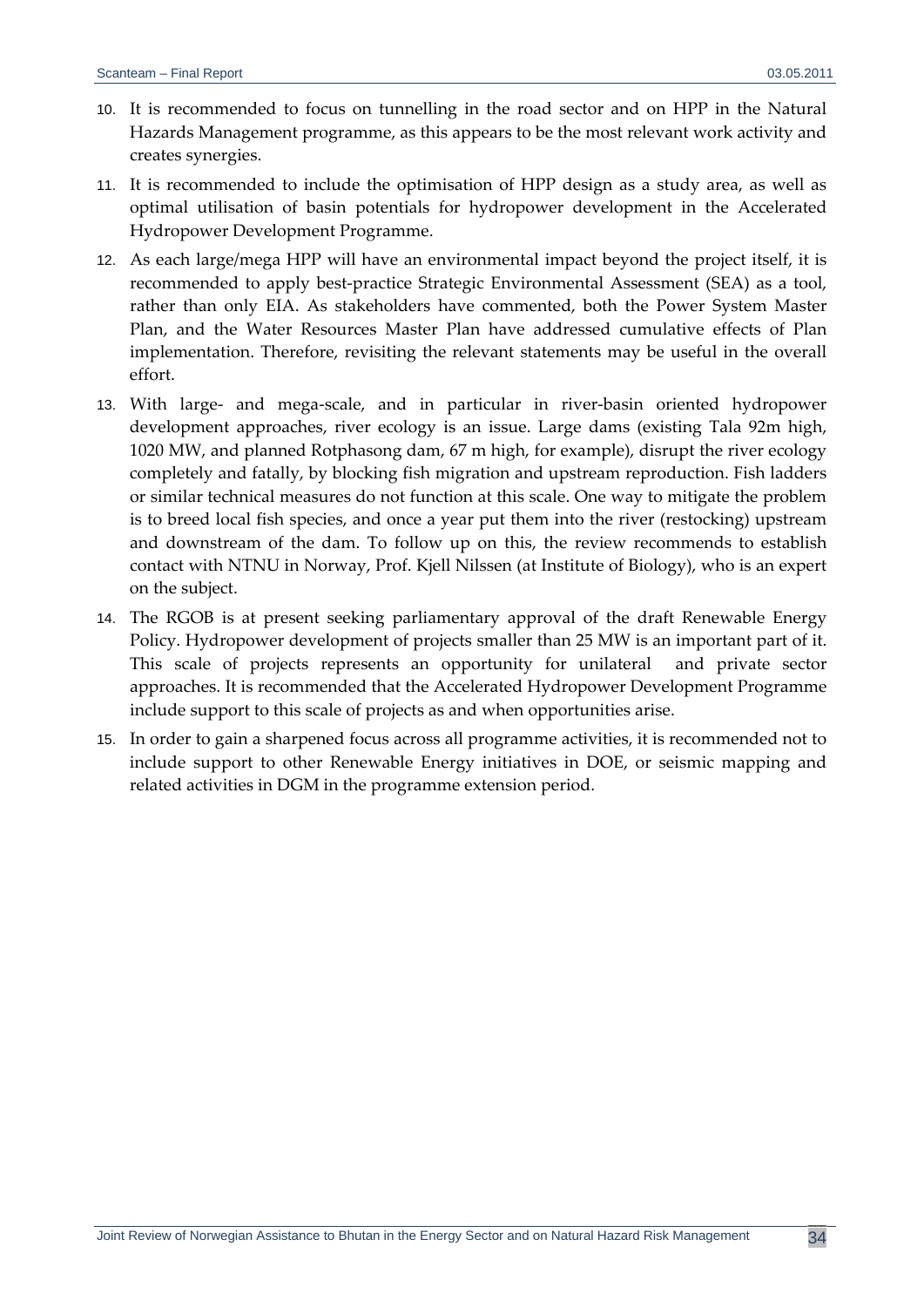10. It is recommended to focus on tunnelling in the road sector and on HPP in the Natural Hazards Management programme, as this appears to be the most relevant work activity and creates synergies.
11. It is recommended to include the optimisation of HPP design as a study area, as well as optimal utilisation of basin potentials for hydropower development in the Accelerated Hydropower Development Programme.
12. As each large/mega HPP will have an environmental impact beyond the project itself, it is recommended to apply best-practice Strategic Environmental Assessment (SEA) as a tool, rather than only EIA. As stakeholders have commented, both the Power System Master Plan, and the Water Resources Master Plan have addressed cumulative effects of Plan implementation. Therefore, revisiting the relevant statements may be useful in the overall effort.
13. With large- and mega-scale, and in particular in river-basin oriented hydropower development approaches, river ecology is an issue. Large dams (existing Tala 92m high, 1020 MW, and planned Rotphasong dam, 67 m high, for example), disrupt the river ecology completely and fatally, by blocking fish migration and upstream reproduction. Fish ladders or similar technical measures do not function at this scale. One way to mitigate the problem is to breed local fish species, and once a year put them into the river (restocking) upstream and downstream of the dam. To follow up on this, the review recommends to establish contact with NTNU in Norway, Prof. Kjell Nilssen (at Institute of Biology), who is an expert on the subject.
14. The RGOB is at present seeking parliamentary approval of the draft Renewable Energy Policy. Hydropower development of projects smaller than 25 MW is an important part of it. This scale of projects represents an opportunity for unilateral and private sector approaches. It is recommended that the Accelerated Hydropower Development Programme include support to this scale of projects as and when opportunities arise.
15. In order to gain a sharpened focus across all programme activities, it is recommended not to include support to other Renewable Energy initiatives in DOE, or seismic mapping and related activities in DGM in the programme extension period.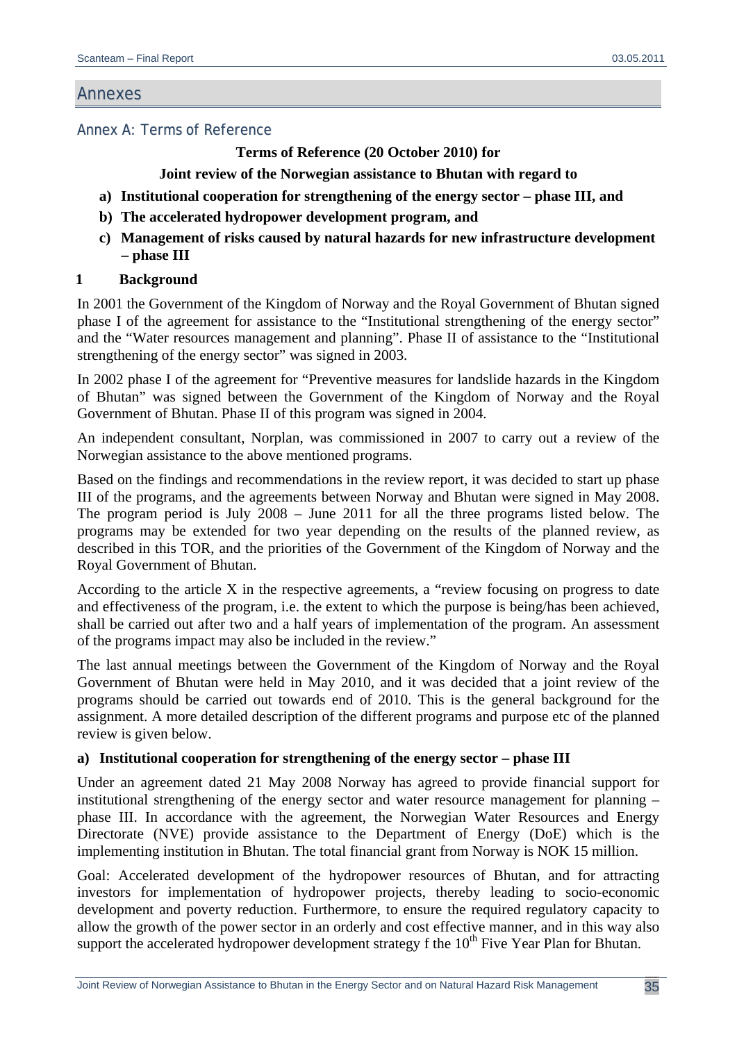# Annexes

## Annex A: Terms of Reference

**Terms of Reference (20 October 2010) for**

**Joint review of the Norwegian assistance to Bhutan with regard to**

a) **Institutional cooperation for strengthening of the energy sector – phase III, and**
b) **The accelerated hydropower development program, and**
c) **Management of risks caused by natural hazards for new infrastructure development – phase III**

### 1 Background

In 2001 the Government of the Kingdom of Norway and the Royal Government of Bhutan signed phase I of the agreement for assistance to the "Institutional strengthening of the energy sector" and the "Water resources management and planning". Phase II of assistance to the "Institutional strengthening of the energy sector" was signed in 2003.

In 2002 phase I of the agreement for "Preventive measures for landslide hazards in the Kingdom of Bhutan" was signed between the Government of the Kingdom of Norway and the Royal Government of Bhutan. Phase II of this program was signed in 2004.

An independent consultant, Norplan, was commissioned in 2007 to carry out a review of the Norwegian assistance to the above mentioned programs.

Based on the findings and recommendations in the review report, it was decided to start up phase III of the programs, and the agreements between Norway and Bhutan were signed in May 2008. The program period is July 2008 – June 2011 for all the three programs listed below. The programs may be extended for two year depending on the results of the planned review, as described in this TOR, and the priorities of the Government of the Kingdom of Norway and the Royal Government of Bhutan.

According to the article X in the respective agreements, a "review focusing on progress to date and effectiveness of the program, i.e. the extent to which the purpose is being/has been achieved, shall be carried out after two and a half years of implementation of the program. An assessment of the programs impact may also be included in the review."

The last annual meetings between the Government of the Kingdom of Norway and the Royal Government of Bhutan were held in May 2010, and it was decided that a joint review of the programs should be carried out towards end of 2010. This is the general background for the assignment. A more detailed description of the different programs and purpose etc of the planned review is given below.

#### a) Institutional cooperation for strengthening of the energy sector – phase III

Under an agreement dated 21 May 2008 Norway has agreed to provide financial support for institutional strengthening of the energy sector and water resource management for planning – phase III. In accordance with the agreement, the Norwegian Water Resources and Energy Directorate (NVE) provide assistance to the Department of Energy (DoE) which is the implementing institution in Bhutan. The total financial grant from Norway is NOK 15 million.

Goal: Accelerated development of the hydropower resources of Bhutan, and for attracting investors for implementation of hydropower projects, thereby leading to socio-economic development and poverty reduction. Furthermore, to ensure the required regulatory capacity to allow the growth of the power sector in an orderly and cost effective manner, and in this way also support the accelerated hydropower development strategy f the 10th Five Year Plan for Bhutan.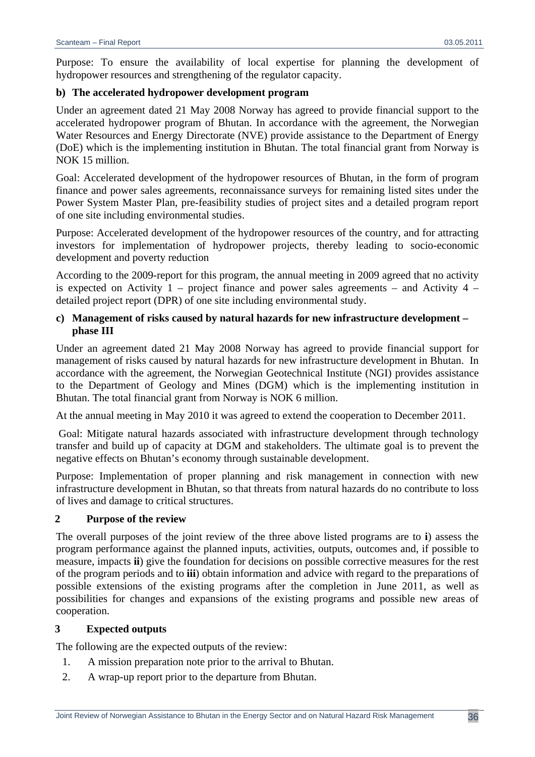Purpose: To ensure the availability of local expertise for planning the development of hydropower resources and strengthening of the regulator capacity.

**b) The accelerated hydropower development program**

Under an agreement dated 21 May 2008 Norway has agreed to provide financial support to the accelerated hydropower program of Bhutan. In accordance with the agreement, the Norwegian Water Resources and Energy Directorate (NVE) provide assistance to the Department of Energy (DoE) which is the implementing institution in Bhutan. The total financial grant from Norway is NOK 15 million.

Goal: Accelerated development of the hydropower resources of Bhutan, in the form of program finance and power sales agreements, reconnaissance surveys for remaining listed sites under the Power System Master Plan, pre-feasibility studies of project sites and a detailed program report of one site including environmental studies.

Purpose: Accelerated development of the hydropower resources of the country, and for attracting investors for implementation of hydropower projects, thereby leading to socio-economic development and poverty reduction

According to the 2009-report for this program, the annual meeting in 2009 agreed that no activity is expected on Activity 1 – project finance and power sales agreements – and Activity 4 – detailed project report (DPR) of one site including environmental study.

**c) Management of risks caused by natural hazards for new infrastructure development – phase III**

Under an agreement dated 21 May 2008 Norway has agreed to provide financial support for management of risks caused by natural hazards for new infrastructure development in Bhutan. In accordance with the agreement, the Norwegian Geotechnical Institute (NGI) provides assistance to the Department of Geology and Mines (DGM) which is the implementing institution in Bhutan. The total financial grant from Norway is NOK 6 million.

At the annual meeting in May 2010 it was agreed to extend the cooperation to December 2011.

Goal: Mitigate natural hazards associated with infrastructure development through technology transfer and build up of capacity at DGM and stakeholders. The ultimate goal is to prevent the negative effects on Bhutan's economy through sustainable development.

Purpose: Implementation of proper planning and risk management in connection with new infrastructure development in Bhutan, so that threats from natural hazards do no contribute to loss of lives and damage to critical structures.

## 2 Purpose of the review

The overall purposes of the joint review of the three above listed programs are to **i**) assess the program performance against the planned inputs, activities, outputs, outcomes and, if possible to measure, impacts **ii**) give the foundation for decisions on possible corrective measures for the rest of the program periods and to **iii**) obtain information and advice with regard to the preparations of possible extensions of the existing programs after the completion in June 2011, as well as possibilities for changes and expansions of the existing programs and possible new areas of cooperation.

## 3 Expected outputs

The following are the expected outputs of the review:

1. A mission preparation note prior to the arrival to Bhutan.
2. A wrap-up report prior to the departure from Bhutan.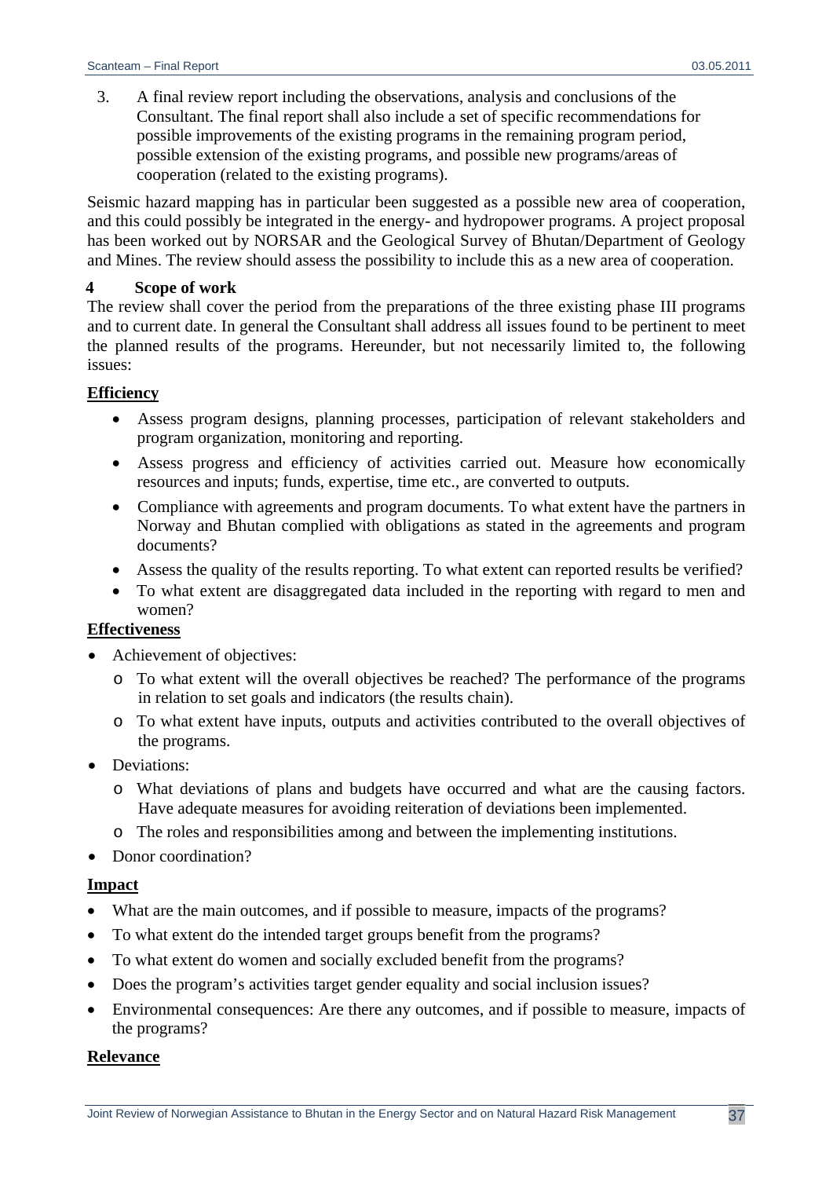3. A final review report including the observations, analysis and conclusions of the Consultant. The final report shall also include a set of specific recommendations for possible improvements of the existing programs in the remaining program period, possible extension of the existing programs, and possible new programs/areas of cooperation (related to the existing programs).

Seismic hazard mapping has in particular been suggested as a possible new area of cooperation, and this could possibly be integrated in the energy- and hydropower programs. A project proposal has been worked out by NORSAR and the Geological Survey of Bhutan/Department of Geology and Mines. The review should assess the possibility to include this as a new area of cooperation.

## 4 Scope of work

The review shall cover the period from the preparations of the three existing phase III programs and to current date. In general the Consultant shall address all issues found to be pertinent to meet the planned results of the programs. Hereunder, but not necessarily limited to, the following issues:

**Efficiency**

- Assess program designs, planning processes, participation of relevant stakeholders and program organization, monitoring and reporting.
- Assess progress and efficiency of activities carried out. Measure how economically resources and inputs; funds, expertise, time etc., are converted to outputs.
- Compliance with agreements and program documents. To what extent have the partners in Norway and Bhutan complied with obligations as stated in the agreements and program documents?
- Assess the quality of the results reporting. To what extent can reported results be verified?
- To what extent are disaggregated data included in the reporting with regard to men and women?

**Effectiveness**

- Achievement of objectives:
  - To what extent will the overall objectives be reached? The performance of the programs in relation to set goals and indicators (the results chain).
  - To what extent have inputs, outputs and activities contributed to the overall objectives of the programs.
- Deviations:
  - What deviations of plans and budgets have occurred and what are the causing factors. Have adequate measures for avoiding reiteration of deviations been implemented.
  - The roles and responsibilities among and between the implementing institutions.
- Donor coordination?

**Impact**

- What are the main outcomes, and if possible to measure, impacts of the programs?
- To what extent do the intended target groups benefit from the programs?
- To what extent do women and socially excluded benefit from the programs?
- Does the program's activities target gender equality and social inclusion issues?
- Environmental consequences: Are there any outcomes, and if possible to measure, impacts of the programs?

**Relevance**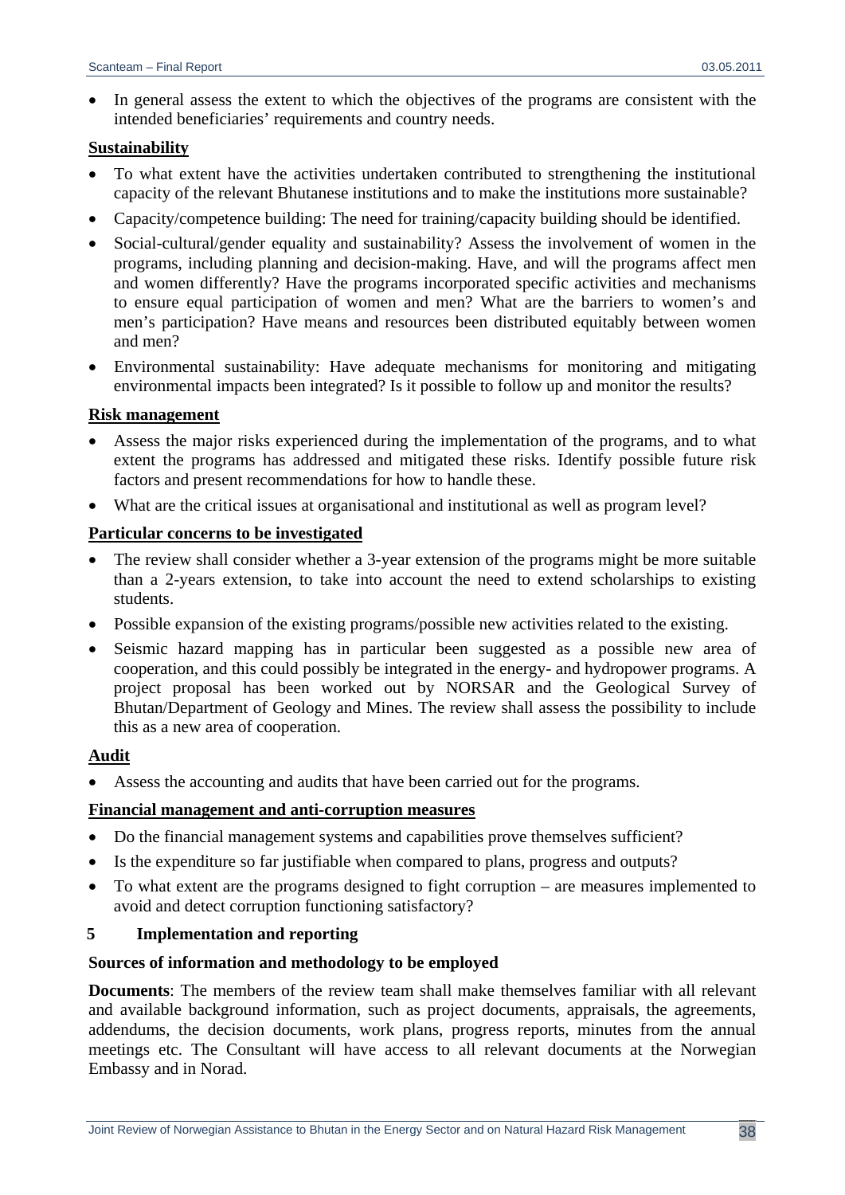- In general assess the extent to which the objectives of the programs are consistent with the intended beneficiaries' requirements and country needs.

**Sustainability**

- To what extent have the activities undertaken contributed to strengthening the institutional capacity of the relevant Bhutanese institutions and to make the institutions more sustainable?
- Capacity/competence building: The need for training/capacity building should be identified.
- Social-cultural/gender equality and sustainability? Assess the involvement of women in the programs, including planning and decision-making. Have, and will the programs affect men and women differently? Have the programs incorporated specific activities and mechanisms to ensure equal participation of women and men? What are the barriers to women's and men's participation? Have means and resources been distributed equitably between women and men?
- Environmental sustainability: Have adequate mechanisms for monitoring and mitigating environmental impacts been integrated? Is it possible to follow up and monitor the results?

**Risk management**

- Assess the major risks experienced during the implementation of the programs, and to what extent the programs has addressed and mitigated these risks. Identify possible future risk factors and present recommendations for how to handle these.
- What are the critical issues at organisational and institutional as well as program level?

**Particular concerns to be investigated**

- The review shall consider whether a 3-year extension of the programs might be more suitable than a 2-years extension, to take into account the need to extend scholarships to existing students.
- Possible expansion of the existing programs/possible new activities related to the existing.
- Seismic hazard mapping has in particular been suggested as a possible new area of cooperation, and this could possibly be integrated in the energy- and hydropower programs. A project proposal has been worked out by NORSAR and the Geological Survey of Bhutan/Department of Geology and Mines. The review shall assess the possibility to include this as a new area of cooperation.

**Audit**

- Assess the accounting and audits that have been carried out for the programs.

**Financial management and anti-corruption measures**

- Do the financial management systems and capabilities prove themselves sufficient?
- Is the expenditure so far justifiable when compared to plans, progress and outputs?
- To what extent are the programs designed to fight corruption – are measures implemented to avoid and detect corruption functioning satisfactory?

## 5 Implementation and reporting

**Sources of information and methodology to be employed**

**Documents**: The members of the review team shall make themselves familiar with all relevant and available background information, such as project documents, appraisals, the agreements, addendums, the decision documents, work plans, progress reports, minutes from the annual meetings etc. The Consultant will have access to all relevant documents at the Norwegian Embassy and in Norad.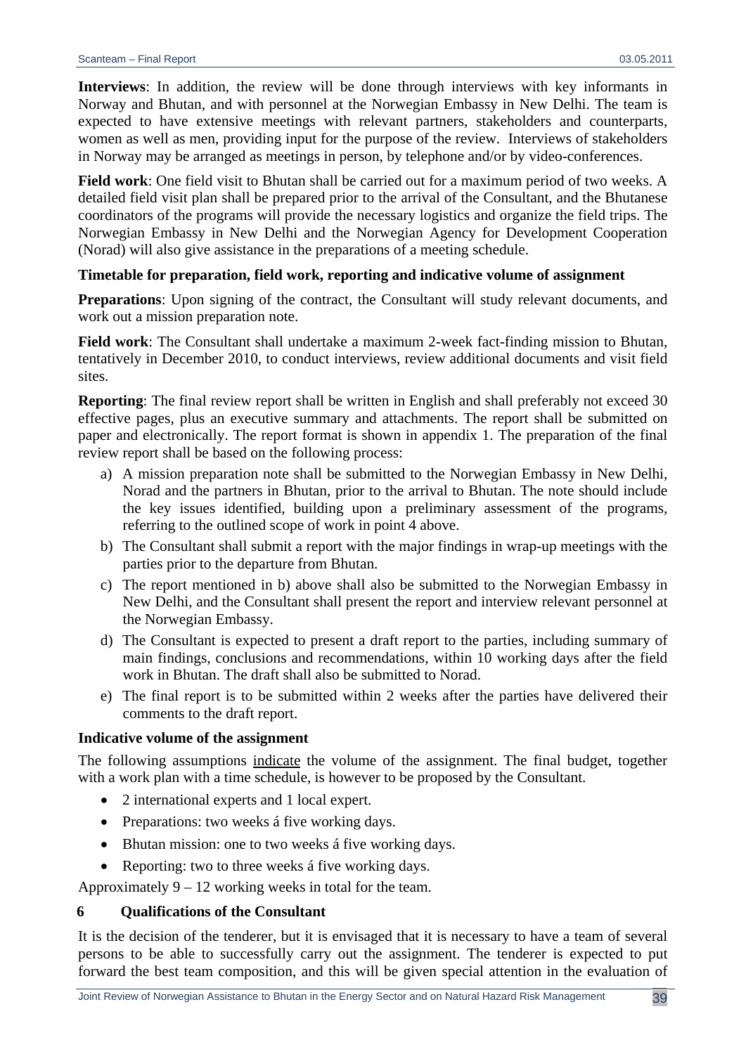**Interviews**: In addition, the review will be done through interviews with key informants in Norway and Bhutan, and with personnel at the Norwegian Embassy in New Delhi. The team is expected to have extensive meetings with relevant partners, stakeholders and counterparts, women as well as men, providing input for the purpose of the review. Interviews of stakeholders in Norway may be arranged as meetings in person, by telephone and/or by video-conferences.

**Field work**: One field visit to Bhutan shall be carried out for a maximum period of two weeks. A detailed field visit plan shall be prepared prior to the arrival of the Consultant, and the Bhutanese coordinators of the programs will provide the necessary logistics and organize the field trips. The Norwegian Embassy in New Delhi and the Norwegian Agency for Development Cooperation (Norad) will also give assistance in the preparations of a meeting schedule.

**Timetable for preparation, field work, reporting and indicative volume of assignment**

**Preparations**: Upon signing of the contract, the Consultant will study relevant documents, and work out a mission preparation note.

**Field work**: The Consultant shall undertake a maximum 2-week fact-finding mission to Bhutan, tentatively in December 2010, to conduct interviews, review additional documents and visit field sites.

**Reporting**: The final review report shall be written in English and shall preferably not exceed 30 effective pages, plus an executive summary and attachments. The report shall be submitted on paper and electronically. The report format is shown in appendix 1. The preparation of the final review report shall be based on the following process:

a) A mission preparation note shall be submitted to the Norwegian Embassy in New Delhi, Norad and the partners in Bhutan, prior to the arrival to Bhutan. The note should include the key issues identified, building upon a preliminary assessment of the programs, referring to the outlined scope of work in point 4 above.
b) The Consultant shall submit a report with the major findings in wrap-up meetings with the parties prior to the departure from Bhutan.
c) The report mentioned in b) above shall also be submitted to the Norwegian Embassy in New Delhi, and the Consultant shall present the report and interview relevant personnel at the Norwegian Embassy.
d) The Consultant is expected to present a draft report to the parties, including summary of main findings, conclusions and recommendations, within 10 working days after the field work in Bhutan. The draft shall also be submitted to Norad.
e) The final report is to be submitted within 2 weeks after the parties have delivered their comments to the draft report.

**Indicative volume of the assignment**

The following assumptions indicate the volume of the assignment. The final budget, together with a work plan with a time schedule, is however to be proposed by the Consultant.

- 2 international experts and 1 local expert.
- Preparations: two weeks á five working days.
- Bhutan mission: one to two weeks á five working days.
- Reporting: two to three weeks á five working days.

Approximately 9 – 12 working weeks in total for the team.

## 6 Qualifications of the Consultant

It is the decision of the tenderer, but it is envisaged that it is necessary to have a team of several persons to be able to successfully carry out the assignment. The tenderer is expected to put forward the best team composition, and this will be given special attention in the evaluation of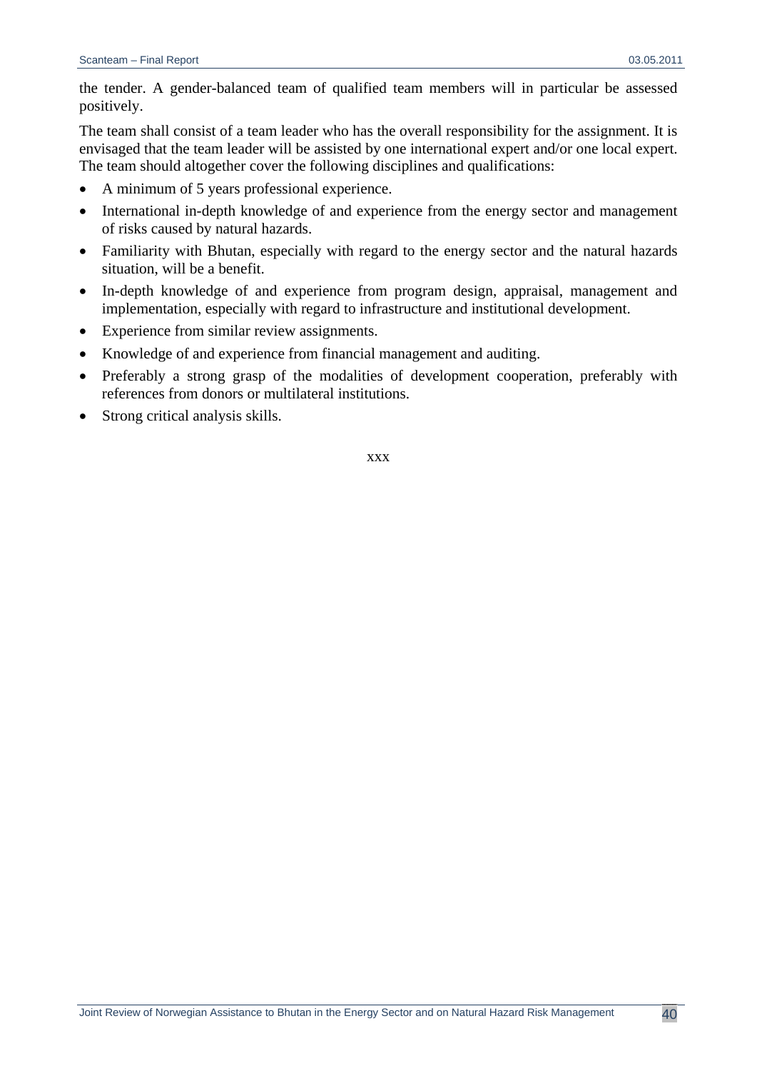the tender. A gender-balanced team of qualified team members will in particular be assessed positively.

The team shall consist of a team leader who has the overall responsibility for the assignment. It is envisaged that the team leader will be assisted by one international expert and/or one local expert. The team should altogether cover the following disciplines and qualifications:

- A minimum of 5 years professional experience.
- International in-depth knowledge of and experience from the energy sector and management of risks caused by natural hazards.
- Familiarity with Bhutan, especially with regard to the energy sector and the natural hazards situation, will be a benefit.
- In-depth knowledge of and experience from program design, appraisal, management and implementation, especially with regard to infrastructure and institutional development.
- Experience from similar review assignments.
- Knowledge of and experience from financial management and auditing.
- Preferably a strong grasp of the modalities of development cooperation, preferably with references from donors or multilateral institutions.
- Strong critical analysis skills.

xxx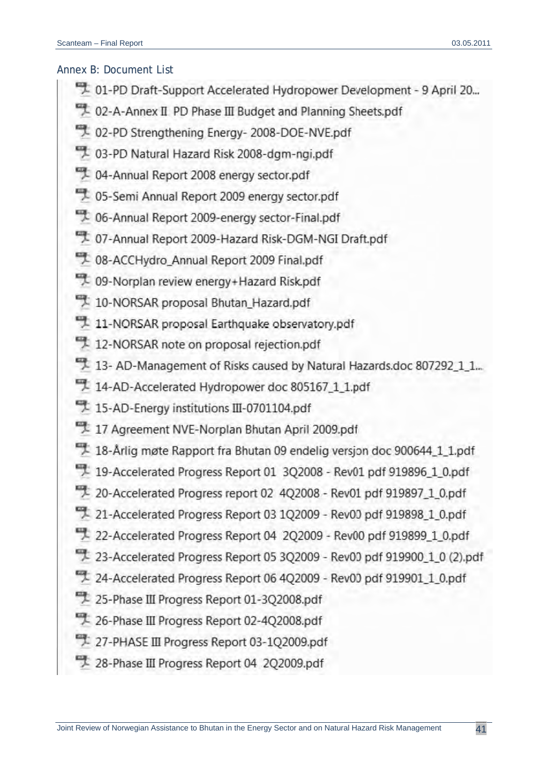## Annex B: Document List

- 01-PD Draft-Support Accelerated Hydropower Development - 9 April 20...
- 02-A-Annex II PD Phase III Budget and Planning Sheets.pdf
- 02-PD Strengthening Energy- 2008-DOE-NVE.pdf
- 03-PD Natural Hazard Risk 2008-dgm-ngi.pdf
- 04-Annual Report 2008 energy sector.pdf
- 05-Semi Annual Report 2009 energy sector.pdf
- 06-Annual Report 2009-energy sector-Final.pdf
- 07-Annual Report 2009-Hazard Risk-DGM-NGI Draft.pdf
- 08-ACCHydro_Annual Report 2009 Final.pdf
- 09-Norplan review energy+Hazard Risk.pdf
- 10-NORSAR proposal Bhutan_Hazard.pdf
- 11-NORSAR proposal Earthquake observatory.pdf
- 12-NORSAR note on proposal rejection.pdf
- 13- AD-Management of Risks caused by Natural Hazards.doc 807292_1_1...
- 14-AD-Accelerated Hydropower doc 805167_1_1.pdf
- 15-AD-Energy institutions III-0701104.pdf
- 17 Agreement NVE-Norplan Bhutan April 2009.pdf
- 18-Årlig møte Rapport fra Bhutan 09 endelig versjon doc 900644_1_1.pdf
- 19-Accelerated Progress Report 01 3Q2008 - Rev01 pdf 919896_1_0.pdf
- 20-Accelerated Progress report 02 4Q2008 - Rev01 pdf 919897_1_0.pdf
- 21-Accelerated Progress Report 03 1Q2009 - Rev00 pdf 919898_1_0.pdf
- 22-Accelerated Progress Report 04 2Q2009 - Rev00 pdf 919899_1_0.pdf
- 23-Accelerated Progress Report 05 3Q2009 - Rev00 pdf 919900_1_0 (2).pdf
- 24-Accelerated Progress Report 06 4Q2009 - Rev00 pdf 919901_1_0.pdf
- 25-Phase III Progress Report 01-3Q2008.pdf
- 26-Phase III Progress Report 02-4Q2008.pdf
- 27-PHASE III Progress Report 03-1Q2009.pdf
- 28-Phase III Progress Report 04 2Q2009.pdf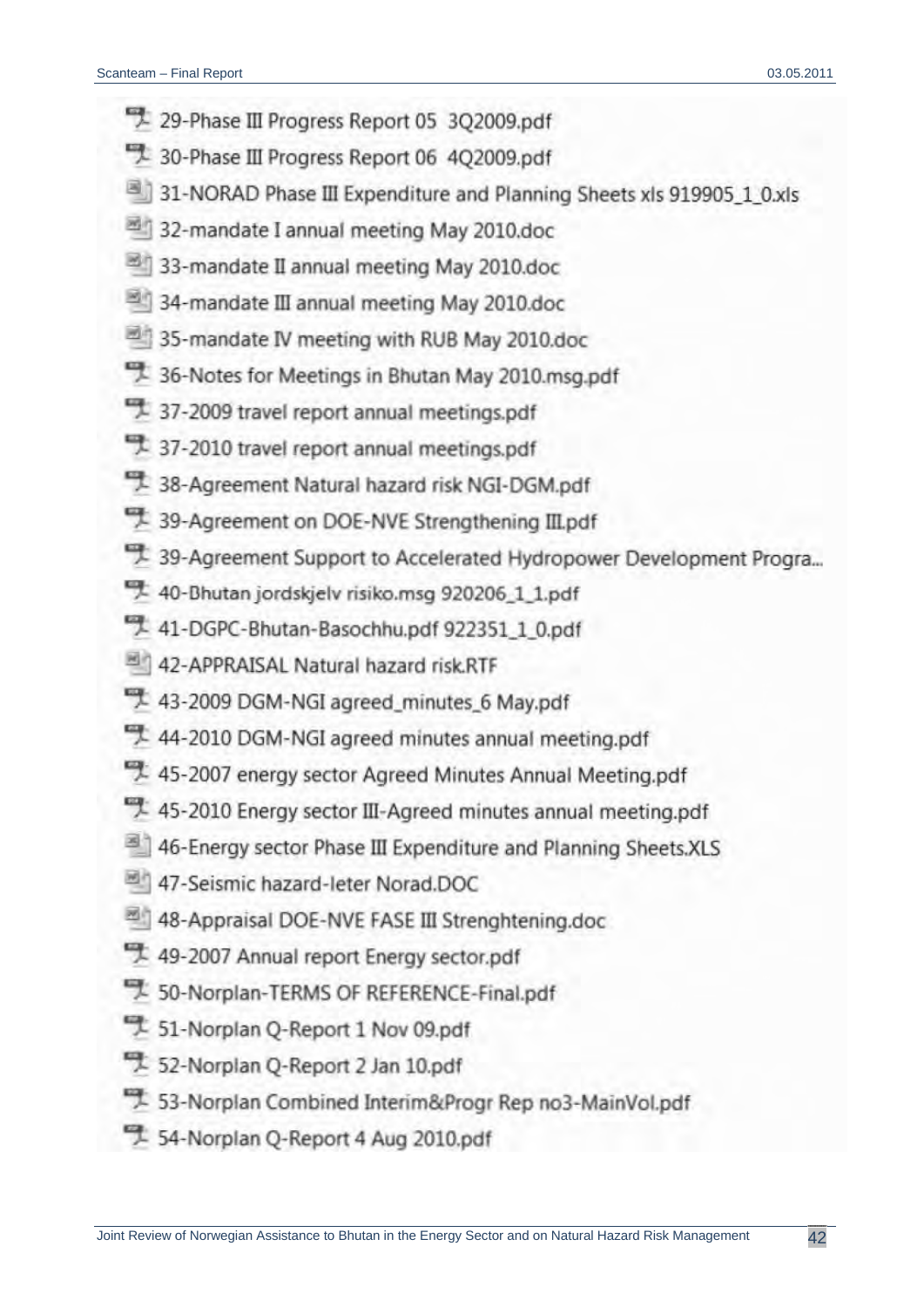- 29-Phase III Progress Report 05 3Q2009.pdf
- 30-Phase III Progress Report 06 4Q2009.pdf
- 31-NORAD Phase III Expenditure and Planning Sheets xls 919905_1_0.xls
- 32-mandate I annual meeting May 2010.doc
- 33-mandate II annual meeting May 2010.doc
- 34-mandate III annual meeting May 2010.doc
- 35-mandate IV meeting with RUB May 2010.doc
- 36-Notes for Meetings in Bhutan May 2010.msg.pdf
- 37-2009 travel report annual meetings.pdf
- 37-2010 travel report annual meetings.pdf
- 38-Agreement Natural hazard risk NGI-DGM.pdf
- 39-Agreement on DOE-NVE Strengthening III.pdf
- 39-Agreement Support to Accelerated Hydropower Development Progra...
- 40-Bhutan jordskjelv risiko.msg 920206_1_1.pdf
- 41-DGPC-Bhutan-Basochhu.pdf 922351_1_0.pdf
- 42-APPRAISAL Natural hazard risk.RTF
- 43-2009 DGM-NGI agreed_minutes_6 May.pdf
- 44-2010 DGM-NGI agreed minutes annual meeting.pdf
- 45-2007 energy sector Agreed Minutes Annual Meeting.pdf
- 45-2010 Energy sector III-Agreed minutes annual meeting.pdf
- 46-Energy sector Phase III Expenditure and Planning Sheets.XLS
- 47-Seismic hazard-leter Norad.DOC
- 48-Appraisal DOE-NVE FASE III Strenghtening.doc
- 49-2007 Annual report Energy sector.pdf
- 50-Norplan-TERMS OF REFERENCE-Final.pdf
- 51-Norplan Q-Report 1 Nov 09.pdf
- 52-Norplan Q-Report 2 Jan 10.pdf
- 53-Norplan Combined Interim&Progr Rep no3-MainVol.pdf
- 54-Norplan Q-Report 4 Aug 2010.pdf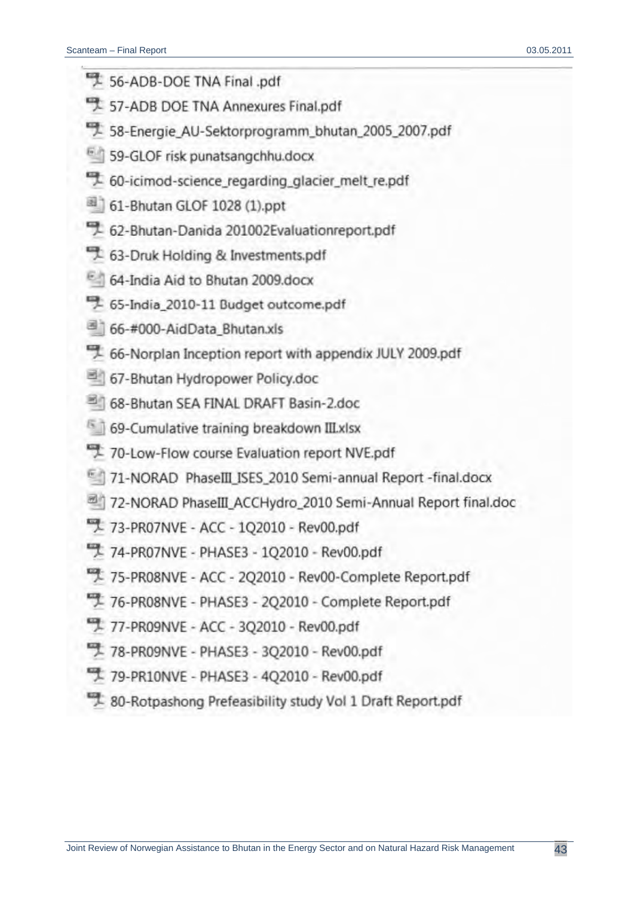- 56-ADB-DOE TNA Final .pdf
- 57-ADB DOE TNA Annexures Final.pdf
- 58-Energie_AU-Sektorprogramm_bhutan_2005_2007.pdf
- 59-GLOF risk punatsangchhu.docx
- 60-icimod-science_regarding_glacier_melt_re.pdf
- 61-Bhutan GLOF 1028 (1).ppt
- 62-Bhutan-Danida 201002Evaluationreport.pdf
- 63-Druk Holding & Investments.pdf
- 64-India Aid to Bhutan 2009.docx
- 65-India_2010-11 Budget outcome.pdf
- 66-#000-AidData_Bhutan.xls
- 66-Norplan Inception report with appendix JULY 2009.pdf
- 67-Bhutan Hydropower Policy.doc
- 68-Bhutan SEA FINAL DRAFT Basin-2.doc
- 69-Cumulative training breakdown III.xlsx
- 70-Low-Flow course Evaluation report NVE.pdf
- 71-NORAD PhaseIII_ISES_2010 Semi-annual Report -final.docx
- 72-NORAD PhaseIII_ACCHydro_2010 Semi-Annual Report final.doc
- 73-PR07NVE - ACC - 1Q2010 - Rev00.pdf
- 74-PR07NVE - PHASE3 - 1Q2010 - Rev00.pdf
- 75-PR08NVE - ACC - 2Q2010 - Rev00-Complete Report.pdf
- 76-PR08NVE - PHASE3 - 2Q2010 - Complete Report.pdf
- 77-PR09NVE - ACC - 3Q2010 - Rev00.pdf
- 78-PR09NVE - PHASE3 - 3Q2010 - Rev00.pdf
- 79-PR10NVE - PHASE3 - 4Q2010 - Rev00.pdf
- 80-Rotpashong Prefeasibility study Vol 1 Draft Report.pdf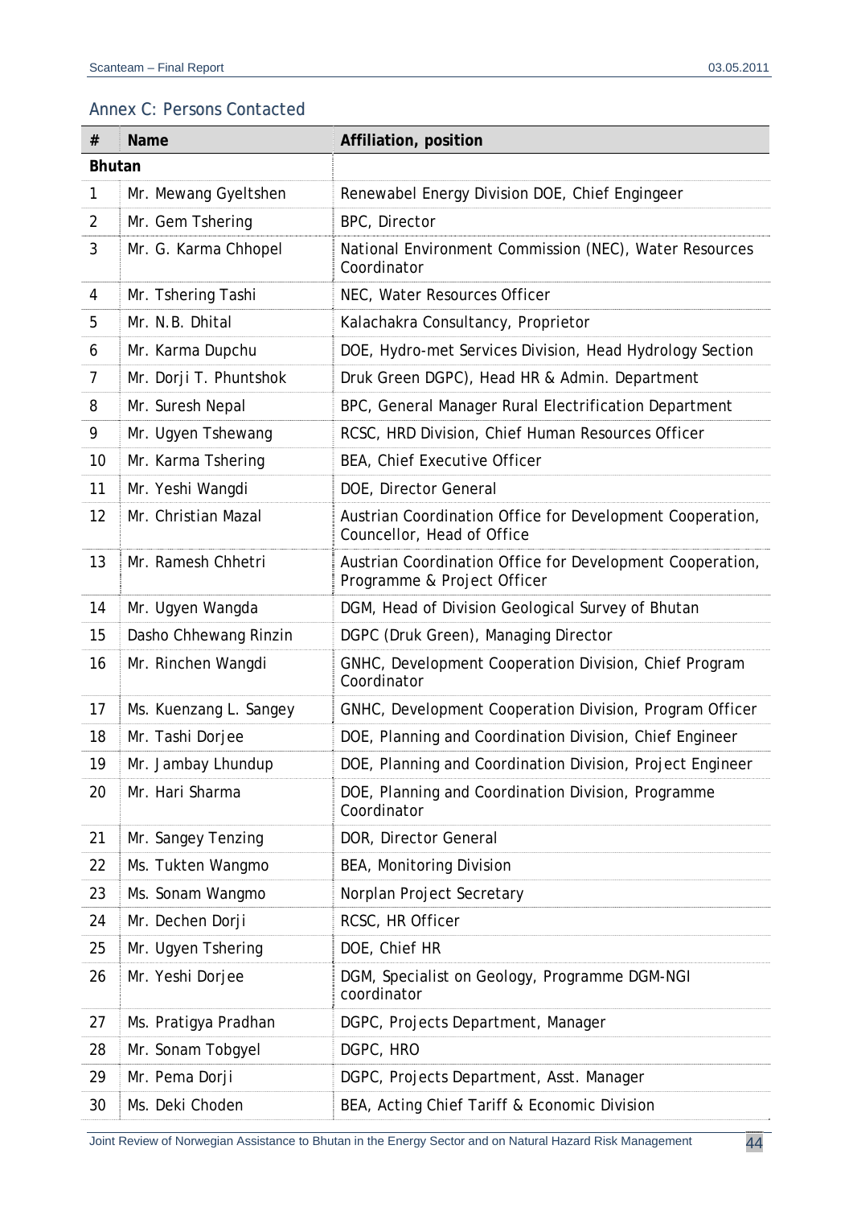## Annex C: Persons Contacted

| # | Name | Affiliation, position |
|---|---|---|
| **Bhutan** | | |
| 1 | Mr. Mewang Gyeltshen | Renewabel Energy Division DOE, Chief Engingeer |
| 2 | Mr. Gem Tshering | BPC, Director |
| 3 | Mr. G. Karma Chhopel | National Environment Commission (NEC), Water Resources Coordinator |
| 4 | Mr. Tshering Tashi | NEC, Water Resources Officer |
| 5 | Mr. N.B. Dhital | Kalachakra Consultancy, Proprietor |
| 6 | Mr. Karma Dupchu | DOE, Hydro-met Services Division, Head Hydrology Section |
| 7 | Mr. Dorji T. Phuntshok | Druk Green DGPC), Head HR & Admin. Department |
| 8 | Mr. Suresh Nepal | BPC, General Manager Rural Electrification Department |
| 9 | Mr. Ugyen Tshewang | RCSC, HRD Division, Chief Human Resources Officer |
| 10 | Mr. Karma Tshering | BEA, Chief Executive Officer |
| 11 | Mr. Yeshi Wangdi | DOE, Director General |
| 12 | Mr. Christian Mazal | Austrian Coordination Office for Development Cooperation, Councellor, Head of Office |
| 13 | Mr. Ramesh Chhetri | Austrian Coordination Office for Development Cooperation, Programme & Project Officer |
| 14 | Mr. Ugyen Wangda | DGM, Head of Division Geological Survey of Bhutan |
| 15 | Dasho Chhewang Rinzin | DGPC (Druk Green), Managing Director |
| 16 | Mr. Rinchen Wangdi | GNHC, Development Cooperation Division, Chief Program Coordinator |
| 17 | Ms. Kuenzang L. Sangey | GNHC, Development Cooperation Division, Program Officer |
| 18 | Mr. Tashi Dorjee | DOE, Planning and Coordination Division, Chief Engineer |
| 19 | Mr. Jambay Lhundup | DOE, Planning and Coordination Division, Project Engineer |
| 20 | Mr. Hari Sharma | DOE, Planning and Coordination Division, Programme Coordinator |
| 21 | Mr. Sangey Tenzing | DOR, Director General |
| 22 | Ms. Tukten Wangmo | BEA, Monitoring Division |
| 23 | Ms. Sonam Wangmo | Norplan Project Secretary |
| 24 | Mr. Dechen Dorji | RCSC, HR Officer |
| 25 | Mr. Ugyen Tshering | DOE, Chief HR |
| 26 | Mr. Yeshi Dorjee | DGM, Specialist on Geology, Programme DGM-NGI coordinator |
| 27 | Ms. Pratigya Pradhan | DGPC, Projects Department, Manager |
| 28 | Mr. Sonam Tobgyel | DGPC, HRO |
| 29 | Mr. Pema Dorji | DGPC, Projects Department, Asst. Manager |
| 30 | Ms. Deki Choden | BEA, Acting Chief Tariff & Economic Division |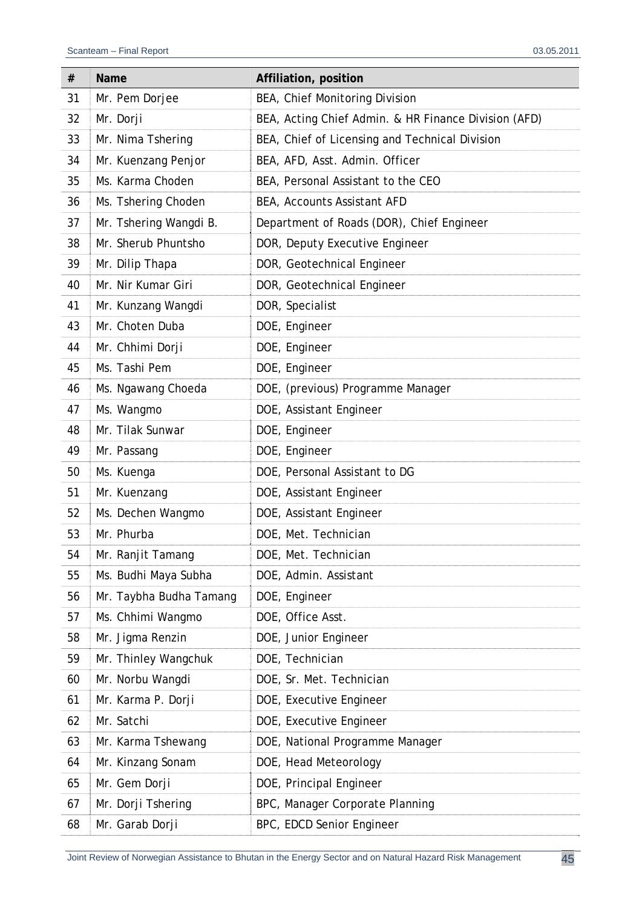| # | Name | Affiliation, position |
|---|---|---|
| 31 | Mr. Pem Dorjee | BEA, Chief Monitoring Division |
| 32 | Mr. Dorji | BEA, Acting Chief Admin. & HR Finance Division (AFD) |
| 33 | Mr. Nima Tshering | BEA, Chief of Licensing and Technical Division |
| 34 | Mr. Kuenzang Penjor | BEA, AFD, Asst. Admin. Officer |
| 35 | Ms. Karma Choden | BEA, Personal Assistant to the CEO |
| 36 | Ms. Tshering Choden | BEA, Accounts Assistant AFD |
| 37 | Mr. Tshering Wangdi B. | Department of Roads (DOR), Chief Engineer |
| 38 | Mr. Sherub Phuntsho | DOR, Deputy Executive Engineer |
| 39 | Mr. Dilip Thapa | DOR, Geotechnical Engineer |
| 40 | Mr. Nir Kumar Giri | DOR, Geotechnical Engineer |
| 41 | Mr. Kunzang Wangdi | DOR, Specialist |
| 43 | Mr. Choten Duba | DOE, Engineer |
| 44 | Mr. Chhimi Dorji | DOE, Engineer |
| 45 | Ms. Tashi Pem | DOE, Engineer |
| 46 | Ms. Ngawang Choeda | DOE, (previous) Programme Manager |
| 47 | Ms. Wangmo | DOE, Assistant Engineer |
| 48 | Mr. Tilak Sunwar | DOE, Engineer |
| 49 | Mr. Passang | DOE, Engineer |
| 50 | Ms. Kuenga | DOE, Personal Assistant to DG |
| 51 | Mr. Kuenzang | DOE, Assistant Engineer |
| 52 | Ms. Dechen Wangmo | DOE, Assistant Engineer |
| 53 | Mr. Phurba | DOE, Met. Technician |
| 54 | Mr. Ranjit Tamang | DOE, Met. Technician |
| 55 | Ms. Budhi Maya Subha | DOE, Admin. Assistant |
| 56 | Mr. Taybha Budha Tamang | DOE, Engineer |
| 57 | Ms. Chhimi Wangmo | DOE, Office Asst. |
| 58 | Mr. Jigma Renzin | DOE, Junior Engineer |
| 59 | Mr. Thinley Wangchuk | DOE, Technician |
| 60 | Mr. Norbu Wangdi | DOE, Sr. Met. Technician |
| 61 | Mr. Karma P. Dorji | DOE, Executive Engineer |
| 62 | Mr. Satchi | DOE, Executive Engineer |
| 63 | Mr. Karma Tshewang | DOE, National Programme Manager |
| 64 | Mr. Kinzang Sonam | DOE, Head Meteorology |
| 65 | Mr. Gem Dorji | DOE, Principal Engineer |
| 67 | Mr. Dorji Tshering | BPC, Manager Corporate Planning |
| 68 | Mr. Garab Dorji | BPC, EDCD Senior Engineer |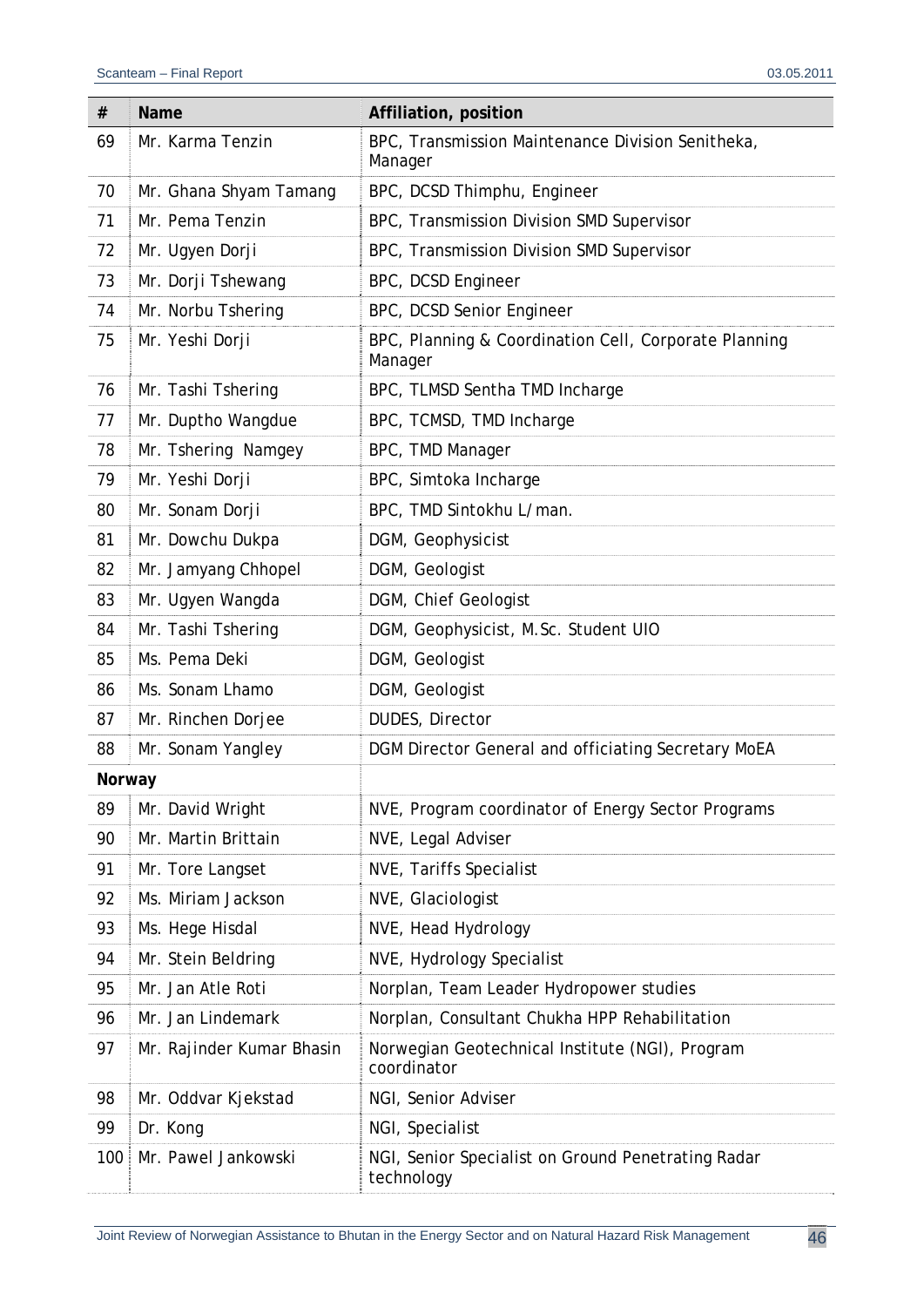| # | Name | Affiliation, position |
|---|---|---|
| 69 | Mr. Karma Tenzin | BPC, Transmission Maintenance Division Senitheka, Manager |
| 70 | Mr. Ghana Shyam Tamang | BPC, DCSD Thimphu, Engineer |
| 71 | Mr. Pema Tenzin | BPC, Transmission Division SMD Supervisor |
| 72 | Mr. Ugyen Dorji | BPC, Transmission Division SMD Supervisor |
| 73 | Mr. Dorji Tshewang | BPC, DCSD Engineer |
| 74 | Mr. Norbu Tshering | BPC, DCSD Senior Engineer |
| 75 | Mr. Yeshi Dorji | BPC, Planning & Coordination Cell, Corporate Planning Manager |
| 76 | Mr. Tashi Tshering | BPC, TLMSD Sentha TMD Incharge |
| 77 | Mr. Duptho Wangdue | BPC, TCMSD, TMD Incharge |
| 78 | Mr. Tshering Namgey | BPC, TMD Manager |
| 79 | Mr. Yeshi Dorji | BPC, Simtoka Incharge |
| 80 | Mr. Sonam Dorji | BPC, TMD Sintokhu L/man. |
| 81 | Mr. Dowchu Dukpa | DGM, Geophysicist |
| 82 | Mr. Jamyang Chhopel | DGM, Geologist |
| 83 | Mr. Ugyen Wangda | DGM, Chief Geologist |
| 84 | Mr. Tashi Tshering | DGM, Geophysicist, M.Sc. Student UIO |
| 85 | Ms. Pema Deki | DGM, Geologist |
| 86 | Ms. Sonam Lhamo | DGM, Geologist |
| 87 | Mr. Rinchen Dorjee | DUDES, Director |
| 88 | Mr. Sonam Yangley | DGM Director General and officiating Secretary MoEA |
| **Norway** | | |
| 89 | Mr. David Wright | NVE, Program coordinator of Energy Sector Programs |
| 90 | Mr. Martin Brittain | NVE, Legal Adviser |
| 91 | Mr. Tore Langset | NVE, Tariffs Specialist |
| 92 | Ms. Miriam Jackson | NVE, Glaciologist |
| 93 | Ms. Hege Hisdal | NVE, Head Hydrology |
| 94 | Mr. Stein Beldring | NVE, Hydrology Specialist |
| 95 | Mr. Jan Atle Roti | Norplan, Team Leader Hydropower studies |
| 96 | Mr. Jan Lindemark | Norplan, Consultant Chukha HPP Rehabilitation |
| 97 | Mr. Rajinder Kumar Bhasin | Norwegian Geotechnical Institute (NGI), Program coordinator |
| 98 | Mr. Oddvar Kjekstad | NGI, Senior Adviser |
| 99 | Dr. Kong | NGI, Specialist |
| 100 | Mr. Pawel Jankowski | NGI, Senior Specialist on Ground Penetrating Radar technology |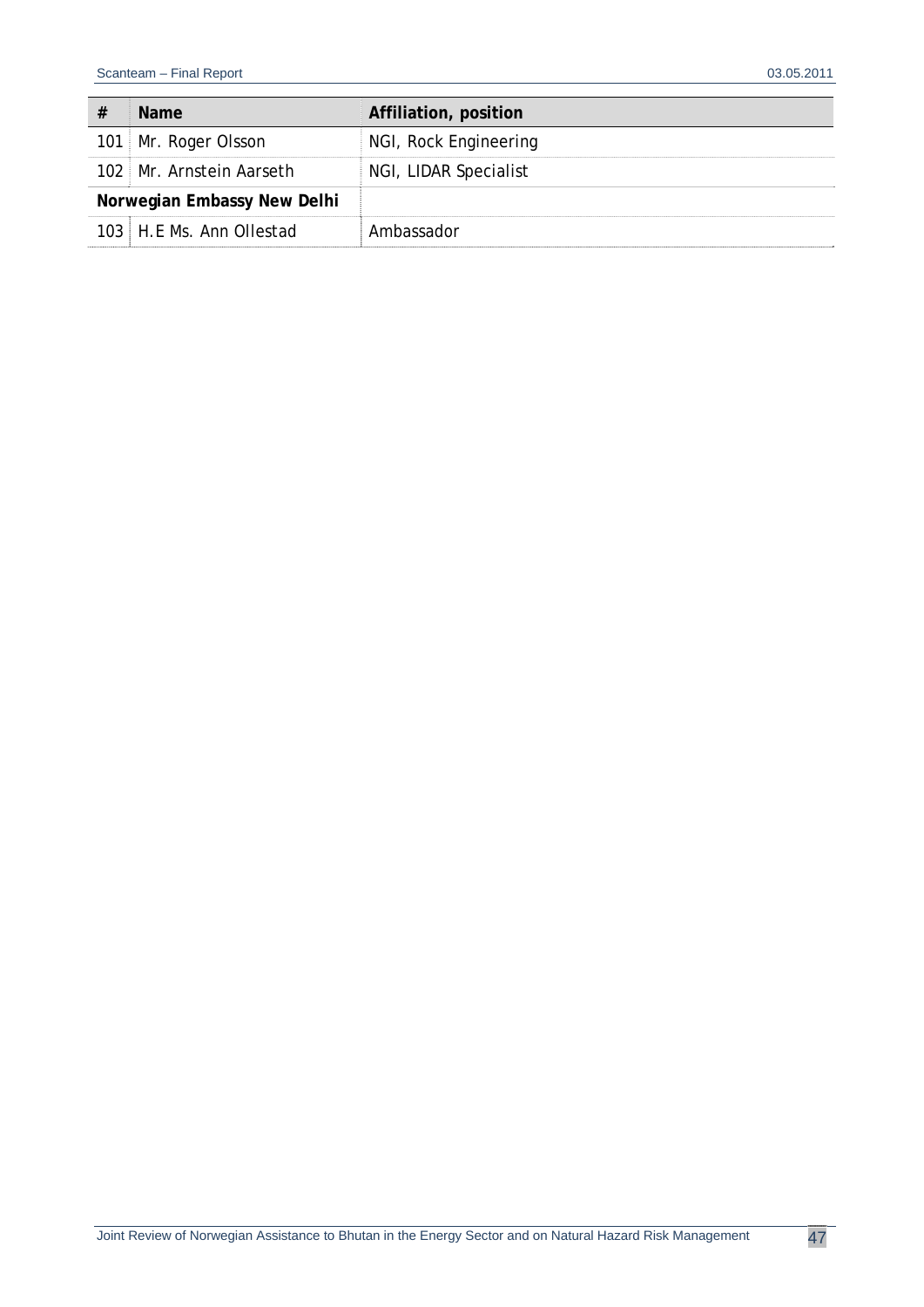| # | Name | Affiliation, position |
|---|---|---|
| 101 | Mr. Roger Olsson | NGI, Rock Engineering |
| 102 | Mr. Arnstein Aarseth | NGI, LIDAR Specialist |
| **Norwegian Embassy New Delhi** | | |
| 103 | H.E Ms. Ann Ollestad | Ambassador |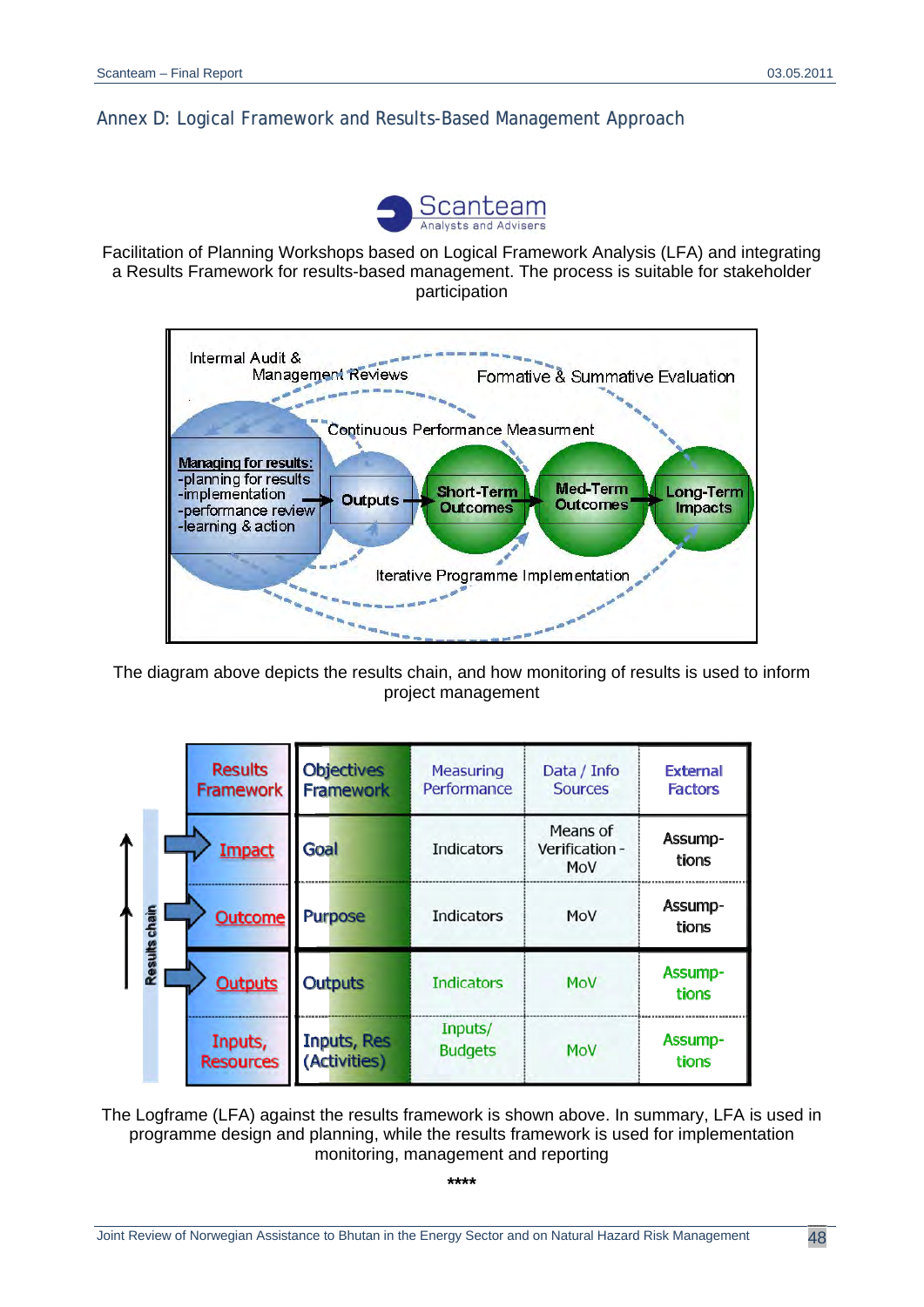## Annex D: Logical Framework and Results-Based Management Approach

Scanteam
Analysts and Advisers

Facilitation of Planning Workshops based on Logical Framework Analysis (LFA) and integrating a Results Framework for results-based management. The process is suitable for stakeholder participation

Internal Audit & Management Reviews

Formative & Summative Evaluation

Continuous Performance Measurment

Managing for results:
-planning for results
-implementation
-performance review
-learning & action

Outputs

Short-Term Outcomes

Med-Term Outcomes

Long-Term Impacts

Iterative Programme Implementation

The diagram above depicts the results chain, and how monitoring of results is used to inform project management

| Results Framework | Objectives Framework | Measuring Performance | Data / Info Sources | External Factors |
|---|---|---|---|---|
| Impact | Goal | Indicators | Means of Verification - MoV | Assump-tions |
| Outcome | Purpose | Indicators | MoV | Assump-tions |
| Outputs | Outputs | Indicators | MoV | Assump-tions |
| Inputs, Resources | Inputs, Res (Activities) | Inputs/ Budgets | MoV | Assump-tions |

Results chain

The Logframe (LFA) against the results framework is shown above. In summary, LFA is used in programme design and planning, while the results framework is used for implementation monitoring, management and reporting

****